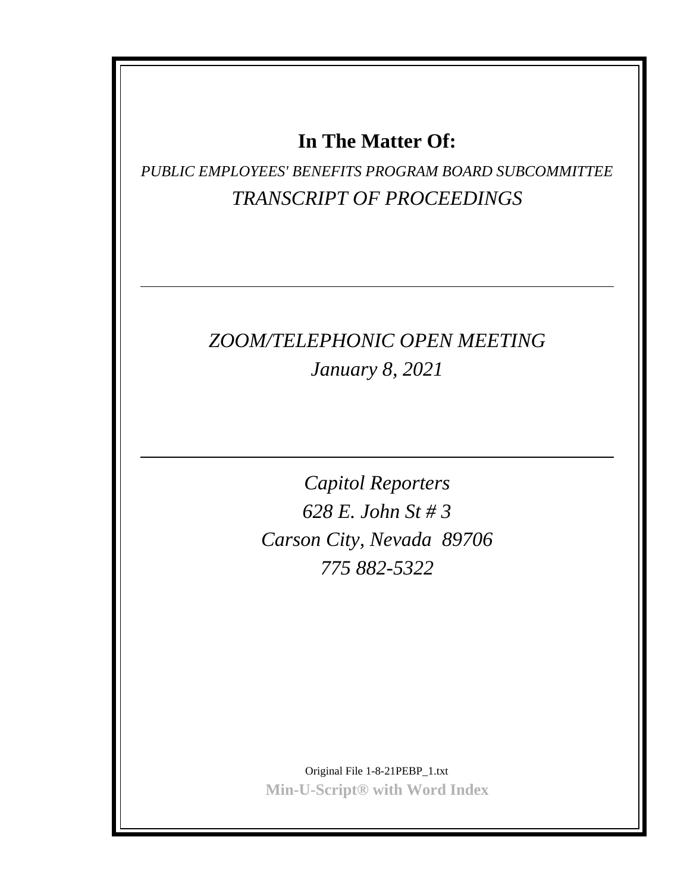# In The Matter Of:

*PUBLIC EMPLOYEES' BENEFITS PROGRAM BOARD SUBCOMMITTEE*

*TRANSCRIPT OF PROCEEDINGS*

---

*ZOOM/TELEPHONIC OPEN MEETING*

*January 8, 2021*

---

*Capitol Reporters*

*628 E. John St # 3*

*Carson City, Nevada 89706*

*775 882-5322*

Original File 1-8-21PEBP_1.txt

**Min-U-Script® with Word Index**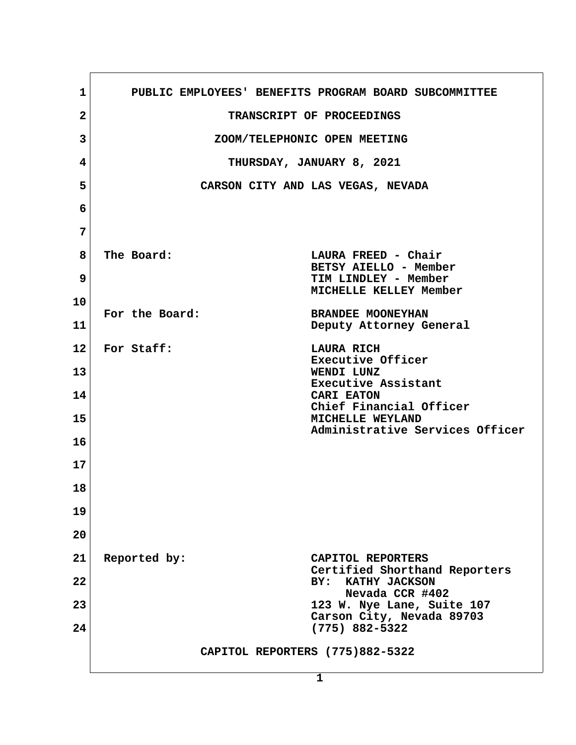PUBLIC EMPLOYEES' BENEFITS PROGRAM BOARD SUBCOMMITTEE

TRANSCRIPT OF PROCEEDINGS

ZOOM/TELEPHONIC OPEN MEETING

THURSDAY, JANUARY 8, 2021

CARSON CITY AND LAS VEGAS, NEVADA

| | |
|---|---|
| The Board: | LAURA FREED - Chair |
| | BETSY AIELLO - Member |
| | TIM LINDLEY - Member |
| | MICHELLE KELLEY Member |
| For the Board: | BRANDEE MOONEYHAN |
| | Deputy Attorney General |
| For Staff: | LAURA RICH |
| | Executive Officer |
| | WENDI LUNZ |
| | Executive Assistant |
| | CARI EATON |
| | Chief Financial Officer |
| | MICHELLE WEYLAND |
| | Administrative Services Officer |

| | |
|---|---|
| Reported by: | CAPITOL REPORTERS |
| | Certified Shorthand Reporters |
| | BY: KATHY JACKSON |
| | Nevada CCR #402 |
| | 123 W. Nye Lane, Suite 107 |
| | Carson City, Nevada 89703 |
| | (775) 882-5322 |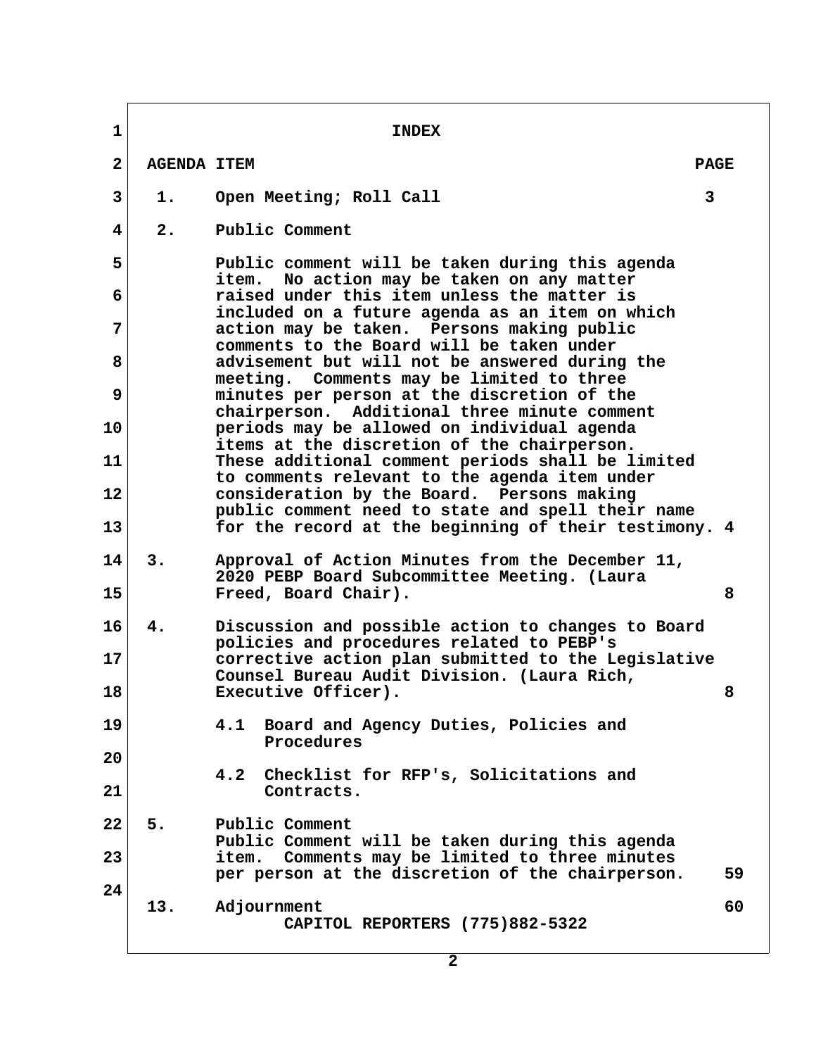# INDEX

| AGENDA ITEM | | PAGE |
|---|---|---|
| 1. | Open Meeting; Roll Call | 3 |
| 2. | Public Comment<br><br>Public comment will be taken during this agenda item. No action may be taken on any matter raised under this item unless the matter is included on a future agenda as an item on which action may be taken. Persons making public comments to the Board will be taken under advisement but will not be answered during the meeting. Comments may be limited to three minutes per person at the discretion of the chairperson. Additional three minute comment periods may be allowed on individual agenda items at the discretion of the chairperson. These additional comment periods shall be limited to comments relevant to the agenda item under consideration by the Board. Persons making public comment need to state and spell their name for the record at the beginning of their testimony. | 4 |
| 3. | Approval of Action Minutes from the December 11, 2020 PEBP Board Subcommittee Meeting. (Laura Freed, Board Chair). | 8 |
| 4. | Discussion and possible action to changes to Board policies and procedures related to PEBP's corrective action plan submitted to the Legislative Counsel Bureau Audit Division. (Laura Rich, Executive Officer).<br><br>4.1 Board and Agency Duties, Policies and Procedures<br><br>4.2 Checklist for RFP's, Solicitations and Contracts. | 8 |
| 5. | Public Comment<br>Public Comment will be taken during this agenda item. Comments may be limited to three minutes per person at the discretion of the chairperson. | 59 |
| 13. | Adjournment | 60 |

CAPITOL REPORTERS (775)882-5322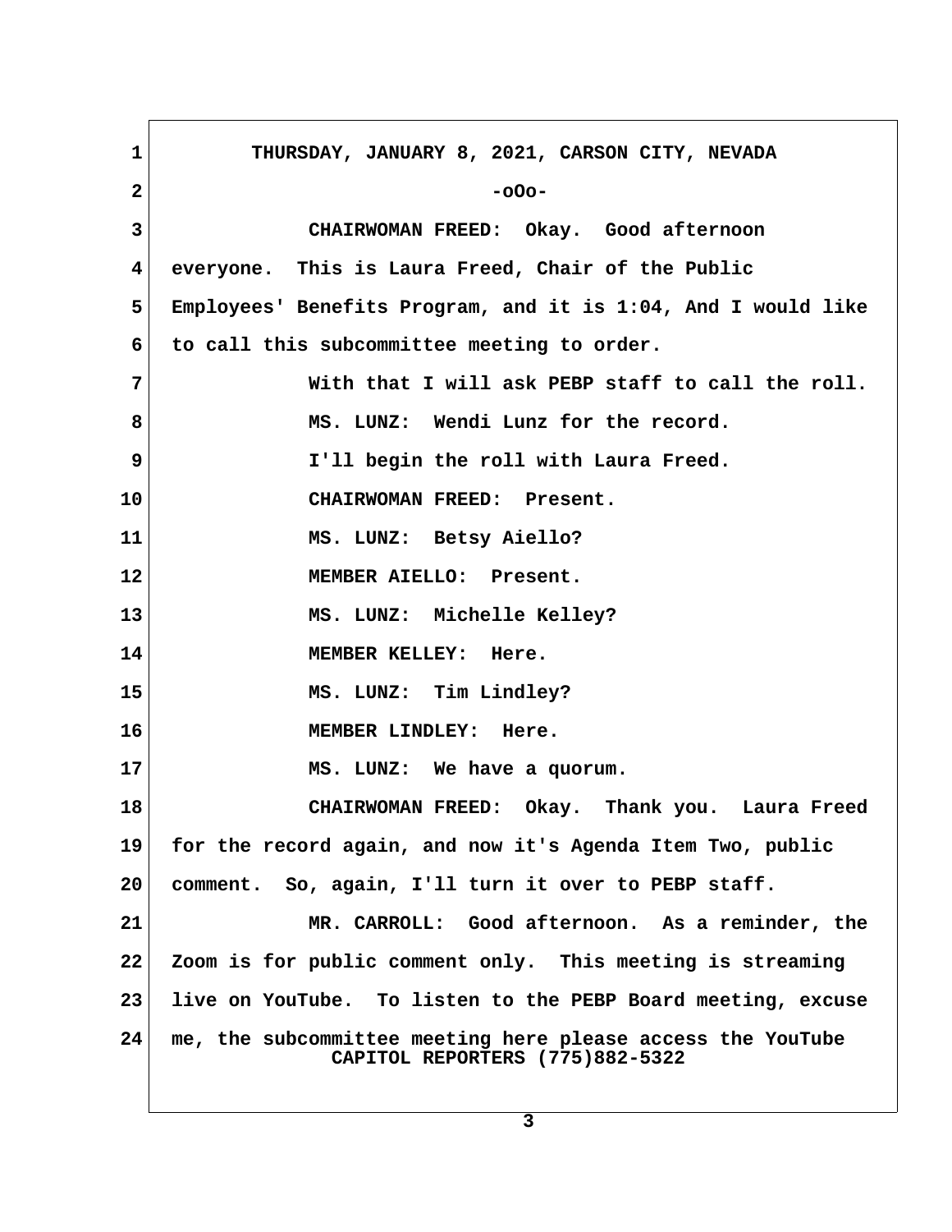THURSDAY, JANUARY 8, 2021, CARSON CITY, NEVADA

-oOo-

CHAIRWOMAN FREED: Okay. Good afternoon everyone. This is Laura Freed, Chair of the Public Employees' Benefits Program, and it is 1:04, And I would like to call this subcommittee meeting to order.

With that I will ask PEBP staff to call the roll.

MS. LUNZ: Wendi Lunz for the record.

I'll begin the roll with Laura Freed.

CHAIRWOMAN FREED: Present.

MS. LUNZ: Betsy Aiello?

MEMBER AIELLO: Present.

MS. LUNZ: Michelle Kelley?

MEMBER KELLEY: Here.

MS. LUNZ: Tim Lindley?

MEMBER LINDLEY: Here.

MS. LUNZ: We have a quorum.

CHAIRWOMAN FREED: Okay. Thank you. Laura Freed for the record again, and now it's Agenda Item Two, public comment. So, again, I'll turn it over to PEBP staff.

MR. CARROLL: Good afternoon. As a reminder, the Zoom is for public comment only. This meeting is streaming live on YouTube. To listen to the PEBP Board meeting, excuse me, the subcommittee meeting here please access the YouTube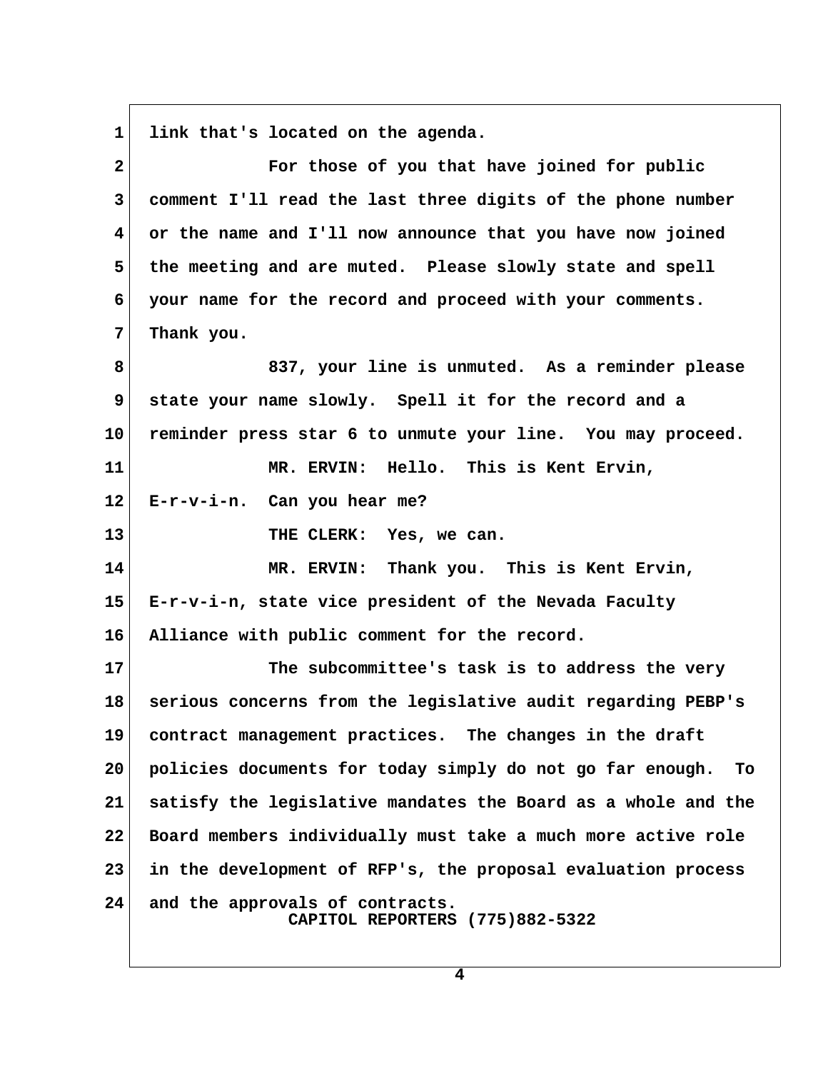link that's located on the agenda.

For those of you that have joined for public comment I'll read the last three digits of the phone number or the name and I'll now announce that you have now joined the meeting and are muted. Please slowly state and spell your name for the record and proceed with your comments. Thank you.

837, your line is unmuted. As a reminder please state your name slowly. Spell it for the record and a reminder press star 6 to unmute your line. You may proceed.

MR. ERVIN: Hello. This is Kent Ervin, E-r-v-i-n. Can you hear me?

THE CLERK: Yes, we can.

MR. ERVIN: Thank you. This is Kent Ervin, E-r-v-i-n, state vice president of the Nevada Faculty Alliance with public comment for the record.

The subcommittee's task is to address the very serious concerns from the legislative audit regarding PEBP's contract management practices. The changes in the draft policies documents for today simply do not go far enough. To satisfy the legislative mandates the Board as a whole and the Board members individually must take a much more active role in the development of RFP's, the proposal evaluation process and the approvals of contracts.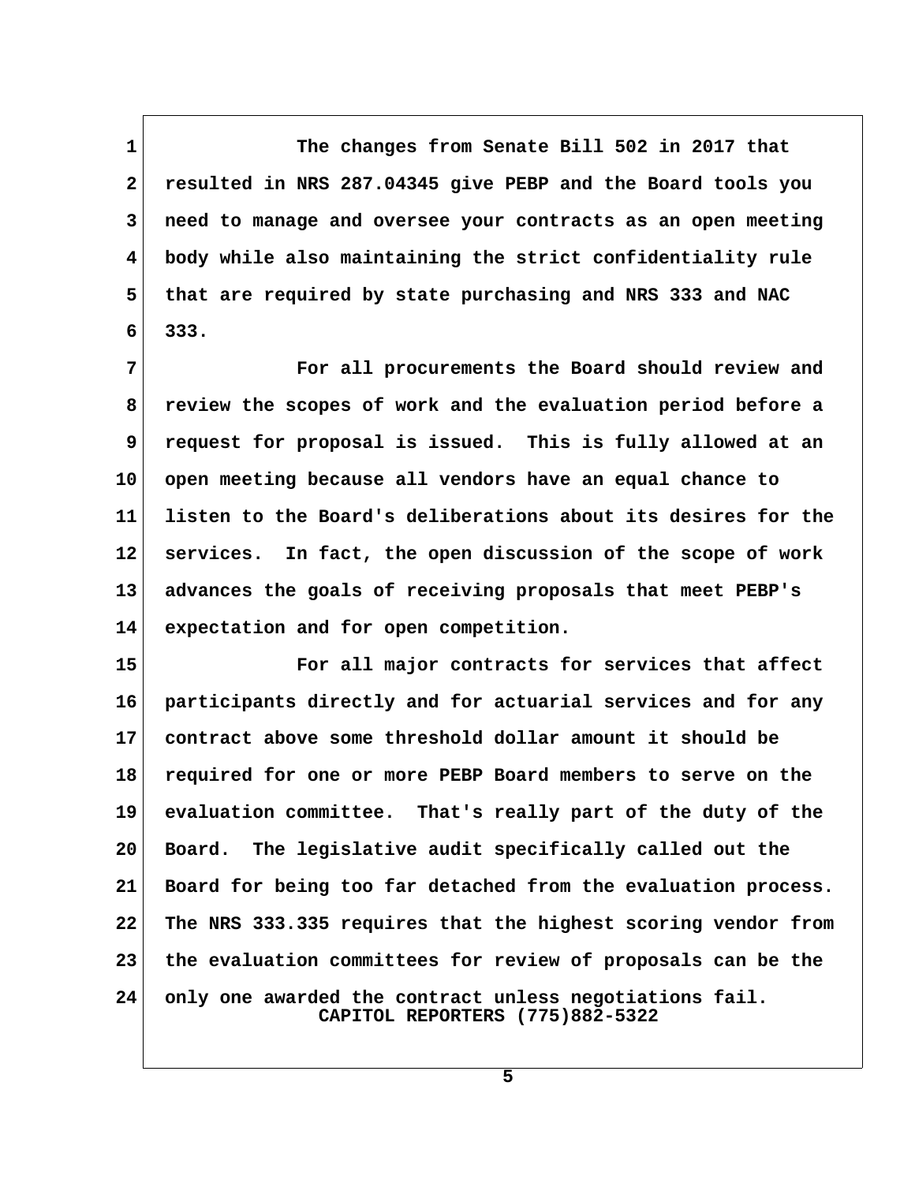The changes from Senate Bill 502 in 2017 that resulted in NRS 287.04345 give PEBP and the Board tools you need to manage and oversee your contracts as an open meeting body while also maintaining the strict confidentiality rule that are required by state purchasing and NRS 333 and NAC 333.

For all procurements the Board should review and review the scopes of work and the evaluation period before a request for proposal is issued. This is fully allowed at an open meeting because all vendors have an equal chance to listen to the Board's deliberations about its desires for the services. In fact, the open discussion of the scope of work advances the goals of receiving proposals that meet PEBP's expectation and for open competition.

For all major contracts for services that affect participants directly and for actuarial services and for any contract above some threshold dollar amount it should be required for one or more PEBP Board members to serve on the evaluation committee. That's really part of the duty of the Board. The legislative audit specifically called out the Board for being too far detached from the evaluation process. The NRS 333.335 requires that the highest scoring vendor from the evaluation committees for review of proposals can be the only one awarded the contract unless negotiations fail.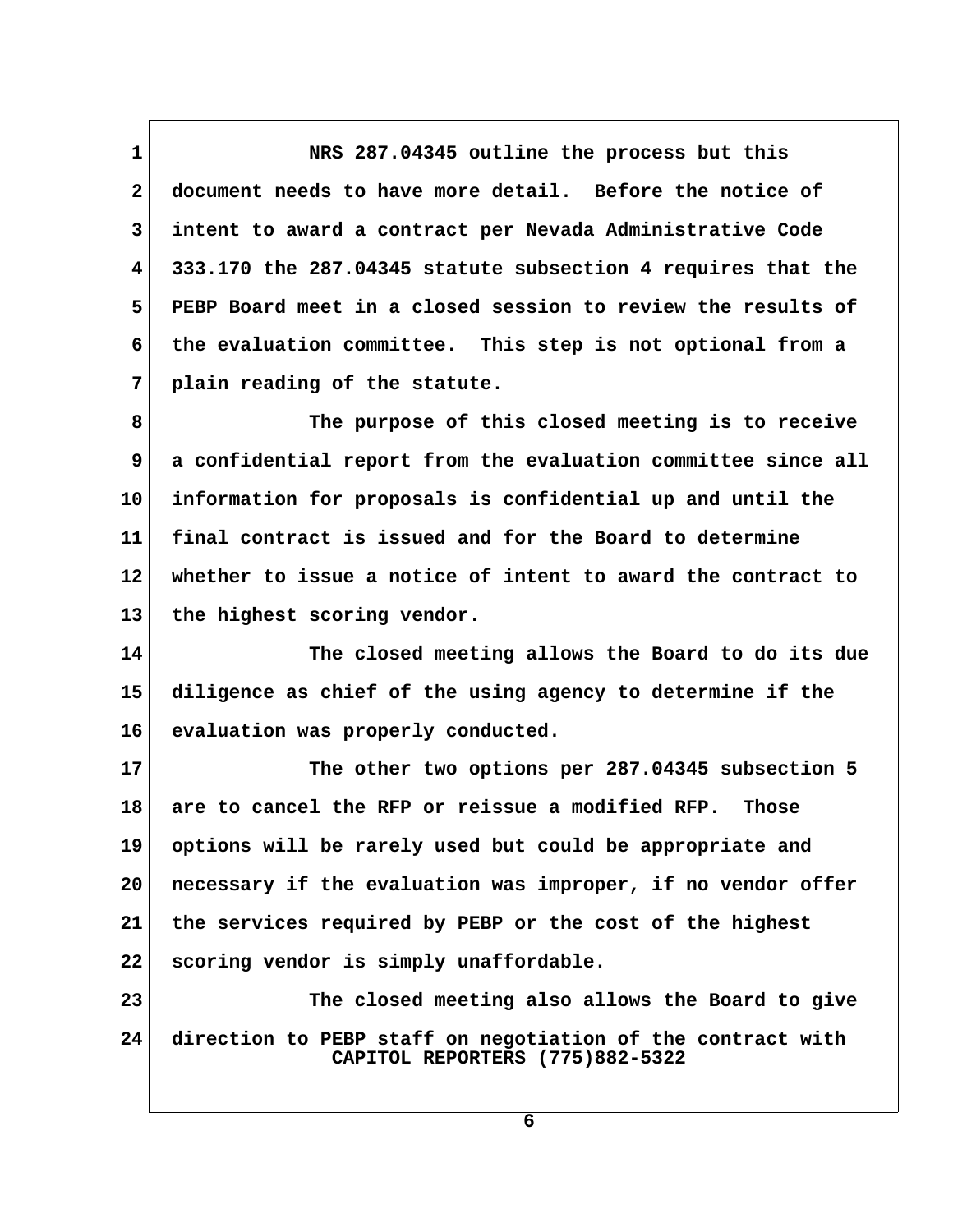NRS 287.04345 outline the process but this document needs to have more detail. Before the notice of intent to award a contract per Nevada Administrative Code 333.170 the 287.04345 statute subsection 4 requires that the PEBP Board meet in a closed session to review the results of the evaluation committee. This step is not optional from a plain reading of the statute.

The purpose of this closed meeting is to receive a confidential report from the evaluation committee since all information for proposals is confidential up and until the final contract is issued and for the Board to determine whether to issue a notice of intent to award the contract to the highest scoring vendor.

The closed meeting allows the Board to do its due diligence as chief of the using agency to determine if the evaluation was properly conducted.

The other two options per 287.04345 subsection 5 are to cancel the RFP or reissue a modified RFP. Those options will be rarely used but could be appropriate and necessary if the evaluation was improper, if no vendor offer the services required by PEBP or the cost of the highest scoring vendor is simply unaffordable.

The closed meeting also allows the Board to give direction to PEBP staff on negotiation of the contract with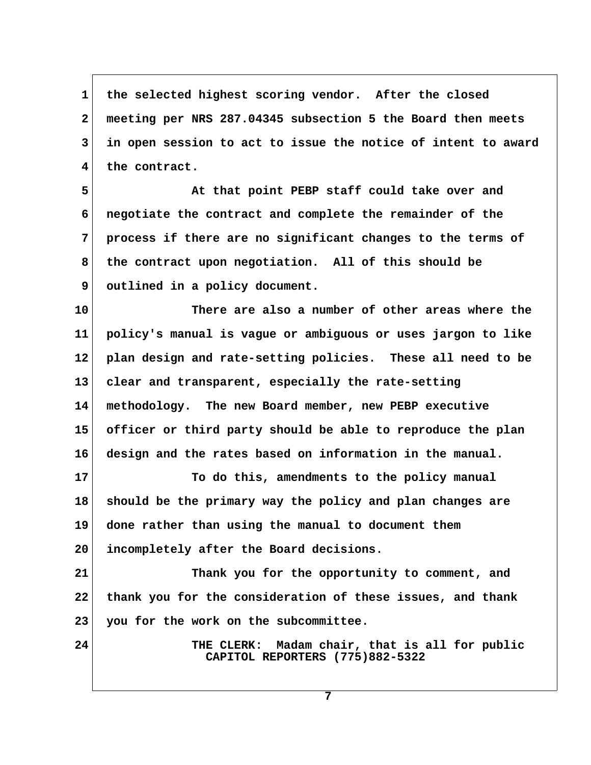the selected highest scoring vendor. After the closed meeting per NRS 287.04345 subsection 5 the Board then meets in open session to act to issue the notice of intent to award the contract.

At that point PEBP staff could take over and negotiate the contract and complete the remainder of the process if there are no significant changes to the terms of the contract upon negotiation. All of this should be outlined in a policy document.

There are also a number of other areas where the policy's manual is vague or ambiguous or uses jargon to like plan design and rate-setting policies. These all need to be clear and transparent, especially the rate-setting methodology. The new Board member, new PEBP executive officer or third party should be able to reproduce the plan design and the rates based on information in the manual.

To do this, amendments to the policy manual should be the primary way the policy and plan changes are done rather than using the manual to document them incompletely after the Board decisions.

Thank you for the opportunity to comment, and thank you for the consideration of these issues, and thank you for the work on the subcommittee.

THE CLERK: Madam chair, that is all for public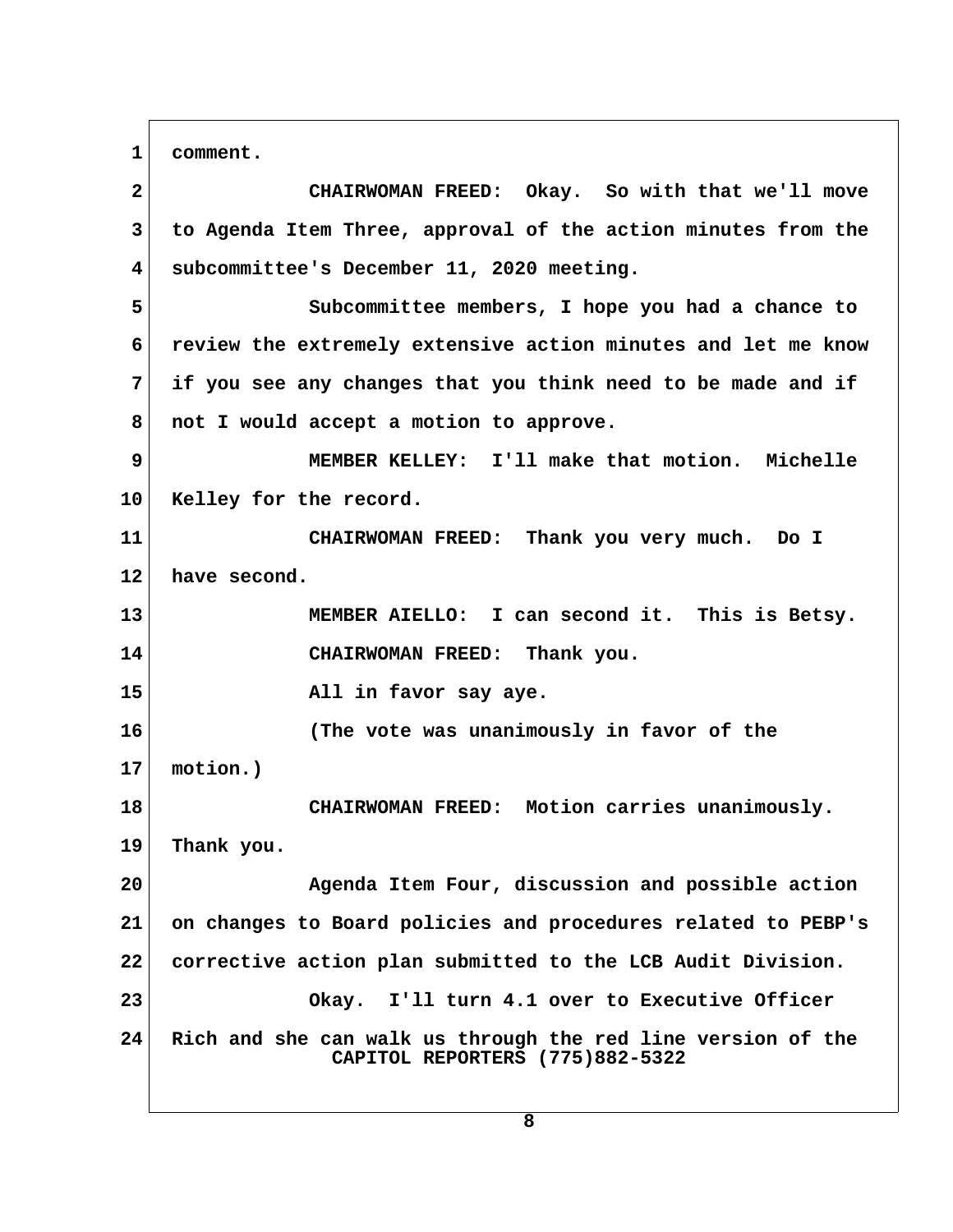comment.

CHAIRWOMAN FREED: Okay. So with that we'll move to Agenda Item Three, approval of the action minutes from the subcommittee's December 11, 2020 meeting.

Subcommittee members, I hope you had a chance to review the extremely extensive action minutes and let me know if you see any changes that you think need to be made and if not I would accept a motion to approve.

MEMBER KELLEY: I'll make that motion. Michelle Kelley for the record.

CHAIRWOMAN FREED: Thank you very much. Do I have second.

MEMBER AIELLO: I can second it. This is Betsy.

CHAIRWOMAN FREED: Thank you.

All in favor say aye.

(The vote was unanimously in favor of the motion.)

CHAIRWOMAN FREED: Motion carries unanimously. Thank you.

Agenda Item Four, discussion and possible action on changes to Board policies and procedures related to PEBP's corrective action plan submitted to the LCB Audit Division.

Okay. I'll turn 4.1 over to Executive Officer Rich and she can walk us through the red line version of the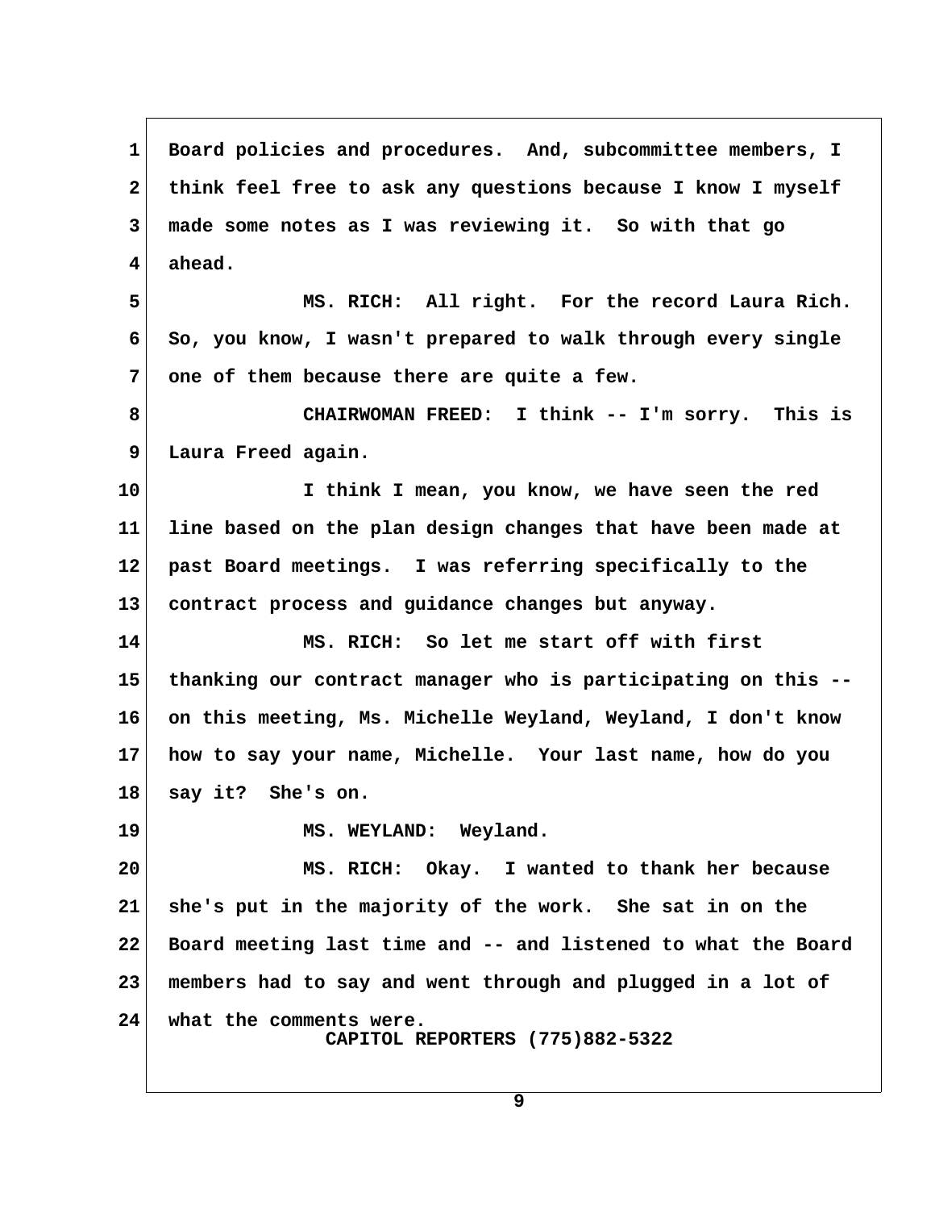Board policies and procedures. And, subcommittee members, I think feel free to ask any questions because I know I myself made some notes as I was reviewing it. So with that go ahead.

MS. RICH: All right. For the record Laura Rich. So, you know, I wasn't prepared to walk through every single one of them because there are quite a few.

CHAIRWOMAN FREED: I think -- I'm sorry. This is Laura Freed again.

I think I mean, you know, we have seen the red line based on the plan design changes that have been made at past Board meetings. I was referring specifically to the contract process and guidance changes but anyway.

MS. RICH: So let me start off with first thanking our contract manager who is participating on this -- on this meeting, Ms. Michelle Weyland, Weyland, I don't know how to say your name, Michelle. Your last name, how do you say it? She's on.

MS. WEYLAND: Weyland.

MS. RICH: Okay. I wanted to thank her because she's put in the majority of the work. She sat in on the Board meeting last time and -- and listened to what the Board members had to say and went through and plugged in a lot of what the comments were.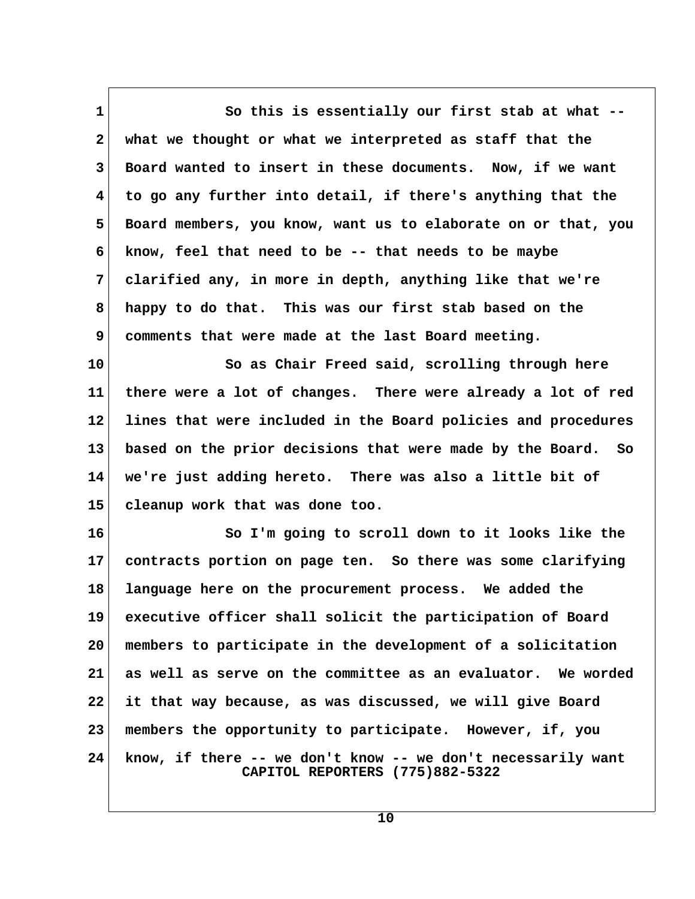So this is essentially our first stab at what -- what we thought or what we interpreted as staff that the Board wanted to insert in these documents. Now, if we want to go any further into detail, if there's anything that the Board members, you know, want us to elaborate on or that, you know, feel that need to be -- that needs to be maybe clarified any, in more in depth, anything like that we're happy to do that. This was our first stab based on the comments that were made at the last Board meeting.

So as Chair Freed said, scrolling through here there were a lot of changes. There were already a lot of red lines that were included in the Board policies and procedures based on the prior decisions that were made by the Board. So we're just adding hereto. There was also a little bit of cleanup work that was done too.

So I'm going to scroll down to it looks like the contracts portion on page ten. So there was some clarifying language here on the procurement process. We added the executive officer shall solicit the participation of Board members to participate in the development of a solicitation as well as serve on the committee as an evaluator. We worded it that way because, as was discussed, we will give Board members the opportunity to participate. However, if, you know, if there -- we don't know -- we don't necessarily want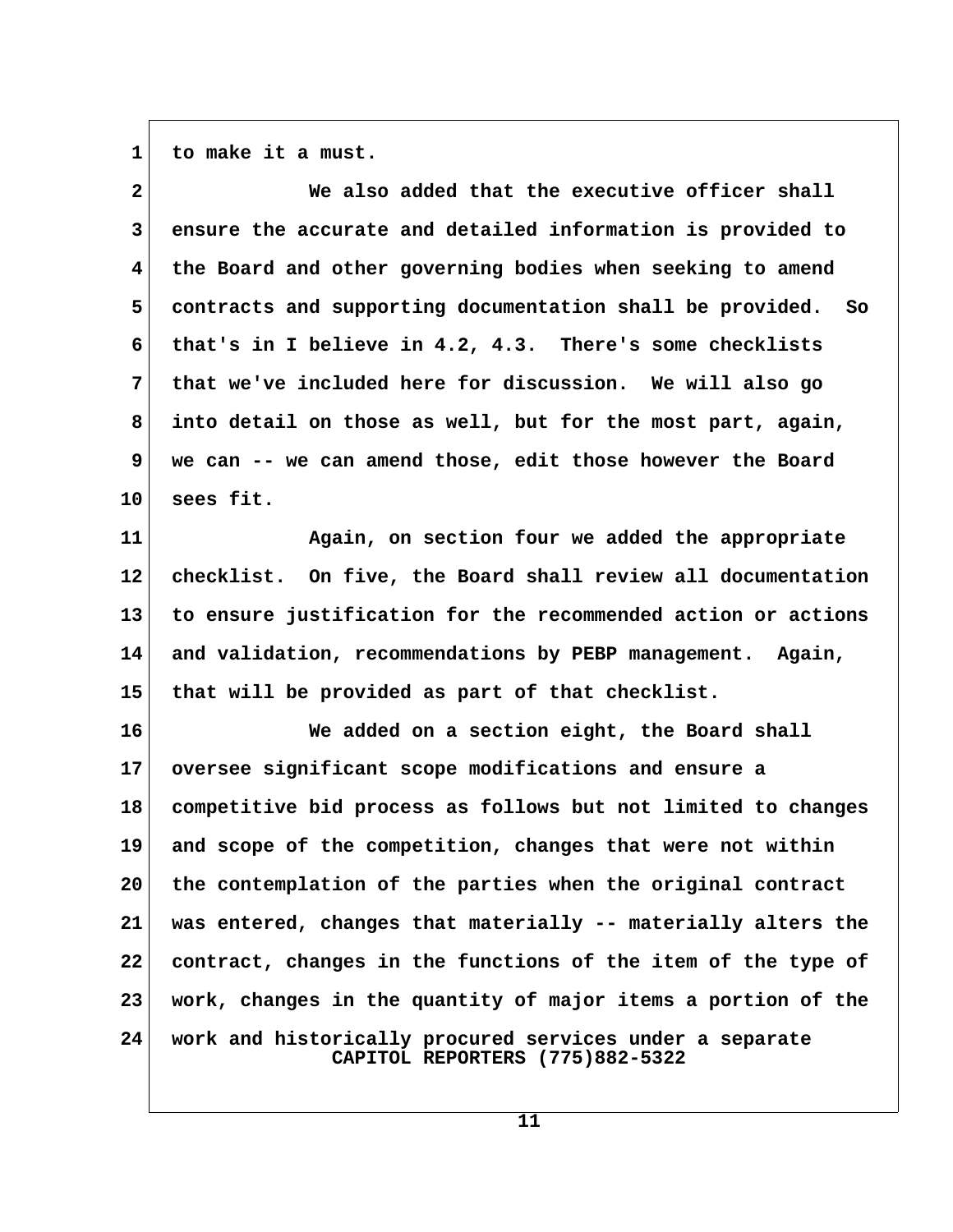to make it a must.

We also added that the executive officer shall ensure the accurate and detailed information is provided to the Board and other governing bodies when seeking to amend contracts and supporting documentation shall be provided. So that's in I believe in 4.2, 4.3. There's some checklists that we've included here for discussion. We will also go into detail on those as well, but for the most part, again, we can -- we can amend those, edit those however the Board sees fit.

Again, on section four we added the appropriate checklist. On five, the Board shall review all documentation to ensure justification for the recommended action or actions and validation, recommendations by PEBP management. Again, that will be provided as part of that checklist.

We added on a section eight, the Board shall oversee significant scope modifications and ensure a competitive bid process as follows but not limited to changes and scope of the competition, changes that were not within the contemplation of the parties when the original contract was entered, changes that materially -- materially alters the contract, changes in the functions of the item of the type of work, changes in the quantity of major items a portion of the work and historically procured services under a separate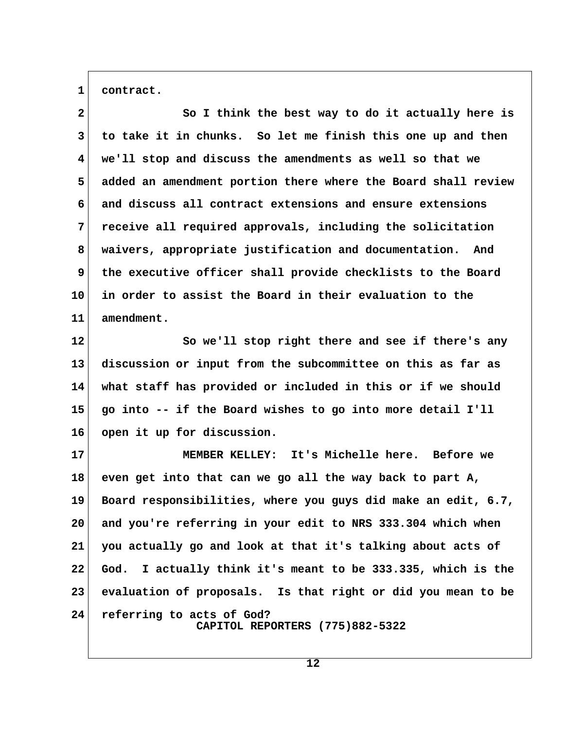contract.

So I think the best way to do it actually here is to take it in chunks. So let me finish this one up and then we'll stop and discuss the amendments as well so that we added an amendment portion there where the Board shall review and discuss all contract extensions and ensure extensions receive all required approvals, including the solicitation waivers, appropriate justification and documentation. And the executive officer shall provide checklists to the Board in order to assist the Board in their evaluation to the amendment.

So we'll stop right there and see if there's any discussion or input from the subcommittee on this as far as what staff has provided or included in this or if we should go into -- if the Board wishes to go into more detail I'll open it up for discussion.

MEMBER KELLEY: It's Michelle here. Before we even get into that can we go all the way back to part A, Board responsibilities, where you guys did make an edit, 6.7, and you're referring in your edit to NRS 333.304 which when you actually go and look at that it's talking about acts of God. I actually think it's meant to be 333.335, which is the evaluation of proposals. Is that right or did you mean to be referring to acts of God?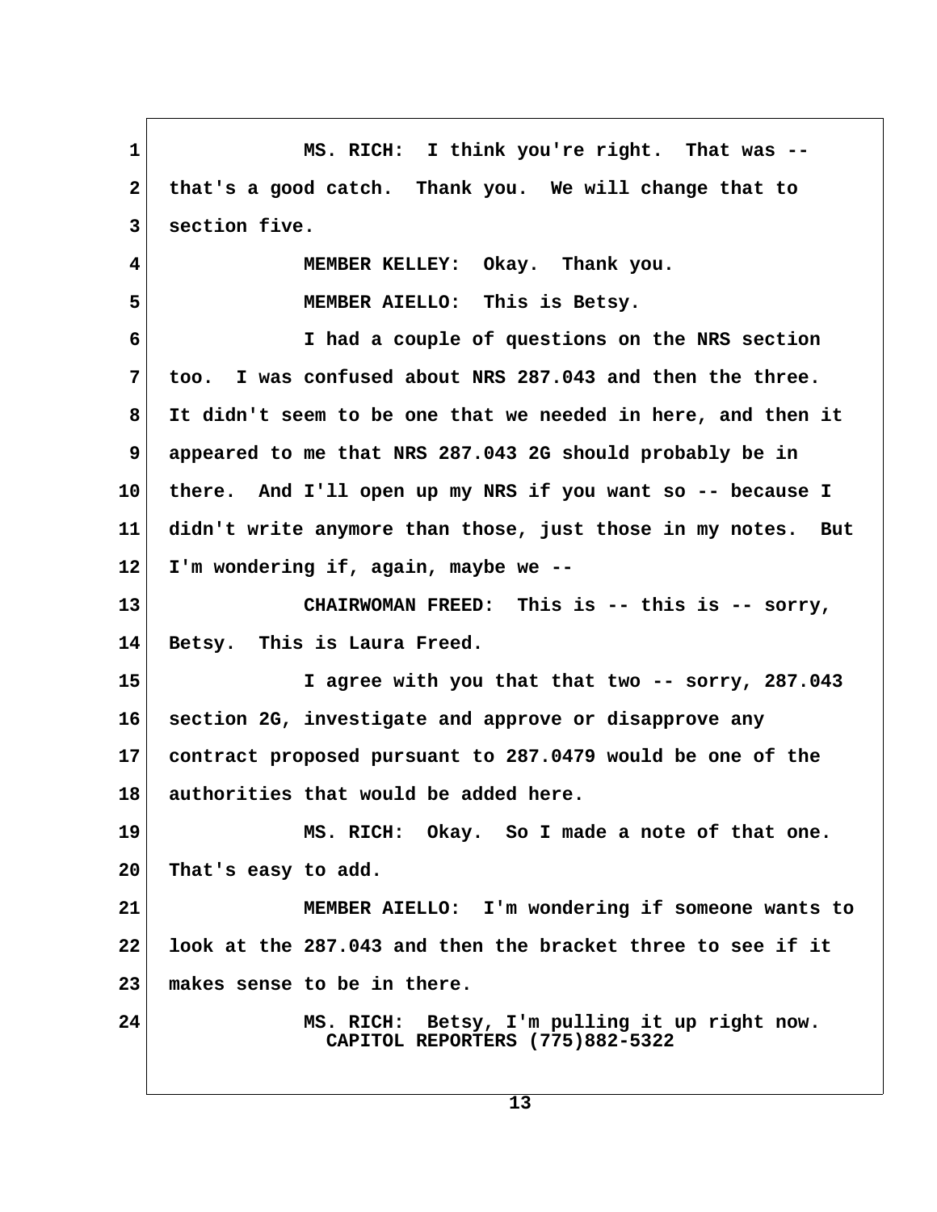MS. RICH: I think you're right. That was -- that's a good catch. Thank you. We will change that to section five.

MEMBER KELLEY: Okay. Thank you.

MEMBER AIELLO: This is Betsy.

I had a couple of questions on the NRS section too. I was confused about NRS 287.043 and then the three. It didn't seem to be one that we needed in here, and then it appeared to me that NRS 287.043 2G should probably be in there. And I'll open up my NRS if you want so -- because I didn't write anymore than those, just those in my notes. But I'm wondering if, again, maybe we --

CHAIRWOMAN FREED: This is -- this is -- sorry, Betsy. This is Laura Freed.

I agree with you that that two -- sorry, 287.043 section 2G, investigate and approve or disapprove any contract proposed pursuant to 287.0479 would be one of the authorities that would be added here.

MS. RICH: Okay. So I made a note of that one. That's easy to add.

MEMBER AIELLO: I'm wondering if someone wants to look at the 287.043 and then the bracket three to see if it makes sense to be in there.

MS. RICH: Betsy, I'm pulling it up right now.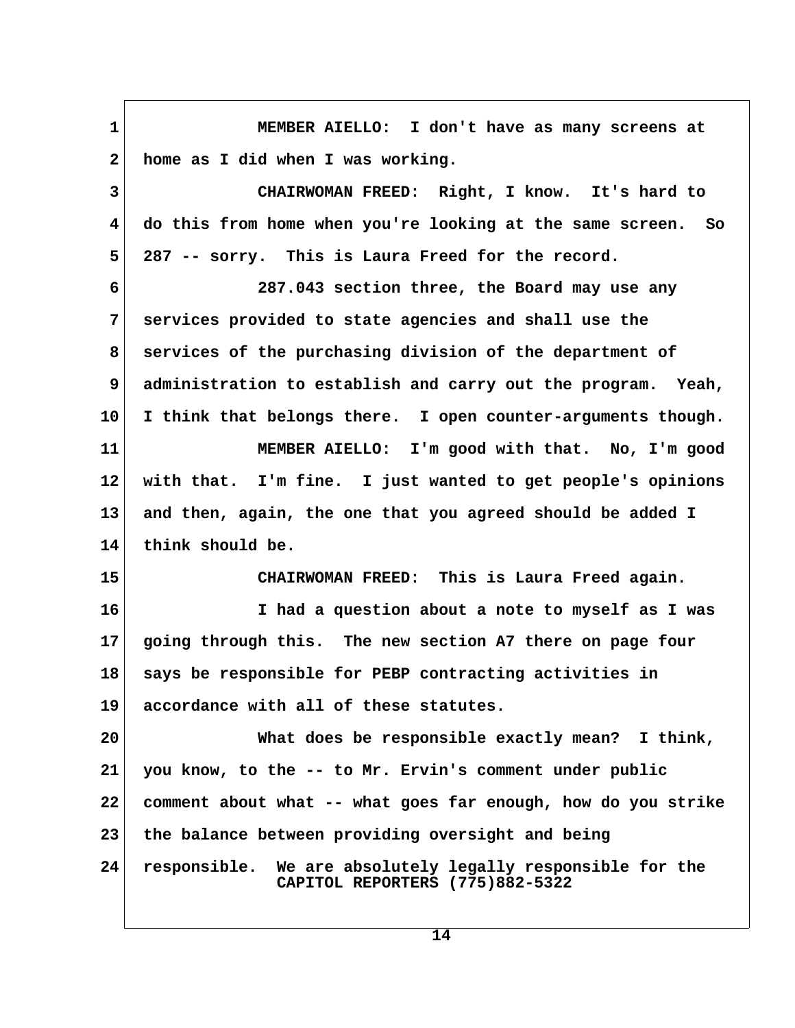MEMBER AIELLO: I don't have as many screens at home as I did when I was working.

CHAIRWOMAN FREED: Right, I know. It's hard to do this from home when you're looking at the same screen. So 287 -- sorry. This is Laura Freed for the record.

287.043 section three, the Board may use any services provided to state agencies and shall use the services of the purchasing division of the department of administration to establish and carry out the program. Yeah, I think that belongs there. I open counter-arguments though.

MEMBER AIELLO: I'm good with that. No, I'm good with that. I'm fine. I just wanted to get people's opinions and then, again, the one that you agreed should be added I think should be.

CHAIRWOMAN FREED: This is Laura Freed again.

I had a question about a note to myself as I was going through this. The new section A7 there on page four says be responsible for PEBP contracting activities in accordance with all of these statutes.

What does be responsible exactly mean? I think, you know, to the -- to Mr. Ervin's comment under public comment about what -- what goes far enough, how do you strike the balance between providing oversight and being responsible. We are absolutely legally responsible for the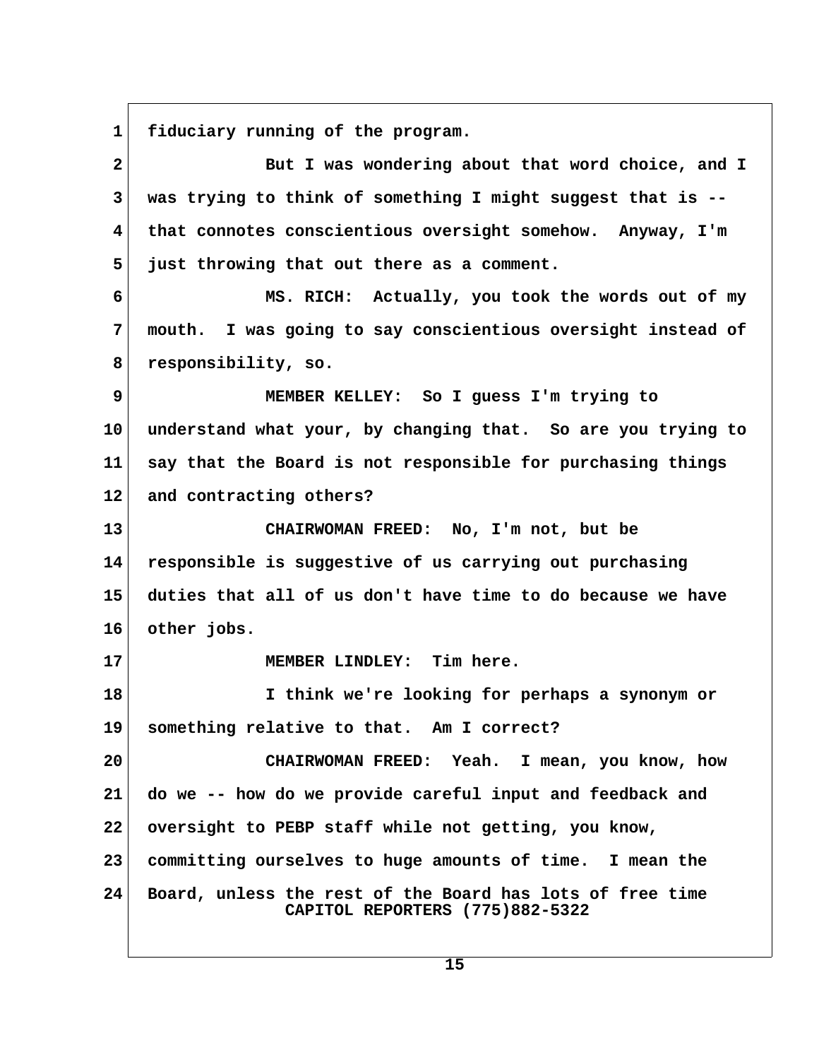fiduciary running of the program.

But I was wondering about that word choice, and I was trying to think of something I might suggest that is -- that connotes conscientious oversight somehow. Anyway, I'm just throwing that out there as a comment.

MS. RICH: Actually, you took the words out of my mouth. I was going to say conscientious oversight instead of responsibility, so.

MEMBER KELLEY: So I guess I'm trying to understand what your, by changing that. So are you trying to say that the Board is not responsible for purchasing things and contracting others?

CHAIRWOMAN FREED: No, I'm not, but be responsible is suggestive of us carrying out purchasing duties that all of us don't have time to do because we have other jobs.

MEMBER LINDLEY: Tim here.

I think we're looking for perhaps a synonym or something relative to that. Am I correct?

CHAIRWOMAN FREED: Yeah. I mean, you know, how do we -- how do we provide careful input and feedback and oversight to PEBP staff while not getting, you know, committing ourselves to huge amounts of time. I mean the Board, unless the rest of the Board has lots of free time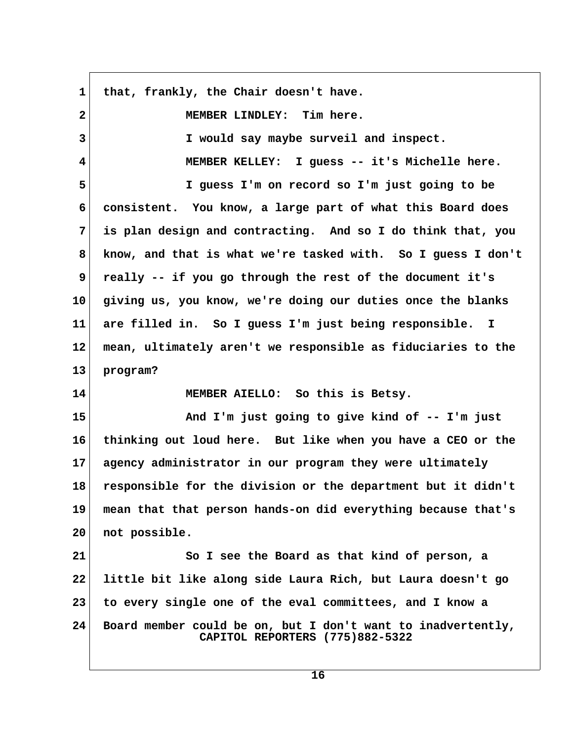that, frankly, the Chair doesn't have.

MEMBER LINDLEY: Tim here.

I would say maybe surveil and inspect.

MEMBER KELLEY: I guess -- it's Michelle here.

I guess I'm on record so I'm just going to be consistent. You know, a large part of what this Board does is plan design and contracting. And so I do think that, you know, and that is what we're tasked with. So I guess I don't really -- if you go through the rest of the document it's giving us, you know, we're doing our duties once the blanks are filled in. So I guess I'm just being responsible. I mean, ultimately aren't we responsible as fiduciaries to the program?

MEMBER AIELLO: So this is Betsy.

And I'm just going to give kind of -- I'm just thinking out loud here. But like when you have a CEO or the agency administrator in our program they were ultimately responsible for the division or the department but it didn't mean that that person hands-on did everything because that's not possible.

So I see the Board as that kind of person, a little bit like along side Laura Rich, but Laura doesn't go to every single one of the eval committees, and I know a Board member could be on, but I don't want to inadvertently,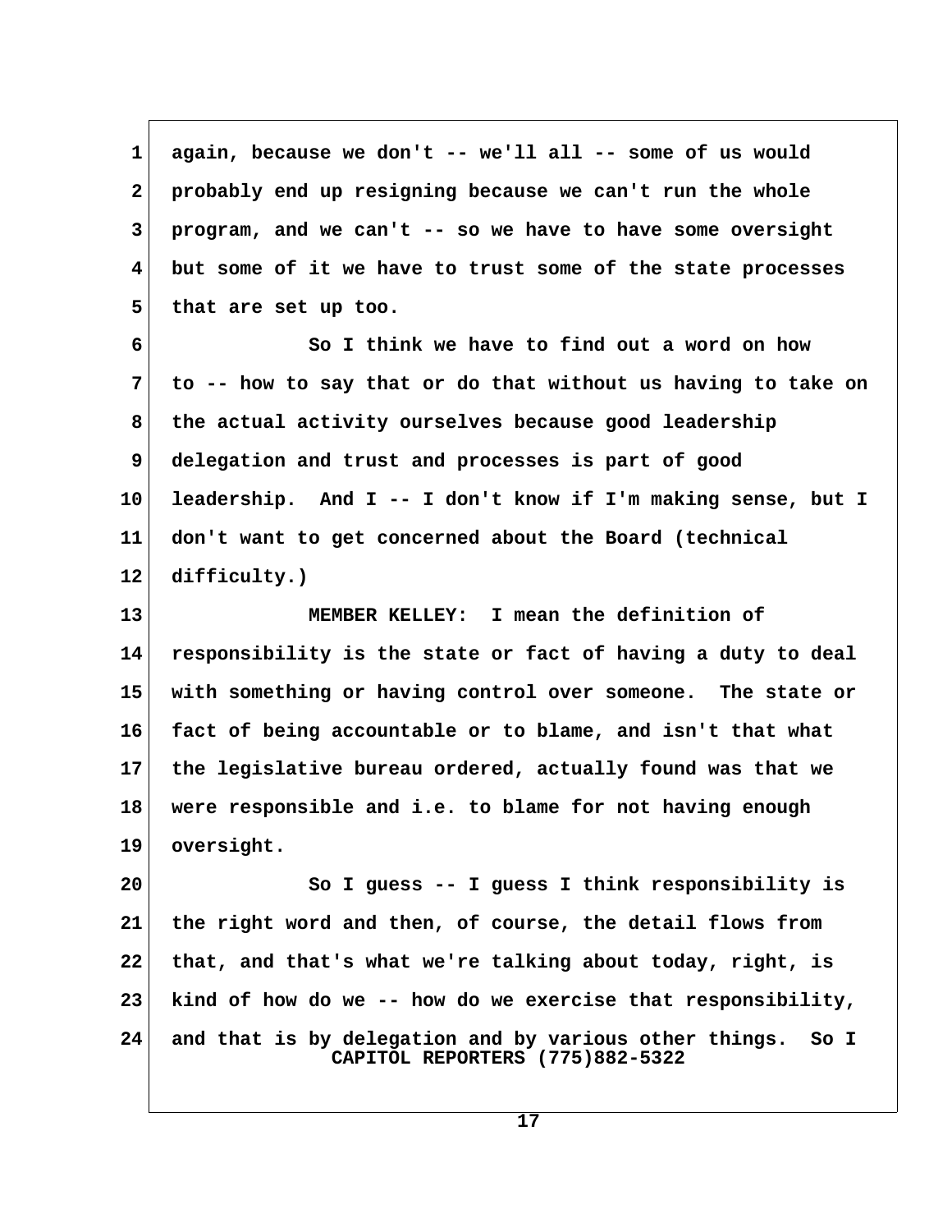again, because we don't -- we'll all -- some of us would probably end up resigning because we can't run the whole program, and we can't -- so we have to have some oversight but some of it we have to trust some of the state processes that are set up too.

So I think we have to find out a word on how to -- how to say that or do that without us having to take on the actual activity ourselves because good leadership delegation and trust and processes is part of good leadership. And I -- I don't know if I'm making sense, but I don't want to get concerned about the Board (technical difficulty.)

MEMBER KELLEY: I mean the definition of responsibility is the state or fact of having a duty to deal with something or having control over someone. The state or fact of being accountable or to blame, and isn't that what the legislative bureau ordered, actually found was that we were responsible and i.e. to blame for not having enough oversight.

So I guess -- I guess I think responsibility is the right word and then, of course, the detail flows from that, and that's what we're talking about today, right, is kind of how do we -- how do we exercise that responsibility, and that is by delegation and by various other things. So I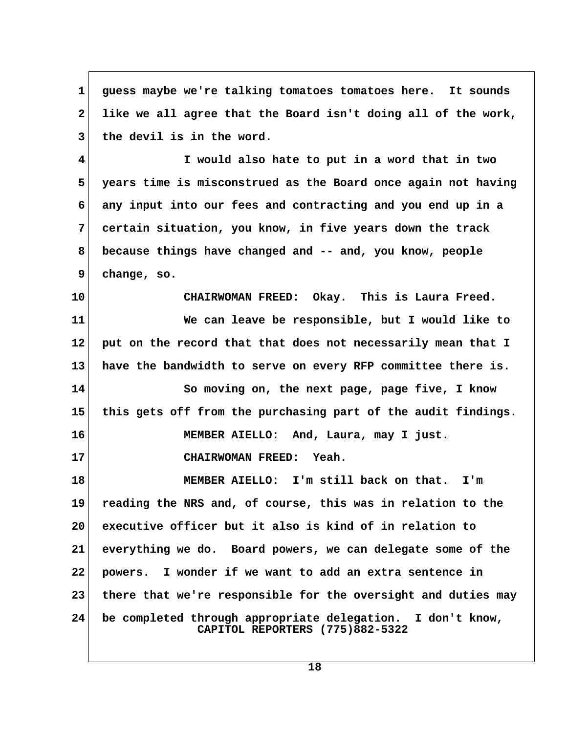guess maybe we're talking tomatoes tomatoes here. It sounds like we all agree that the Board isn't doing all of the work, the devil is in the word.

I would also hate to put in a word that in two years time is misconstrued as the Board once again not having any input into our fees and contracting and you end up in a certain situation, you know, in five years down the track because things have changed and -- and, you know, people change, so.

CHAIRWOMAN FREED: Okay. This is Laura Freed.

We can leave be responsible, but I would like to put on the record that that does not necessarily mean that I have the bandwidth to serve on every RFP committee there is.

So moving on, the next page, page five, I know this gets off from the purchasing part of the audit findings.

MEMBER AIELLO: And, Laura, may I just.

CHAIRWOMAN FREED: Yeah.

MEMBER AIELLO: I'm still back on that. I'm reading the NRS and, of course, this was in relation to the executive officer but it also is kind of in relation to everything we do. Board powers, we can delegate some of the powers. I wonder if we want to add an extra sentence in there that we're responsible for the oversight and duties may be completed through appropriate delegation. I don't know,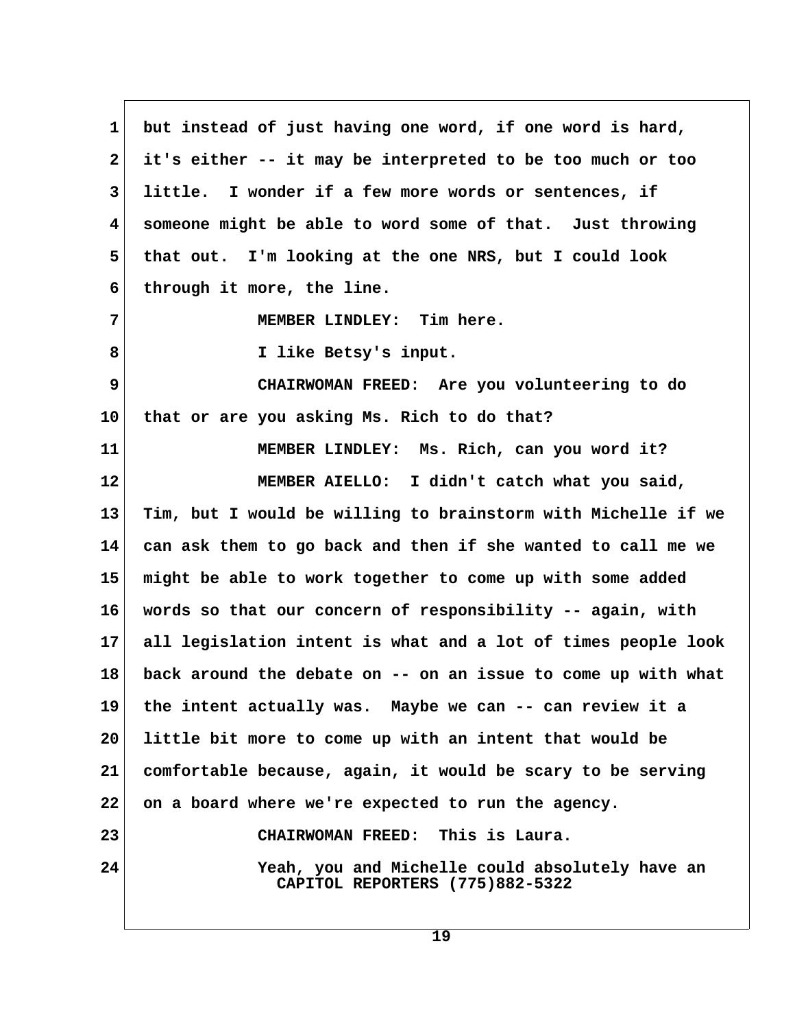but instead of just having one word, if one word is hard, it's either -- it may be interpreted to be too much or too little. I wonder if a few more words or sentences, if someone might be able to word some of that. Just throwing that out. I'm looking at the one NRS, but I could look through it more, the line.

MEMBER LINDLEY: Tim here.

I like Betsy's input.

CHAIRWOMAN FREED: Are you volunteering to do that or are you asking Ms. Rich to do that?

MEMBER LINDLEY: Ms. Rich, can you word it?

MEMBER AIELLO: I didn't catch what you said, Tim, but I would be willing to brainstorm with Michelle if we can ask them to go back and then if she wanted to call me we might be able to work together to come up with some added words so that our concern of responsibility -- again, with all legislation intent is what and a lot of times people look back around the debate on -- on an issue to come up with what the intent actually was. Maybe we can -- can review it a little bit more to come up with an intent that would be comfortable because, again, it would be scary to be serving on a board where we're expected to run the agency.

CHAIRWOMAN FREED: This is Laura.

Yeah, you and Michelle could absolutely have an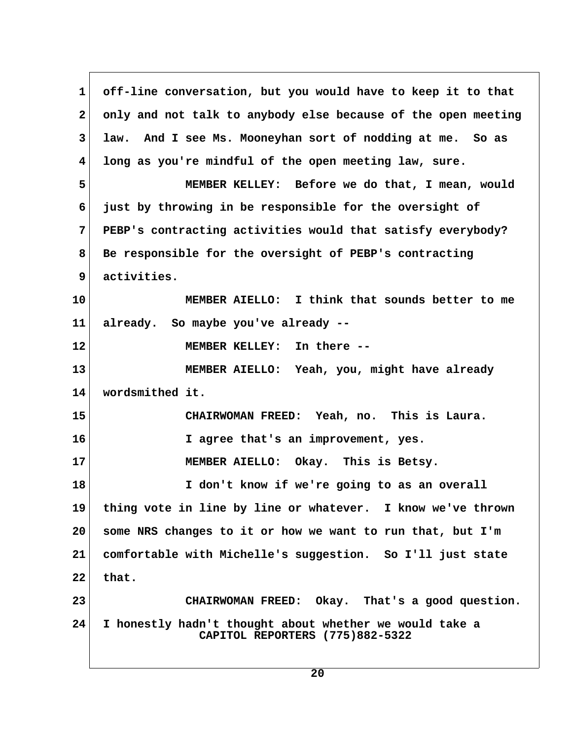1 off-line conversation, but you would have to keep it to that
2 only and not talk to anybody else because of the open meeting
3 law. And I see Ms. Mooneyhan sort of nodding at me. So as
4 long as you're mindful of the open meeting law, sure.
5 MEMBER KELLEY: Before we do that, I mean, would
6 just by throwing in be responsible for the oversight of
7 PEBP's contracting activities would that satisfy everybody?
8 Be responsible for the oversight of PEBP's contracting
9 activities.
10 MEMBER AIELLO: I think that sounds better to me
11 already. So maybe you've already --
12 MEMBER KELLEY: In there --
13 MEMBER AIELLO: Yeah, you, might have already
14 wordsmithed it.
15 CHAIRWOMAN FREED: Yeah, no. This is Laura.
16 I agree that's an improvement, yes.
17 MEMBER AIELLO: Okay. This is Betsy.
18 I don't know if we're going to as an overall
19 thing vote in line by line or whatever. I know we've thrown
20 some NRS changes to it or how we want to run that, but I'm
21 comfortable with Michelle's suggestion. So I'll just state
22 that.
23 CHAIRWOMAN FREED: Okay. That's a good question.
24 I honestly hadn't thought about whether we would take a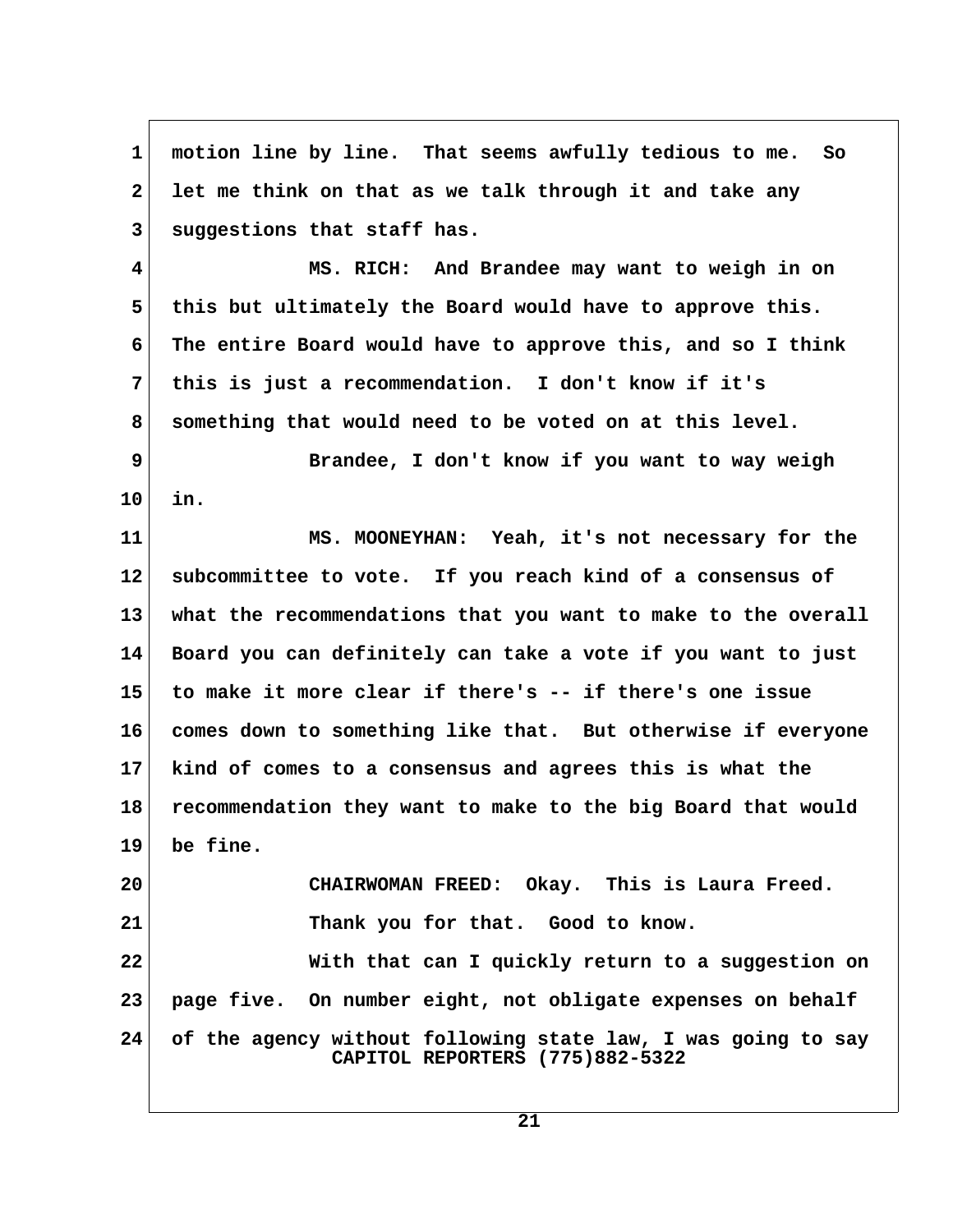motion line by line. That seems awfully tedious to me. So let me think on that as we talk through it and take any suggestions that staff has.

MS. RICH: And Brandee may want to weigh in on this but ultimately the Board would have to approve this. The entire Board would have to approve this, and so I think this is just a recommendation. I don't know if it's something that would need to be voted on at this level.

Brandee, I don't know if you want to way weigh in.

MS. MOONEYHAN: Yeah, it's not necessary for the subcommittee to vote. If you reach kind of a consensus of what the recommendations that you want to make to the overall Board you can definitely can take a vote if you want to just to make it more clear if there's -- if there's one issue comes down to something like that. But otherwise if everyone kind of comes to a consensus and agrees this is what the recommendation they want to make to the big Board that would be fine.

CHAIRWOMAN FREED: Okay. This is Laura Freed.

Thank you for that. Good to know.

With that can I quickly return to a suggestion on page five. On number eight, not obligate expenses on behalf of the agency without following state law, I was going to say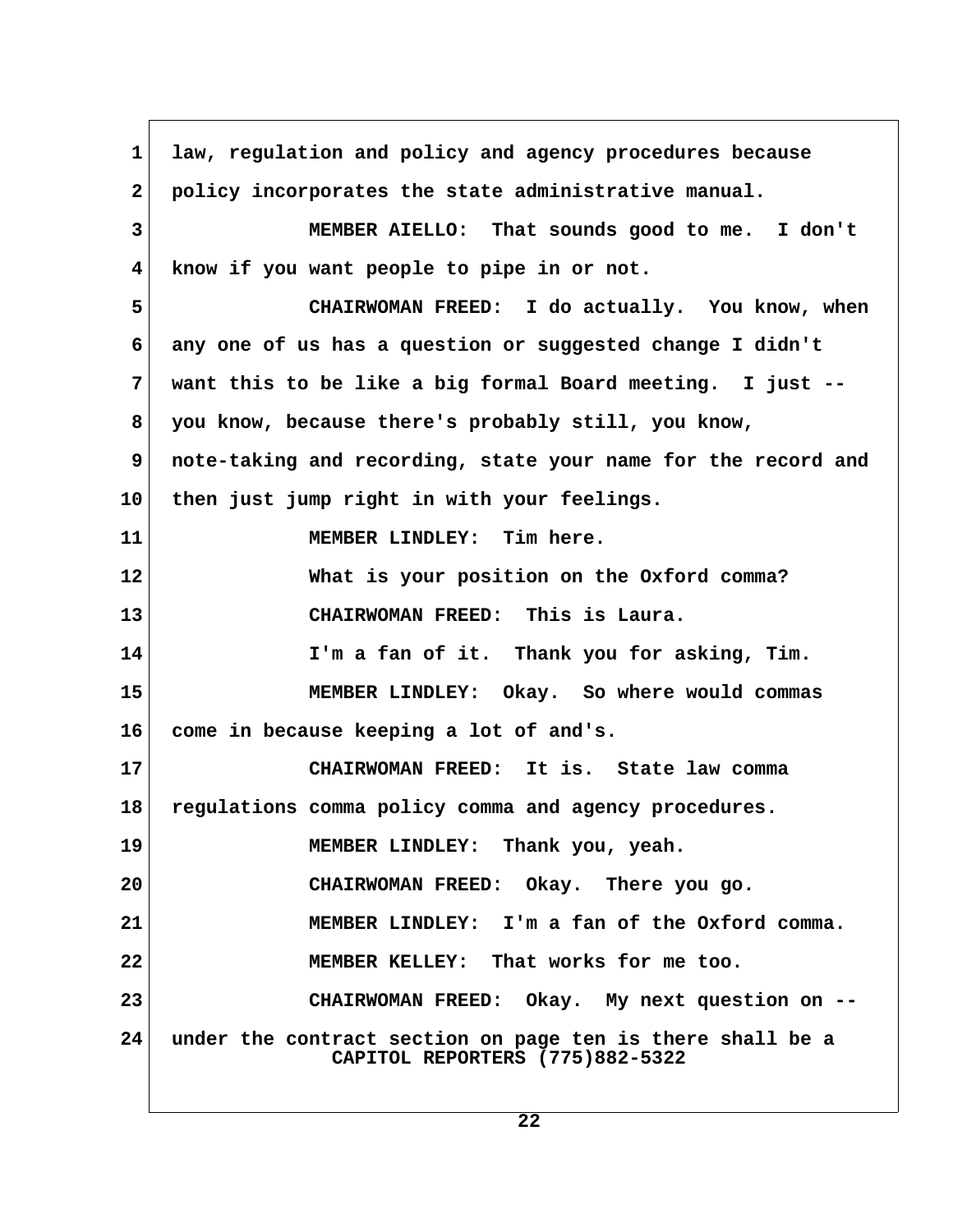law, regulation and policy and agency procedures because policy incorporates the state administrative manual.

MEMBER AIELLO: That sounds good to me. I don't know if you want people to pipe in or not.

CHAIRWOMAN FREED: I do actually. You know, when any one of us has a question or suggested change I didn't want this to be like a big formal Board meeting. I just -- you know, because there's probably still, you know, note-taking and recording, state your name for the record and then just jump right in with your feelings.

MEMBER LINDLEY: Tim here.

What is your position on the Oxford comma?

CHAIRWOMAN FREED: This is Laura.

I'm a fan of it. Thank you for asking, Tim.

MEMBER LINDLEY: Okay. So where would commas come in because keeping a lot of and's.

CHAIRWOMAN FREED: It is. State law comma regulations comma policy comma and agency procedures.

MEMBER LINDLEY: Thank you, yeah.

CHAIRWOMAN FREED: Okay. There you go.

MEMBER LINDLEY: I'm a fan of the Oxford comma.

MEMBER KELLEY: That works for me too.

CHAIRWOMAN FREED: Okay. My next question on -- under the contract section on page ten is there shall be a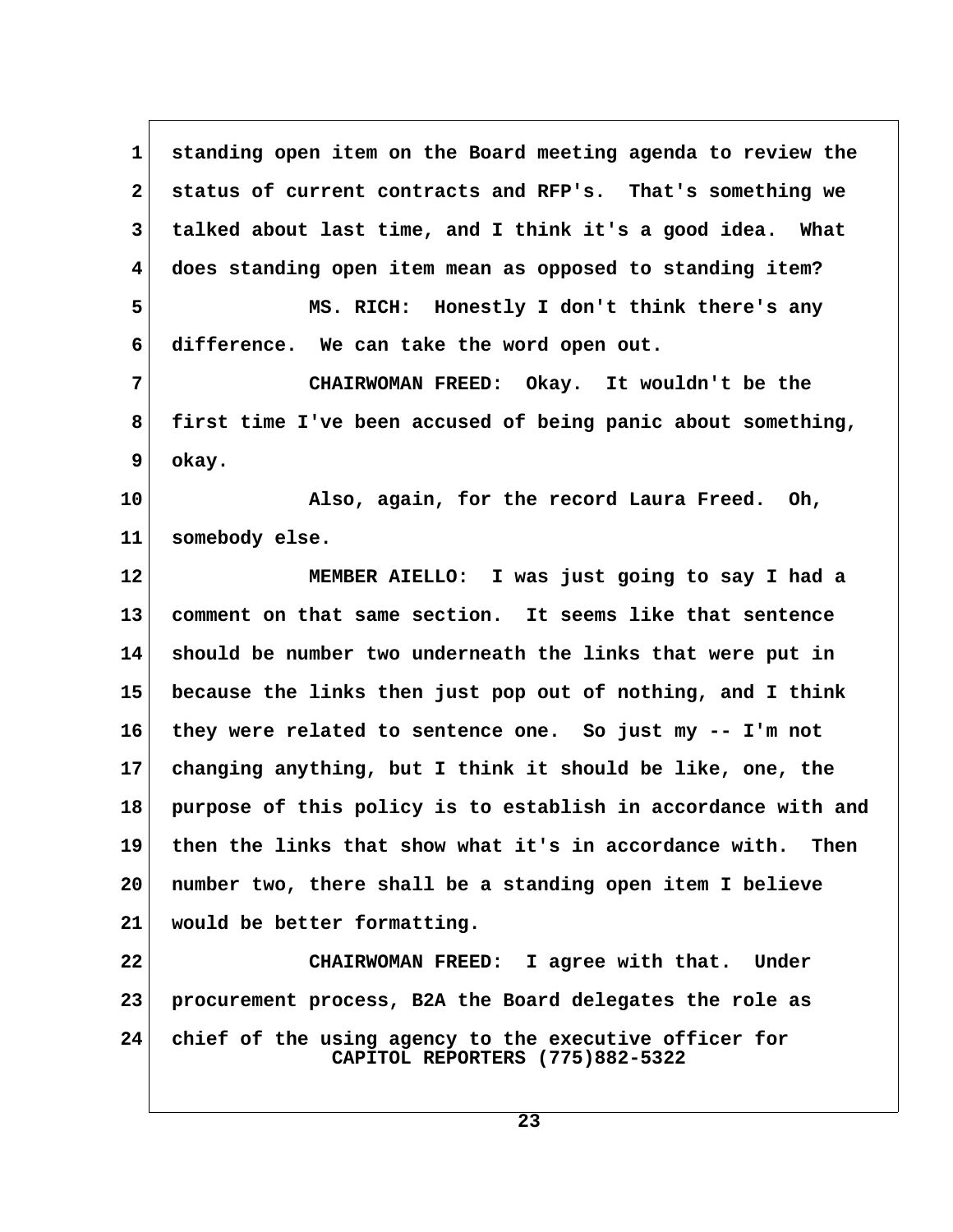standing open item on the Board meeting agenda to review the status of current contracts and RFP's. That's something we talked about last time, and I think it's a good idea. What does standing open item mean as opposed to standing item?

MS. RICH: Honestly I don't think there's any difference. We can take the word open out.

CHAIRWOMAN FREED: Okay. It wouldn't be the first time I've been accused of being panic about something, okay.

Also, again, for the record Laura Freed. Oh, somebody else.

MEMBER AIELLO: I was just going to say I had a comment on that same section. It seems like that sentence should be number two underneath the links that were put in because the links then just pop out of nothing, and I think they were related to sentence one. So just my -- I'm not changing anything, but I think it should be like, one, the purpose of this policy is to establish in accordance with and then the links that show what it's in accordance with. Then number two, there shall be a standing open item I believe would be better formatting.

CHAIRWOMAN FREED: I agree with that. Under procurement process, B2A the Board delegates the role as chief of the using agency to the executive officer for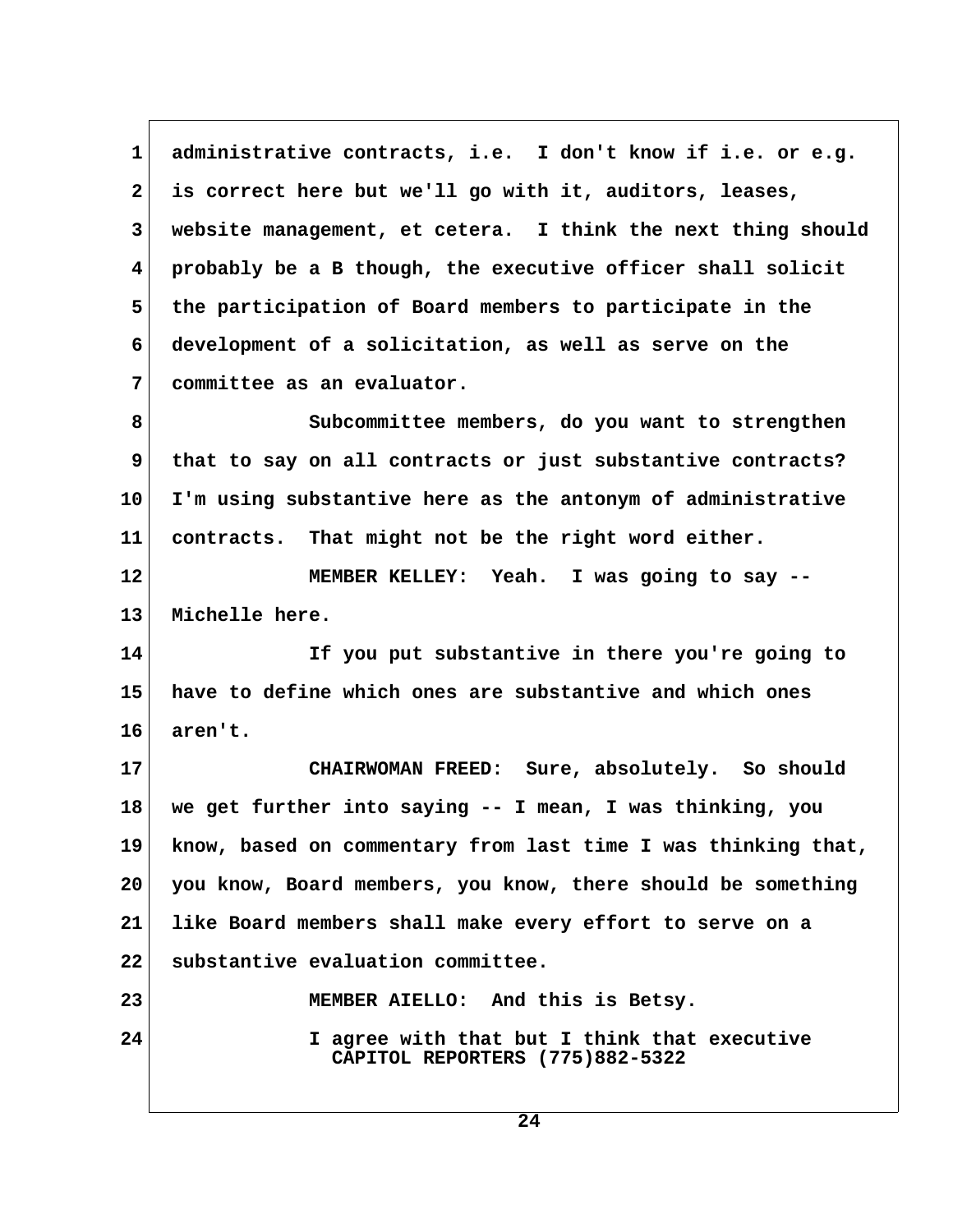administrative contracts, i.e. I don't know if i.e. or e.g. is correct here but we'll go with it, auditors, leases, website management, et cetera. I think the next thing should probably be a B though, the executive officer shall solicit the participation of Board members to participate in the development of a solicitation, as well as serve on the committee as an evaluator.

Subcommittee members, do you want to strengthen that to say on all contracts or just substantive contracts? I'm using substantive here as the antonym of administrative contracts. That might not be the right word either.

MEMBER KELLEY: Yeah. I was going to say -- Michelle here.

If you put substantive in there you're going to have to define which ones are substantive and which ones aren't.

CHAIRWOMAN FREED: Sure, absolutely. So should we get further into saying -- I mean, I was thinking, you know, based on commentary from last time I was thinking that, you know, Board members, you know, there should be something like Board members shall make every effort to serve on a substantive evaluation committee.

MEMBER AIELLO: And this is Betsy.

I agree with that but I think that executive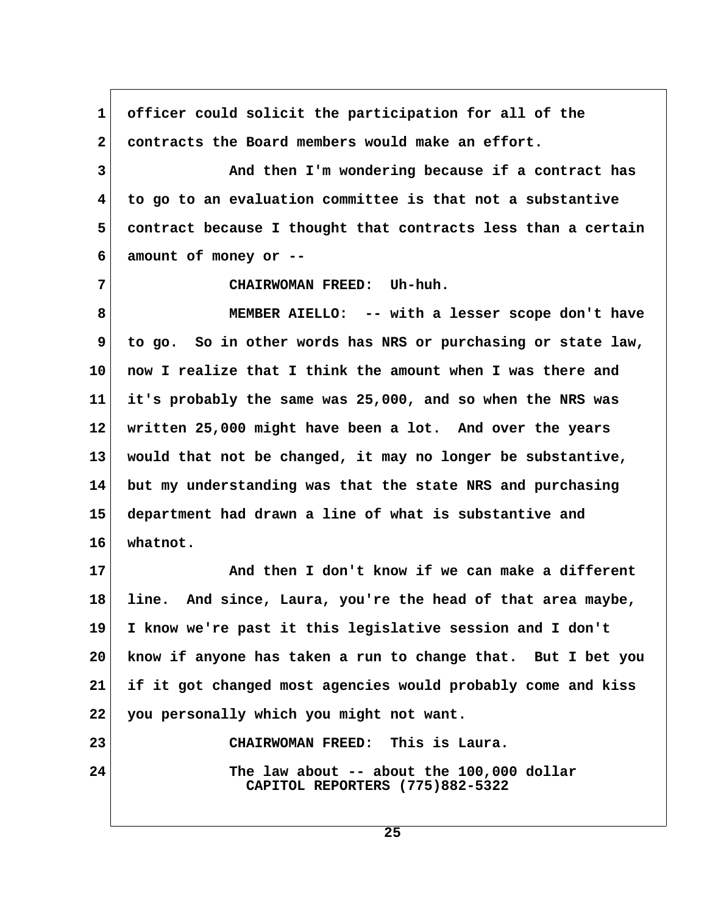officer could solicit the participation for all of the contracts the Board members would make an effort.

And then I'm wondering because if a contract has to go to an evaluation committee is that not a substantive contract because I thought that contracts less than a certain amount of money or --

CHAIRWOMAN FREED: Uh-huh.

MEMBER AIELLO: -- with a lesser scope don't have to go. So in other words has NRS or purchasing or state law, now I realize that I think the amount when I was there and it's probably the same was 25,000, and so when the NRS was written 25,000 might have been a lot. And over the years would that not be changed, it may no longer be substantive, but my understanding was that the state NRS and purchasing department had drawn a line of what is substantive and whatnot.

And then I don't know if we can make a different line. And since, Laura, you're the head of that area maybe, I know we're past it this legislative session and I don't know if anyone has taken a run to change that. But I bet you if it got changed most agencies would probably come and kiss you personally which you might not want.

CHAIRWOMAN FREED: This is Laura.

The law about -- about the 100,000 dollar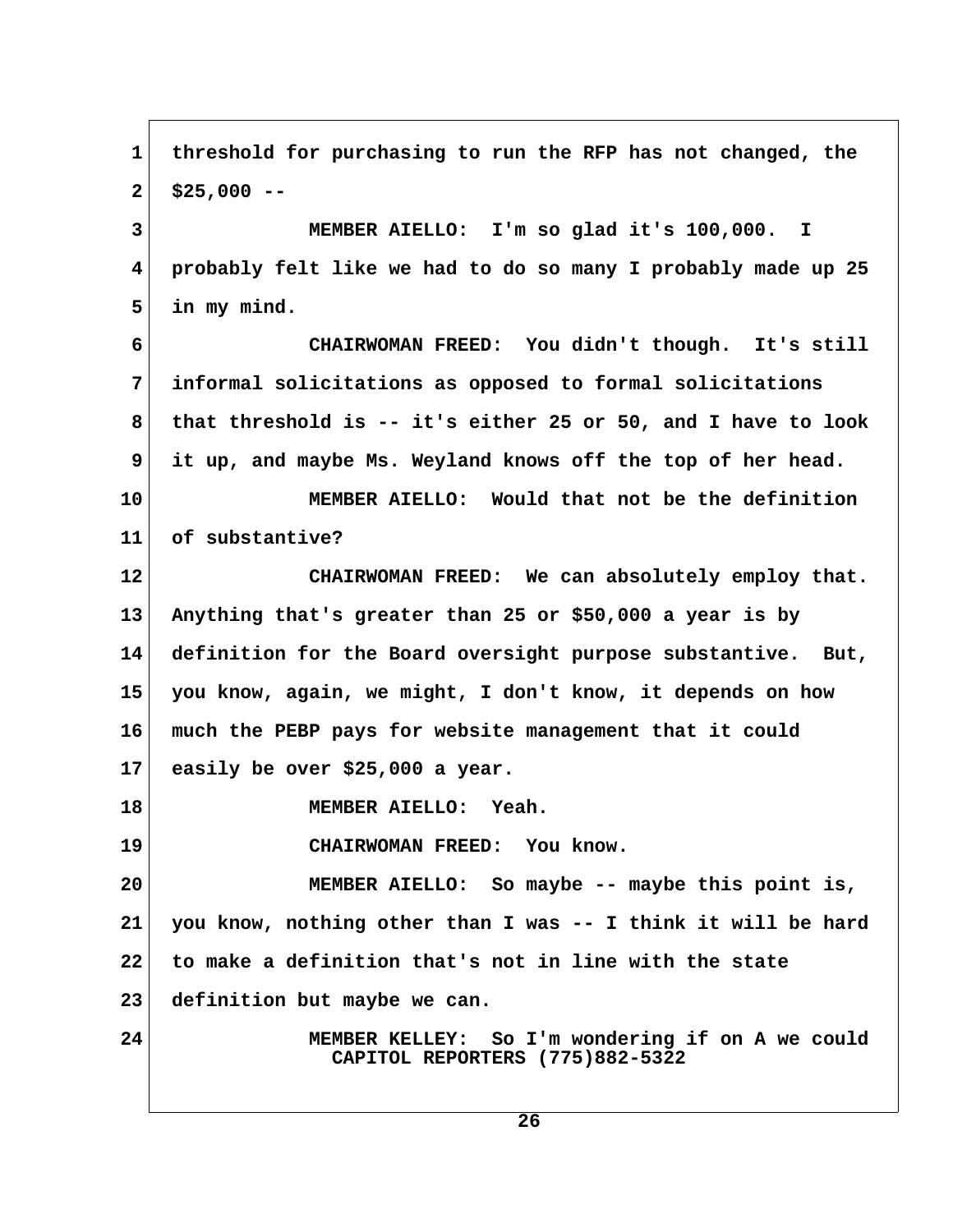threshold for purchasing to run the RFP has not changed, the $25,000 --

MEMBER AIELLO: I'm so glad it's 100,000. I probably felt like we had to do so many I probably made up 25 in my mind.

CHAIRWOMAN FREED: You didn't though. It's still informal solicitations as opposed to formal solicitations that threshold is -- it's either 25 or 50, and I have to look it up, and maybe Ms. Weyland knows off the top of her head.

MEMBER AIELLO: Would that not be the definition of substantive?

CHAIRWOMAN FREED: We can absolutely employ that. Anything that's greater than 25 or $50,000 a year is by definition for the Board oversight purpose substantive. But, you know, again, we might, I don't know, it depends on how much the PEBP pays for website management that it could easily be over $25,000 a year.

MEMBER AIELLO: Yeah.

CHAIRWOMAN FREED: You know.

MEMBER AIELLO: So maybe -- maybe this point is, you know, nothing other than I was -- I think it will be hard to make a definition that's not in line with the state definition but maybe we can.

MEMBER KELLEY: So I'm wondering if on A we could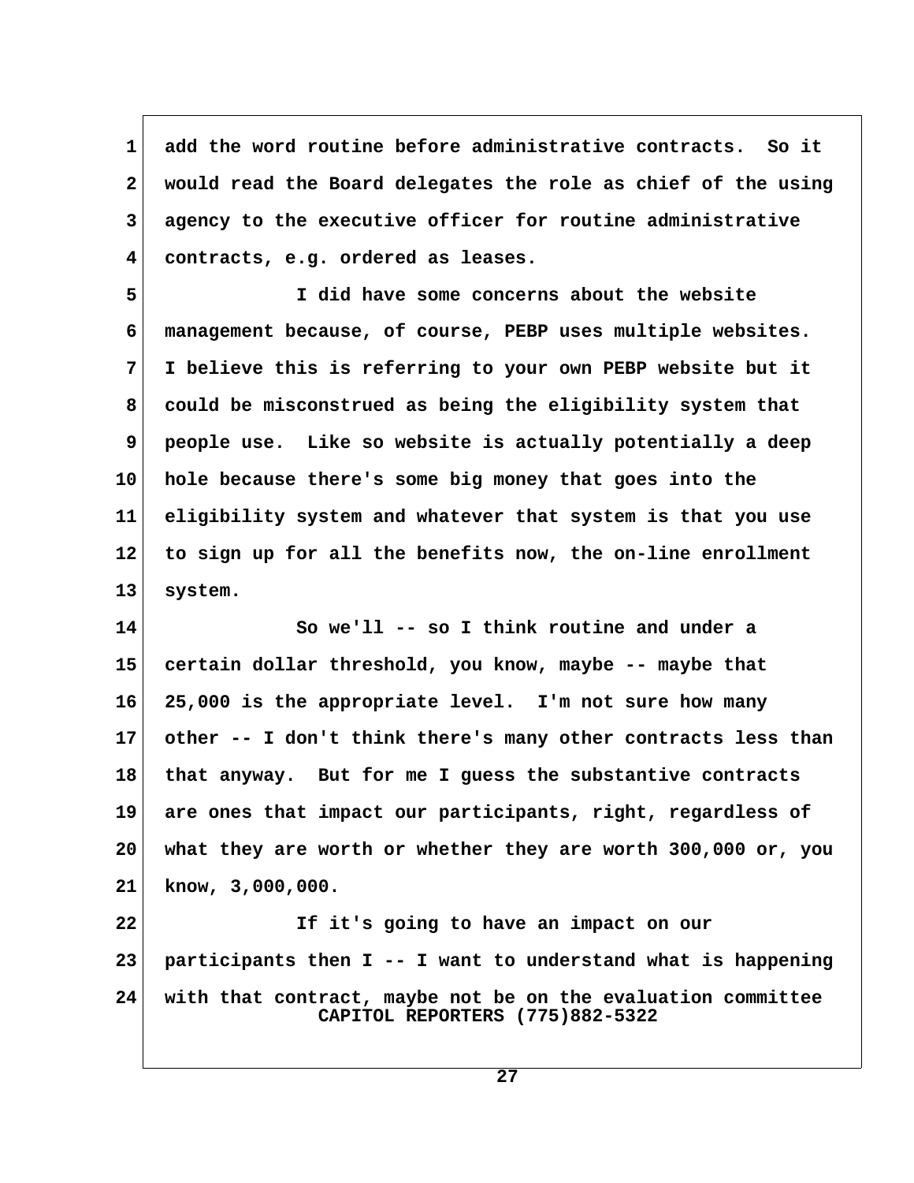add the word routine before administrative contracts. So it would read the Board delegates the role as chief of the using agency to the executive officer for routine administrative contracts, e.g. ordered as leases.

I did have some concerns about the website management because, of course, PEBP uses multiple websites. I believe this is referring to your own PEBP website but it could be misconstrued as being the eligibility system that people use. Like so website is actually potentially a deep hole because there's some big money that goes into the eligibility system and whatever that system is that you use to sign up for all the benefits now, the on-line enrollment system.

So we'll -- so I think routine and under a certain dollar threshold, you know, maybe -- maybe that 25,000 is the appropriate level. I'm not sure how many other -- I don't think there's many other contracts less than that anyway. But for me I guess the substantive contracts are ones that impact our participants, right, regardless of what they are worth or whether they are worth 300,000 or, you know, 3,000,000.

If it's going to have an impact on our participants then I -- I want to understand what is happening with that contract, maybe not be on the evaluation committee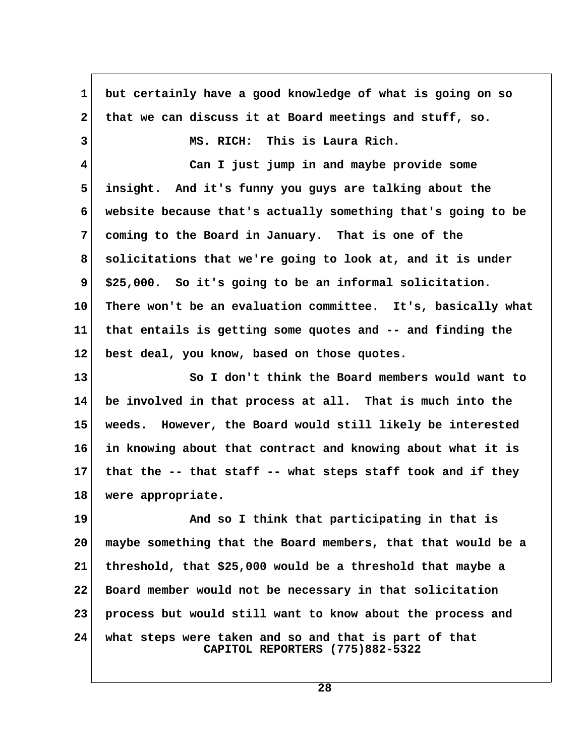but certainly have a good knowledge of what is going on so that we can discuss it at Board meetings and stuff, so.

MS. RICH: This is Laura Rich.

Can I just jump in and maybe provide some insight. And it's funny you guys are talking about the website because that's actually something that's going to be coming to the Board in January. That is one of the solicitations that we're going to look at, and it is under $25,000. So it's going to be an informal solicitation. There won't be an evaluation committee. It's, basically what that entails is getting some quotes and -- and finding the best deal, you know, based on those quotes.

So I don't think the Board members would want to be involved in that process at all. That is much into the weeds. However, the Board would still likely be interested in knowing about that contract and knowing about what it is that the -- that staff -- what steps staff took and if they were appropriate.

And so I think that participating in that is maybe something that the Board members, that that would be a threshold, that $25,000 would be a threshold that maybe a Board member would not be necessary in that solicitation process but would still want to know about the process and what steps were taken and so and that is part of that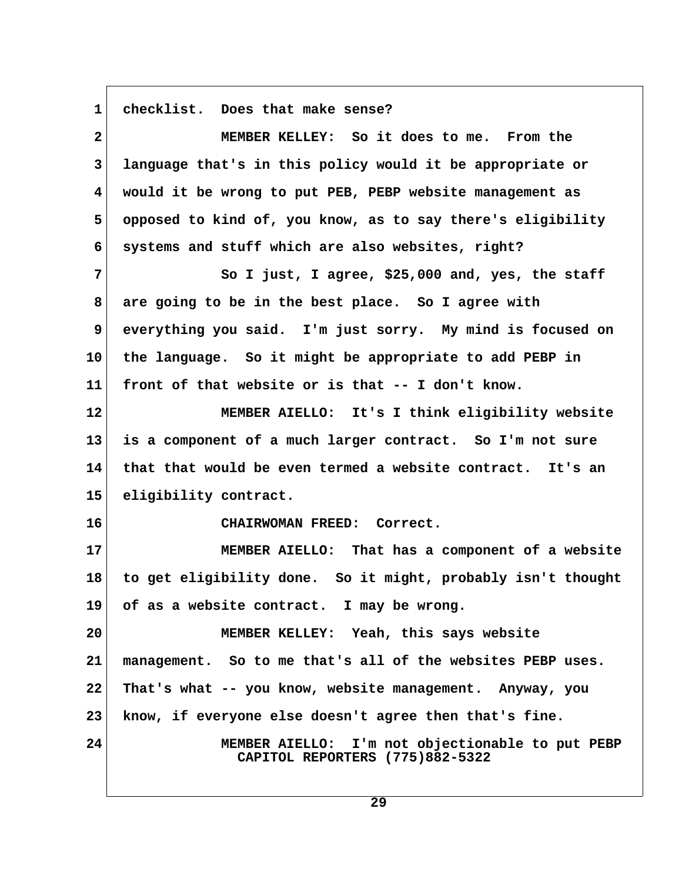checklist. Does that make sense?

MEMBER KELLEY: So it does to me. From the language that's in this policy would it be appropriate or would it be wrong to put PEB, PEBP website management as opposed to kind of, you know, as to say there's eligibility systems and stuff which are also websites, right?

So I just, I agree, $25,000 and, yes, the staff are going to be in the best place. So I agree with everything you said. I'm just sorry. My mind is focused on the language. So it might be appropriate to add PEBP in front of that website or is that -- I don't know.

MEMBER AIELLO: It's I think eligibility website is a component of a much larger contract. So I'm not sure that that would be even termed a website contract. It's an eligibility contract.

CHAIRWOMAN FREED: Correct.

MEMBER AIELLO: That has a component of a website to get eligibility done. So it might, probably isn't thought of as a website contract. I may be wrong.

MEMBER KELLEY: Yeah, this says website management. So to me that's all of the websites PEBP uses. That's what -- you know, website management. Anyway, you know, if everyone else doesn't agree then that's fine.

MEMBER AIELLO: I'm not objectionable to put PEBP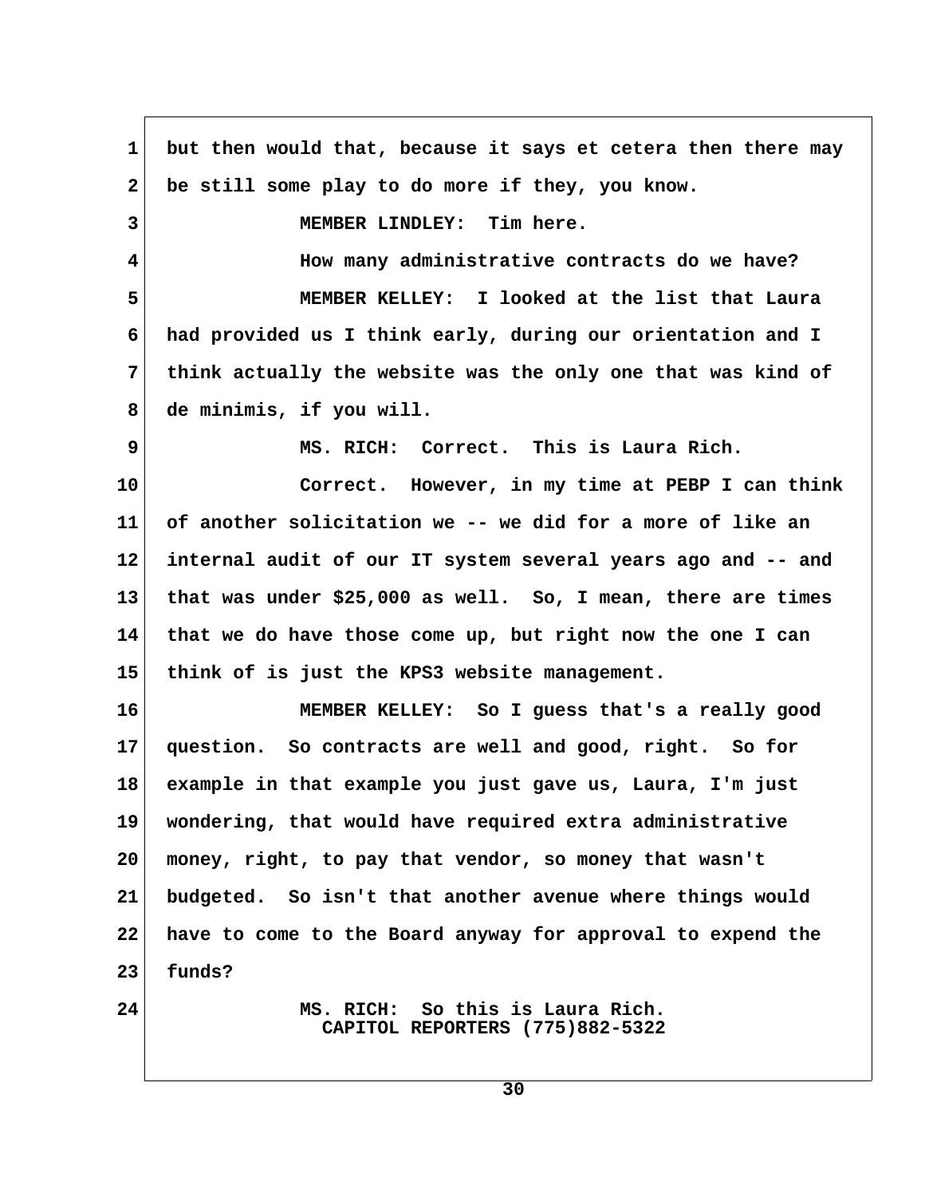but then would that, because it says et cetera then there may be still some play to do more if they, you know.

MEMBER LINDLEY: Tim here.

How many administrative contracts do we have?

MEMBER KELLEY: I looked at the list that Laura had provided us I think early, during our orientation and I think actually the website was the only one that was kind of de minimis, if you will.

MS. RICH: Correct. This is Laura Rich.

Correct. However, in my time at PEBP I can think of another solicitation we -- we did for a more of like an internal audit of our IT system several years ago and -- and that was under $25,000 as well. So, I mean, there are times that we do have those come up, but right now the one I can think of is just the KPS3 website management.

MEMBER KELLEY: So I guess that's a really good question. So contracts are well and good, right. So for example in that example you just gave us, Laura, I'm just wondering, that would have required extra administrative money, right, to pay that vendor, so money that wasn't budgeted. So isn't that another avenue where things would have to come to the Board anyway for approval to expend the funds?

MS. RICH: So this is Laura Rich.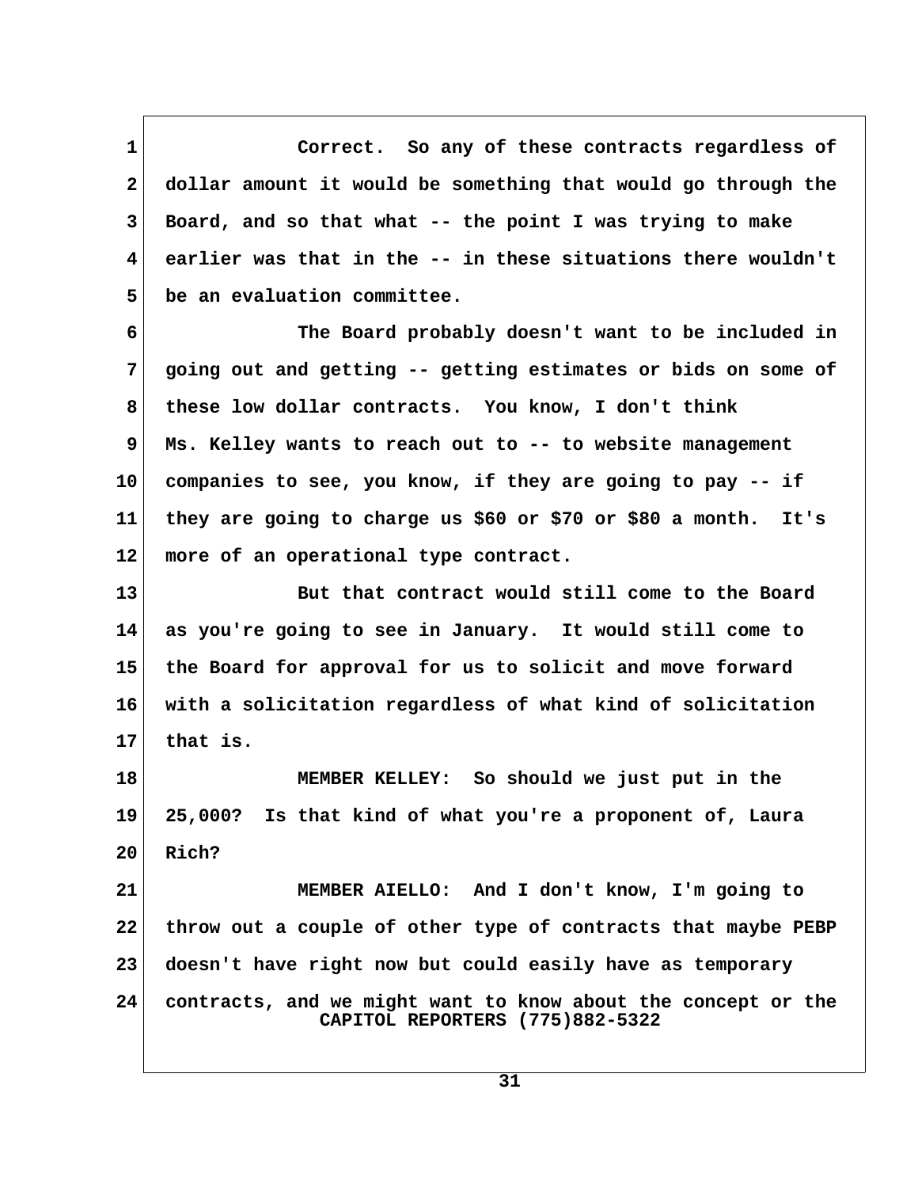Correct. So any of these contracts regardless of dollar amount it would be something that would go through the Board, and so that what -- the point I was trying to make earlier was that in the -- in these situations there wouldn't be an evaluation committee.

The Board probably doesn't want to be included in going out and getting -- getting estimates or bids on some of these low dollar contracts. You know, I don't think Ms. Kelley wants to reach out to -- to website management companies to see, you know, if they are going to pay -- if they are going to charge us $60 or $70 or $80 a month. It's more of an operational type contract.

But that contract would still come to the Board as you're going to see in January. It would still come to the Board for approval for us to solicit and move forward with a solicitation regardless of what kind of solicitation that is.

MEMBER KELLEY: So should we just put in the 25,000? Is that kind of what you're a proponent of, Laura Rich?

MEMBER AIELLO: And I don't know, I'm going to throw out a couple of other type of contracts that maybe PEBP doesn't have right now but could easily have as temporary contracts, and we might want to know about the concept or the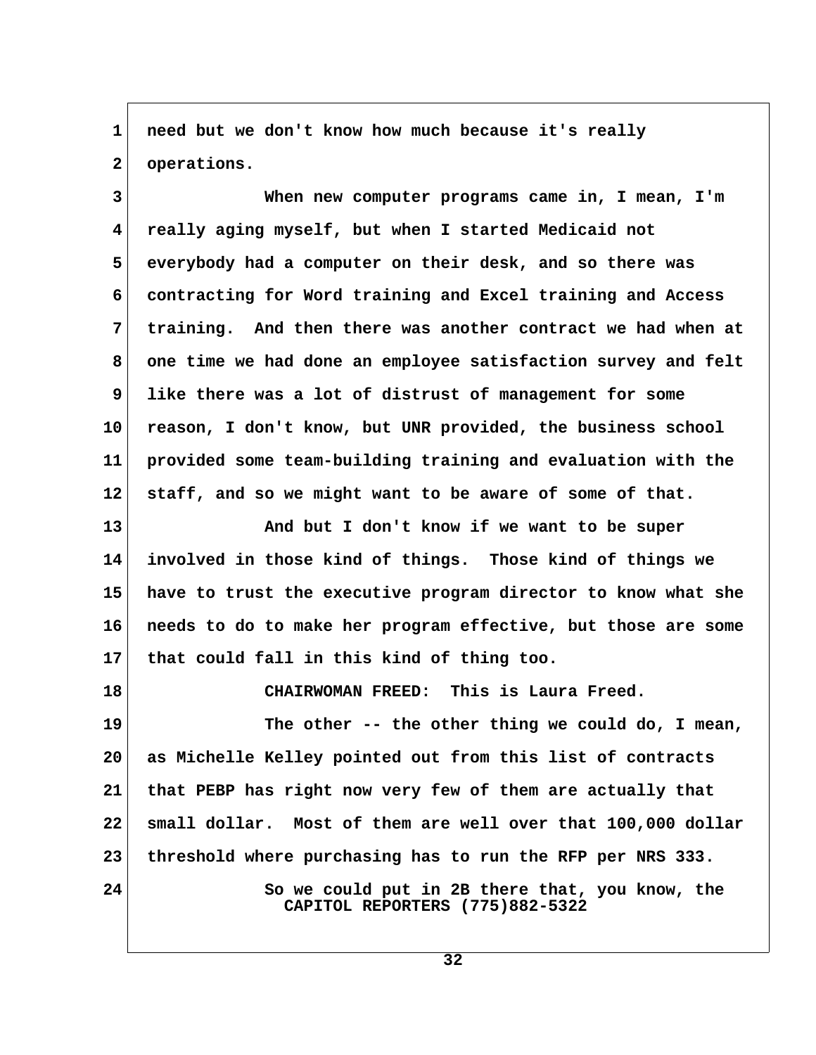need but we don't know how much because it's really operations.

When new computer programs came in, I mean, I'm really aging myself, but when I started Medicaid not everybody had a computer on their desk, and so there was contracting for Word training and Excel training and Access training. And then there was another contract we had when at one time we had done an employee satisfaction survey and felt like there was a lot of distrust of management for some reason, I don't know, but UNR provided, the business school provided some team-building training and evaluation with the staff, and so we might want to be aware of some of that.

And but I don't know if we want to be super involved in those kind of things. Those kind of things we have to trust the executive program director to know what she needs to do to make her program effective, but those are some that could fall in this kind of thing too.

CHAIRWOMAN FREED: This is Laura Freed.

The other -- the other thing we could do, I mean, as Michelle Kelley pointed out from this list of contracts that PEBP has right now very few of them are actually that small dollar. Most of them are well over that 100,000 dollar threshold where purchasing has to run the RFP per NRS 333.

So we could put in 2B there that, you know, the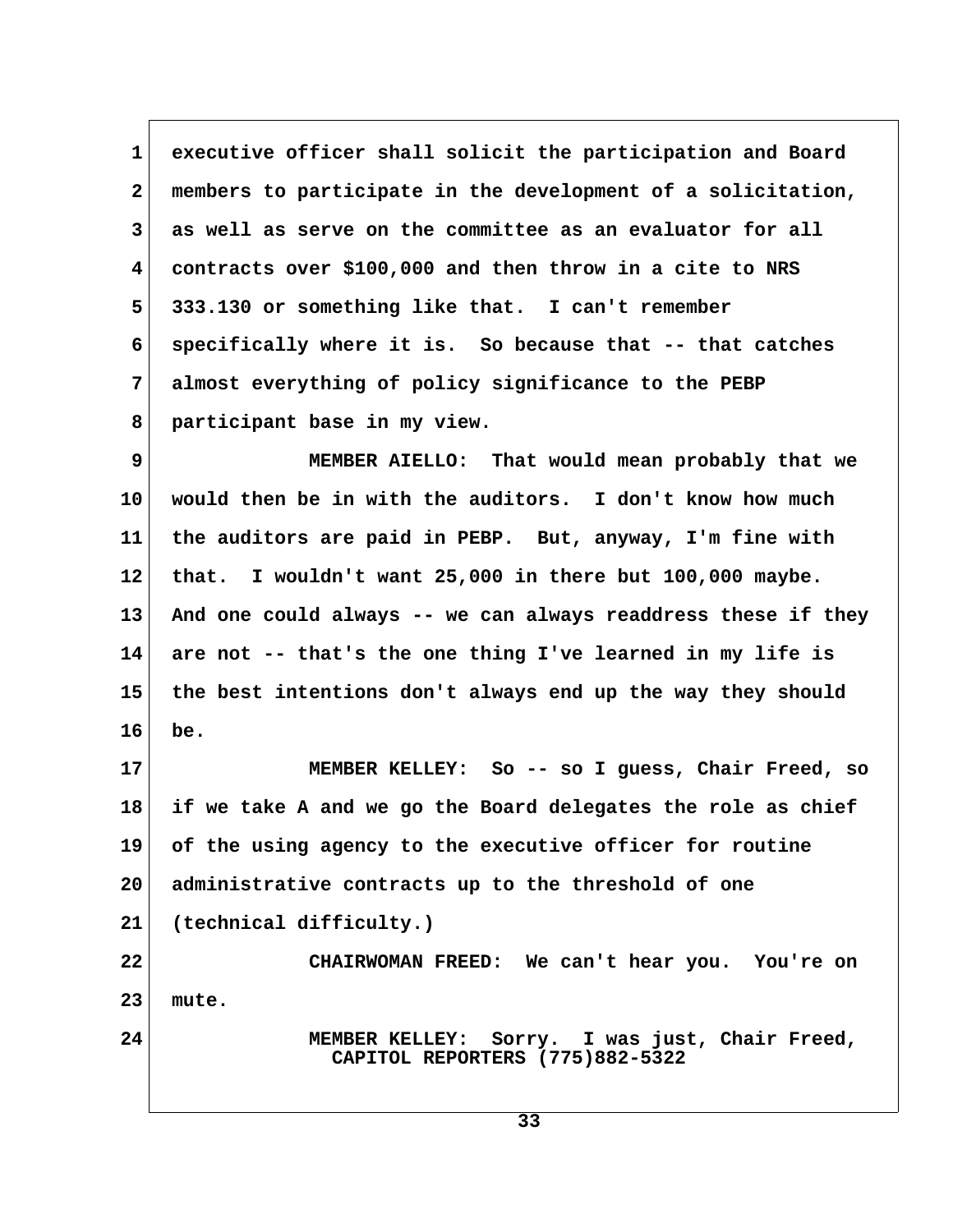executive officer shall solicit the participation and Board members to participate in the development of a solicitation, as well as serve on the committee as an evaluator for all contracts over $100,000 and then throw in a cite to NRS 333.130 or something like that. I can't remember specifically where it is. So because that -- that catches almost everything of policy significance to the PEBP participant base in my view.

MEMBER AIELLO: That would mean probably that we would then be in with the auditors. I don't know how much the auditors are paid in PEBP. But, anyway, I'm fine with that. I wouldn't want 25,000 in there but 100,000 maybe. And one could always -- we can always readdress these if they are not -- that's the one thing I've learned in my life is the best intentions don't always end up the way they should be.

MEMBER KELLEY: So -- so I guess, Chair Freed, so if we take A and we go the Board delegates the role as chief of the using agency to the executive officer for routine administrative contracts up to the threshold of one (technical difficulty.)

CHAIRWOMAN FREED: We can't hear you. You're on mute.

MEMBER KELLEY: Sorry. I was just, Chair Freed,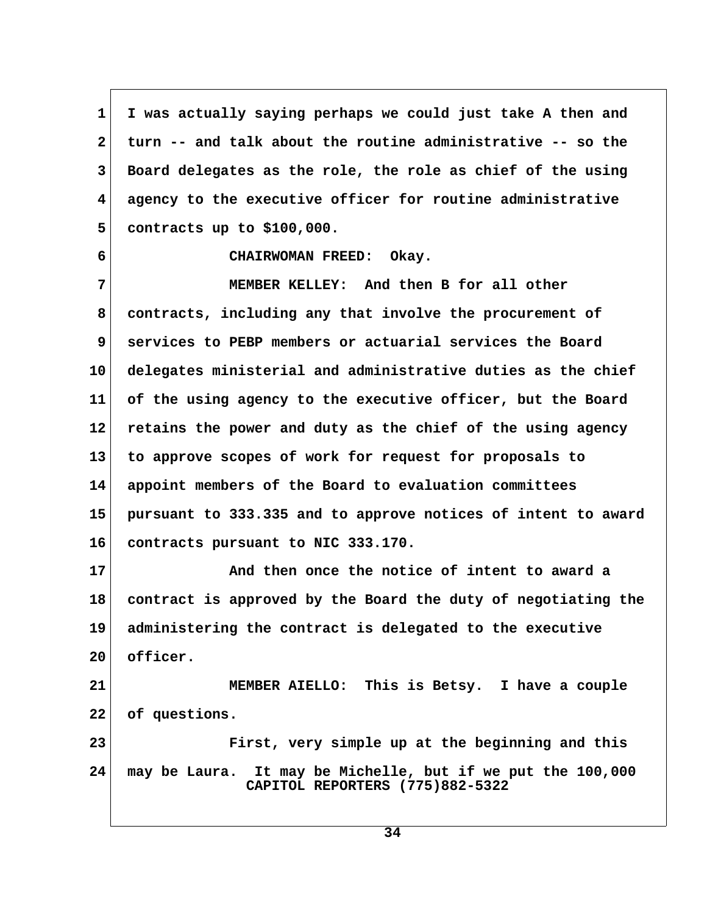I was actually saying perhaps we could just take A then and turn -- and talk about the routine administrative -- so the Board delegates as the role, the role as chief of the using agency to the executive officer for routine administrative contracts up to $100,000.

CHAIRWOMAN FREED: Okay.

MEMBER KELLEY: And then B for all other contracts, including any that involve the procurement of services to PEBP members or actuarial services the Board delegates ministerial and administrative duties as the chief of the using agency to the executive officer, but the Board retains the power and duty as the chief of the using agency to approve scopes of work for request for proposals to appoint members of the Board to evaluation committees pursuant to 333.335 and to approve notices of intent to award contracts pursuant to NIC 333.170.

And then once the notice of intent to award a contract is approved by the Board the duty of negotiating the administering the contract is delegated to the executive officer.

MEMBER AIELLO: This is Betsy. I have a couple of questions.

First, very simple up at the beginning and this may be Laura. It may be Michelle, but if we put the 100,000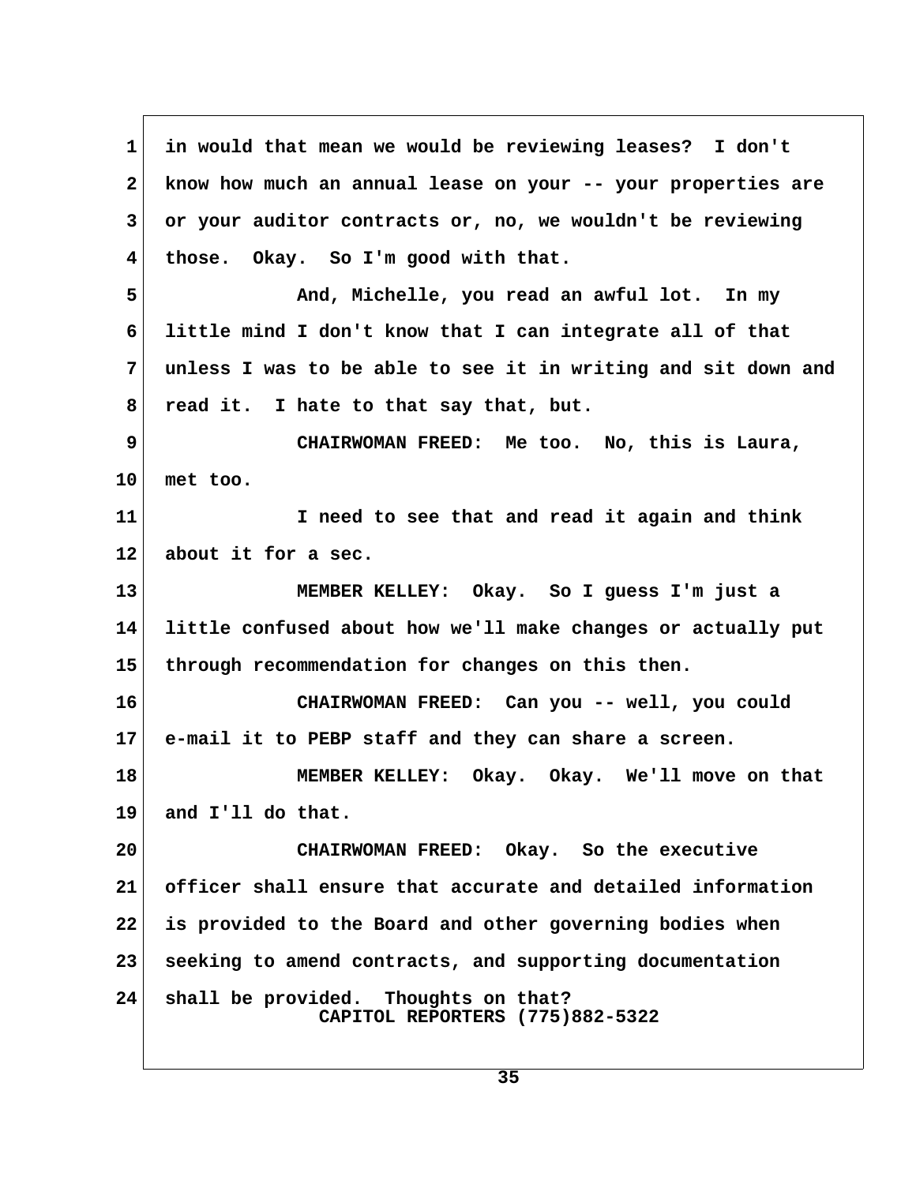in would that mean we would be reviewing leases? I don't know how much an annual lease on your -- your properties are or your auditor contracts or, no, we wouldn't be reviewing those. Okay. So I'm good with that.

And, Michelle, you read an awful lot. In my little mind I don't know that I can integrate all of that unless I was to be able to see it in writing and sit down and read it. I hate to that say that, but.

CHAIRWOMAN FREED: Me too. No, this is Laura, met too.

I need to see that and read it again and think about it for a sec.

MEMBER KELLEY: Okay. So I guess I'm just a little confused about how we'll make changes or actually put through recommendation for changes on this then.

CHAIRWOMAN FREED: Can you -- well, you could e-mail it to PEBP staff and they can share a screen.

MEMBER KELLEY: Okay. Okay. We'll move on that and I'll do that.

CHAIRWOMAN FREED: Okay. So the executive officer shall ensure that accurate and detailed information is provided to the Board and other governing bodies when seeking to amend contracts, and supporting documentation shall be provided. Thoughts on that?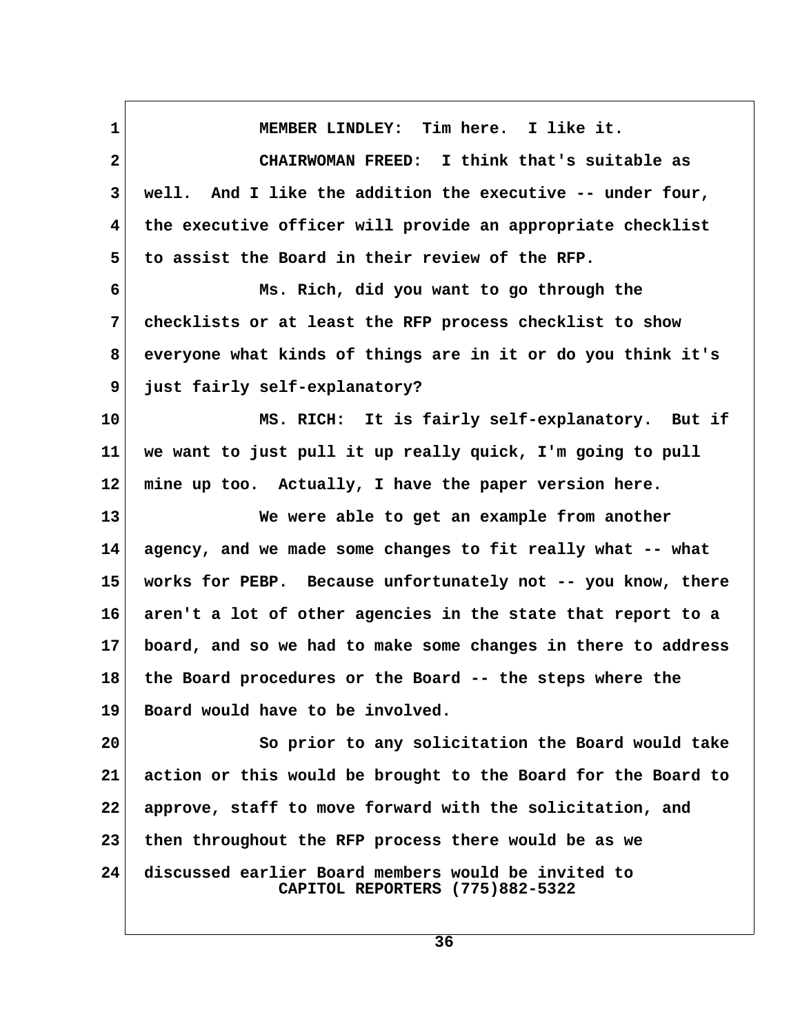MEMBER LINDLEY: Tim here. I like it.

CHAIRWOMAN FREED: I think that's suitable as well. And I like the addition the executive -- under four, the executive officer will provide an appropriate checklist to assist the Board in their review of the RFP.

Ms. Rich, did you want to go through the checklists or at least the RFP process checklist to show everyone what kinds of things are in it or do you think it's just fairly self-explanatory?

MS. RICH: It is fairly self-explanatory. But if we want to just pull it up really quick, I'm going to pull mine up too. Actually, I have the paper version here.

We were able to get an example from another agency, and we made some changes to fit really what -- what works for PEBP. Because unfortunately not -- you know, there aren't a lot of other agencies in the state that report to a board, and so we had to make some changes in there to address the Board procedures or the Board -- the steps where the Board would have to be involved.

So prior to any solicitation the Board would take action or this would be brought to the Board for the Board to approve, staff to move forward with the solicitation, and then throughout the RFP process there would be as we discussed earlier Board members would be invited to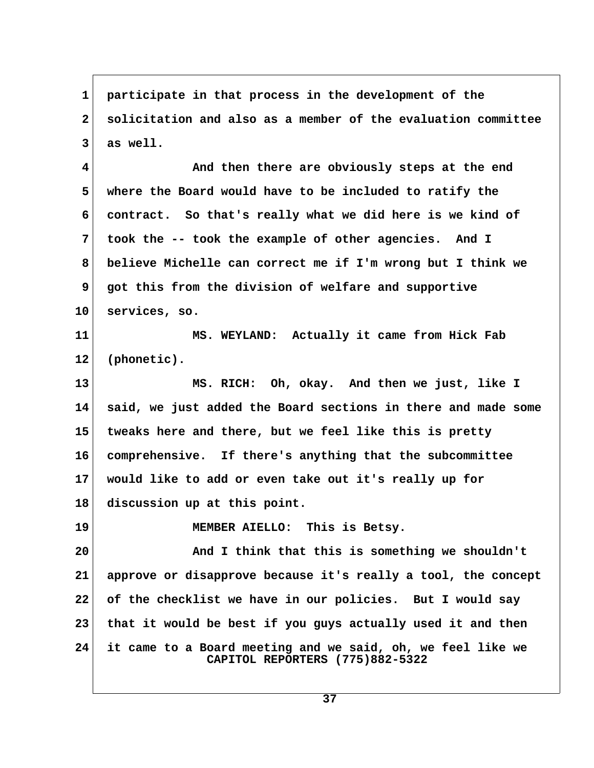participate in that process in the development of the solicitation and also as a member of the evaluation committee as well.

And then there are obviously steps at the end where the Board would have to be included to ratify the contract. So that's really what we did here is we kind of took the -- took the example of other agencies. And I believe Michelle can correct me if I'm wrong but I think we got this from the division of welfare and supportive services, so.

MS. WEYLAND: Actually it came from Hick Fab (phonetic).

MS. RICH: Oh, okay. And then we just, like I said, we just added the Board sections in there and made some tweaks here and there, but we feel like this is pretty comprehensive. If there's anything that the subcommittee would like to add or even take out it's really up for discussion up at this point.

MEMBER AIELLO: This is Betsy.

And I think that this is something we shouldn't approve or disapprove because it's really a tool, the concept of the checklist we have in our policies. But I would say that it would be best if you guys actually used it and then it came to a Board meeting and we said, oh, we feel like we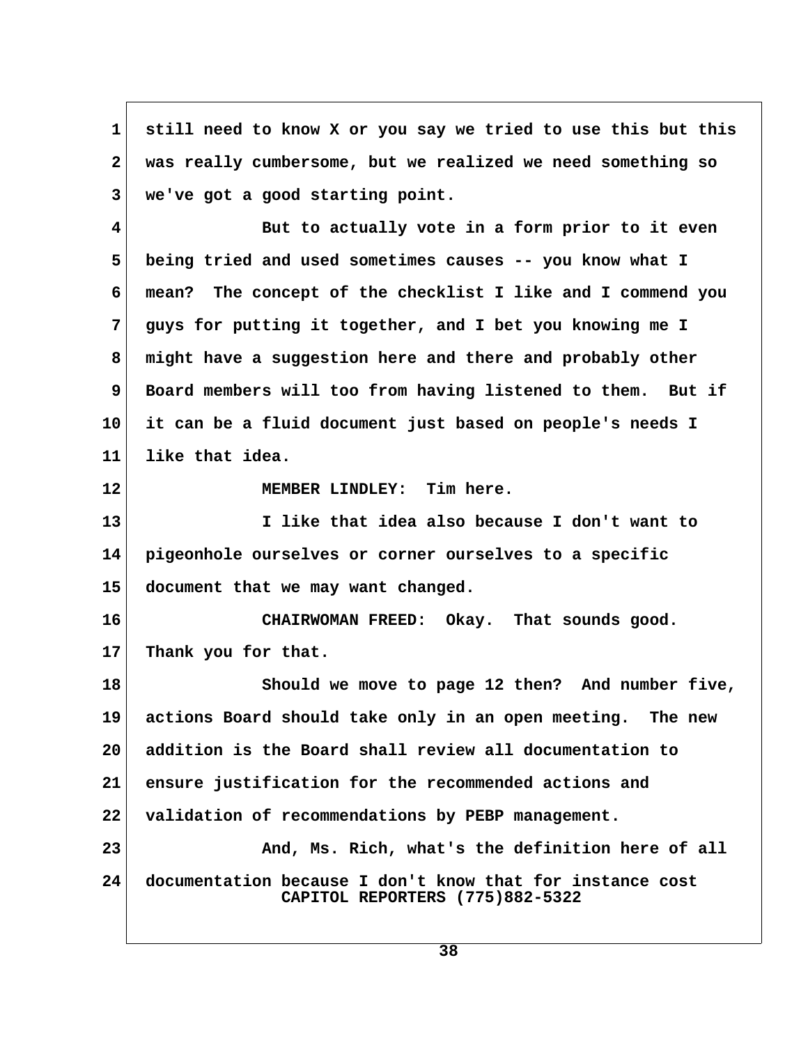still need to know X or you say we tried to use this but this was really cumbersome, but we realized we need something so we've got a good starting point.

But to actually vote in a form prior to it even being tried and used sometimes causes -- you know what I mean? The concept of the checklist I like and I commend you guys for putting it together, and I bet you knowing me I might have a suggestion here and there and probably other Board members will too from having listened to them. But if it can be a fluid document just based on people's needs I like that idea.

MEMBER LINDLEY: Tim here.

I like that idea also because I don't want to pigeonhole ourselves or corner ourselves to a specific document that we may want changed.

CHAIRWOMAN FREED: Okay. That sounds good. Thank you for that.

Should we move to page 12 then? And number five, actions Board should take only in an open meeting. The new addition is the Board shall review all documentation to ensure justification for the recommended actions and validation of recommendations by PEBP management.

And, Ms. Rich, what's the definition here of all documentation because I don't know that for instance cost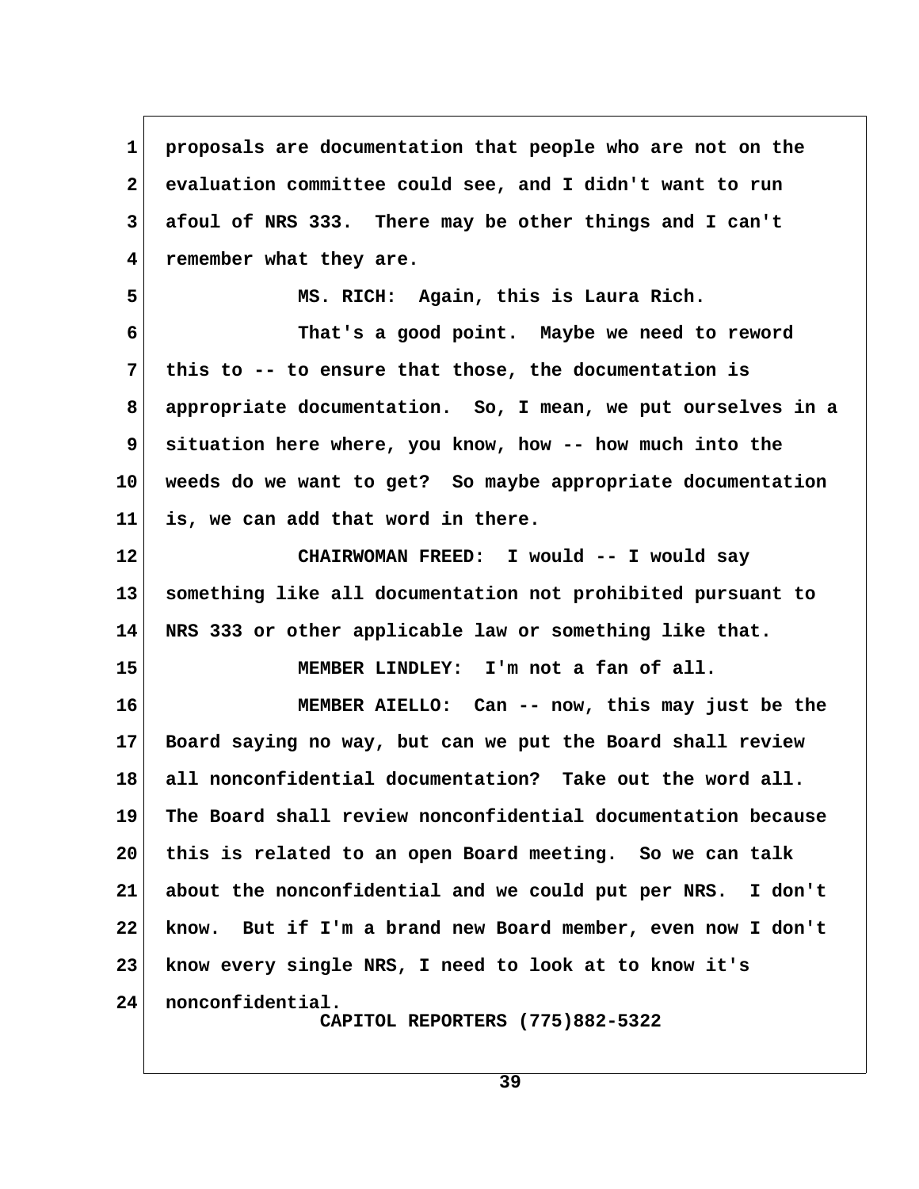proposals are documentation that people who are not on the evaluation committee could see, and I didn't want to run afoul of NRS 333. There may be other things and I can't remember what they are.

MS. RICH: Again, this is Laura Rich.

That's a good point. Maybe we need to reword this to -- to ensure that those, the documentation is appropriate documentation. So, I mean, we put ourselves in a situation here where, you know, how -- how much into the weeds do we want to get? So maybe appropriate documentation is, we can add that word in there.

CHAIRWOMAN FREED: I would -- I would say something like all documentation not prohibited pursuant to NRS 333 or other applicable law or something like that.

MEMBER LINDLEY: I'm not a fan of all.

MEMBER AIELLO: Can -- now, this may just be the Board saying no way, but can we put the Board shall review all nonconfidential documentation? Take out the word all. The Board shall review nonconfidential documentation because this is related to an open Board meeting. So we can talk about the nonconfidential and we could put per NRS. I don't know. But if I'm a brand new Board member, even now I don't know every single NRS, I need to look at to know it's nonconfidential.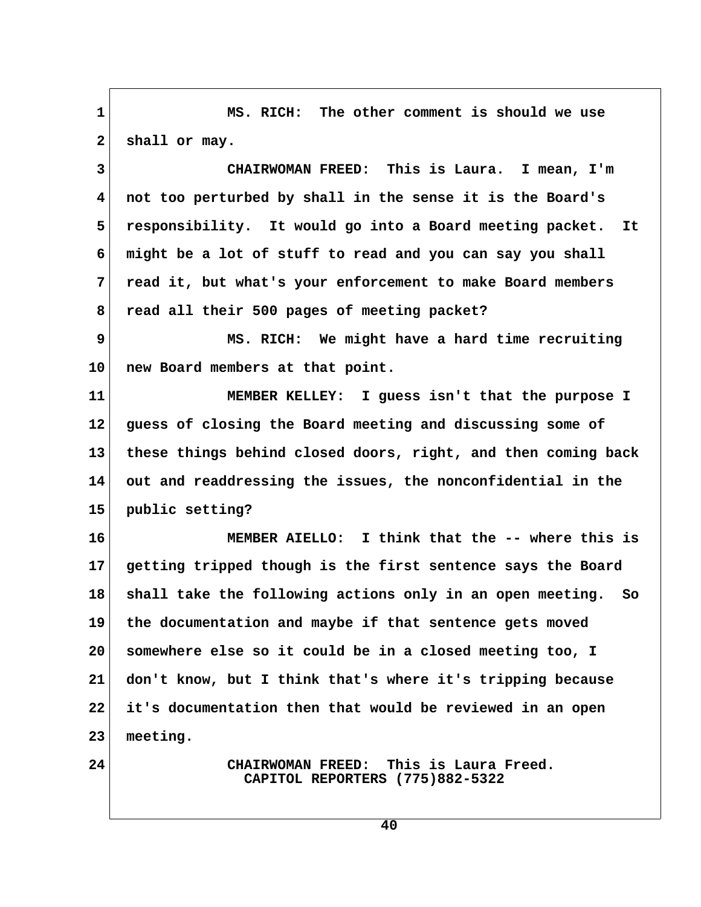MS. RICH: The other comment is should we use shall or may.

CHAIRWOMAN FREED: This is Laura. I mean, I'm not too perturbed by shall in the sense it is the Board's responsibility. It would go into a Board meeting packet. It might be a lot of stuff to read and you can say you shall read it, but what's your enforcement to make Board members read all their 500 pages of meeting packet?

MS. RICH: We might have a hard time recruiting new Board members at that point.

MEMBER KELLEY: I guess isn't that the purpose I guess of closing the Board meeting and discussing some of these things behind closed doors, right, and then coming back out and readdressing the issues, the nonconfidential in the public setting?

MEMBER AIELLO: I think that the -- where this is getting tripped though is the first sentence says the Board shall take the following actions only in an open meeting. So the documentation and maybe if that sentence gets moved somewhere else so it could be in a closed meeting too, I don't know, but I think that's where it's tripping because it's documentation then that would be reviewed in an open meeting.

CHAIRWOMAN FREED: This is Laura Freed.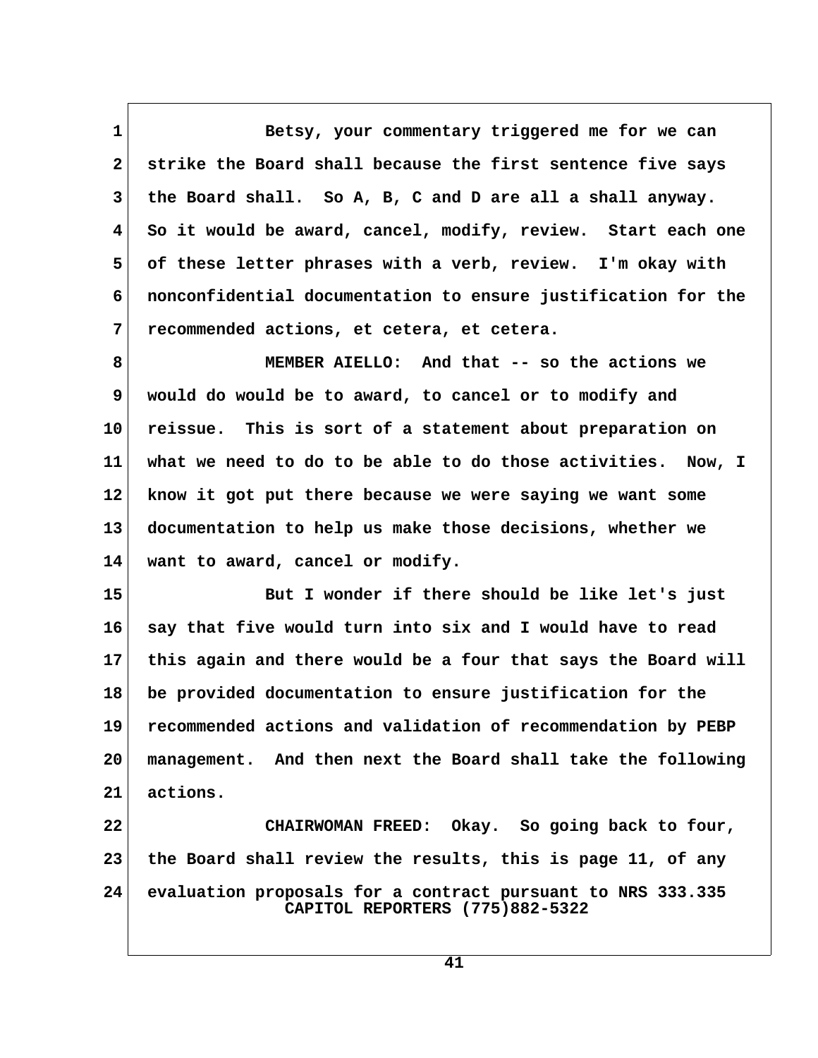Betsy, your commentary triggered me for we can strike the Board shall because the first sentence five says the Board shall. So A, B, C and D are all a shall anyway. So it would be award, cancel, modify, review. Start each one of these letter phrases with a verb, review. I'm okay with nonconfidential documentation to ensure justification for the recommended actions, et cetera, et cetera.

MEMBER AIELLO: And that -- so the actions we would do would be to award, to cancel or to modify and reissue. This is sort of a statement about preparation on what we need to do to be able to do those activities. Now, I know it got put there because we were saying we want some documentation to help us make those decisions, whether we want to award, cancel or modify.

But I wonder if there should be like let's just say that five would turn into six and I would have to read this again and there would be a four that says the Board will be provided documentation to ensure justification for the recommended actions and validation of recommendation by PEBP management. And then next the Board shall take the following actions.

CHAIRWOMAN FREED: Okay. So going back to four, the Board shall review the results, this is page 11, of any evaluation proposals for a contract pursuant to NRS 333.335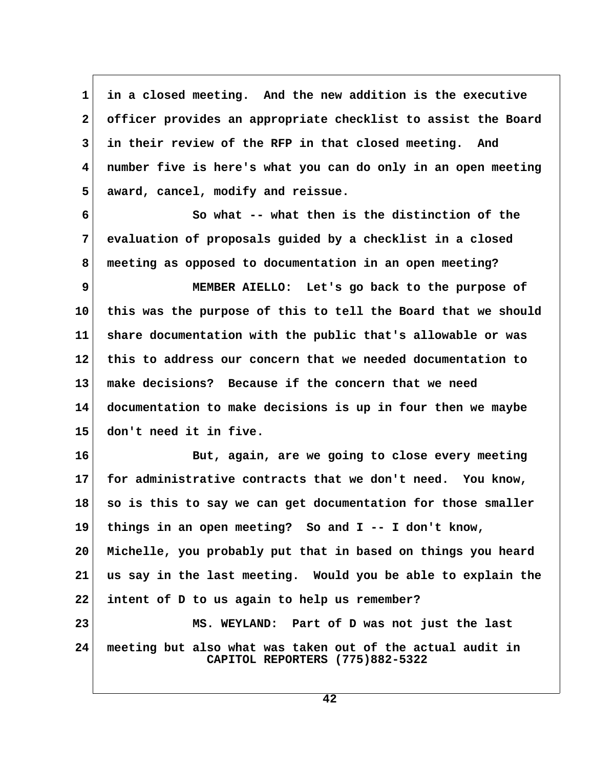in a closed meeting. And the new addition is the executive officer provides an appropriate checklist to assist the Board in their review of the RFP in that closed meeting. And number five is here's what you can do only in an open meeting award, cancel, modify and reissue.

So what -- what then is the distinction of the evaluation of proposals guided by a checklist in a closed meeting as opposed to documentation in an open meeting?

MEMBER AIELLO: Let's go back to the purpose of this was the purpose of this to tell the Board that we should share documentation with the public that's allowable or was this to address our concern that we needed documentation to make decisions? Because if the concern that we need documentation to make decisions is up in four then we maybe don't need it in five.

But, again, are we going to close every meeting for administrative contracts that we don't need. You know, so is this to say we can get documentation for those smaller things in an open meeting? So and I -- I don't know, Michelle, you probably put that in based on things you heard us say in the last meeting. Would you be able to explain the intent of D to us again to help us remember?

MS. WEYLAND: Part of D was not just the last meeting but also what was taken out of the actual audit in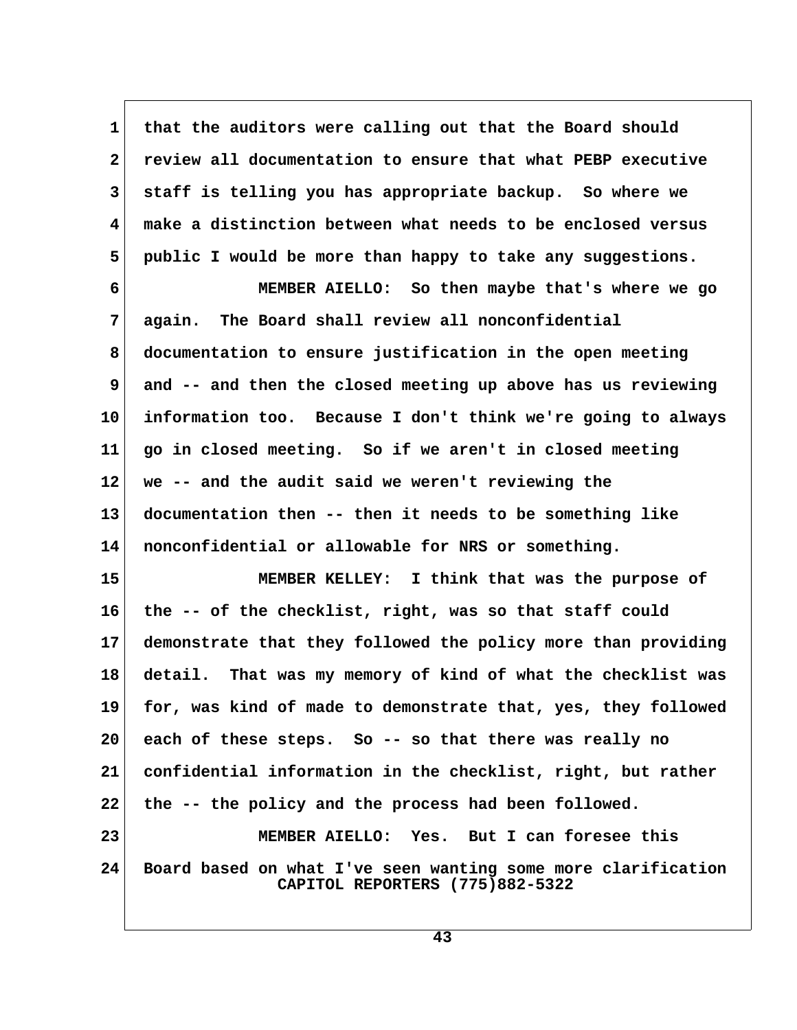that the auditors were calling out that the Board should review all documentation to ensure that what PEBP executive staff is telling you has appropriate backup. So where we make a distinction between what needs to be enclosed versus public I would be more than happy to take any suggestions.

MEMBER AIELLO: So then maybe that's where we go again. The Board shall review all nonconfidential documentation to ensure justification in the open meeting and -- and then the closed meeting up above has us reviewing information too. Because I don't think we're going to always go in closed meeting. So if we aren't in closed meeting we -- and the audit said we weren't reviewing the documentation then -- then it needs to be something like nonconfidential or allowable for NRS or something.

MEMBER KELLEY: I think that was the purpose of the -- of the checklist, right, was so that staff could demonstrate that they followed the policy more than providing detail. That was my memory of kind of what the checklist was for, was kind of made to demonstrate that, yes, they followed each of these steps. So -- so that there was really no confidential information in the checklist, right, but rather the -- the policy and the process had been followed.

MEMBER AIELLO: Yes. But I can foresee this Board based on what I've seen wanting some more clarification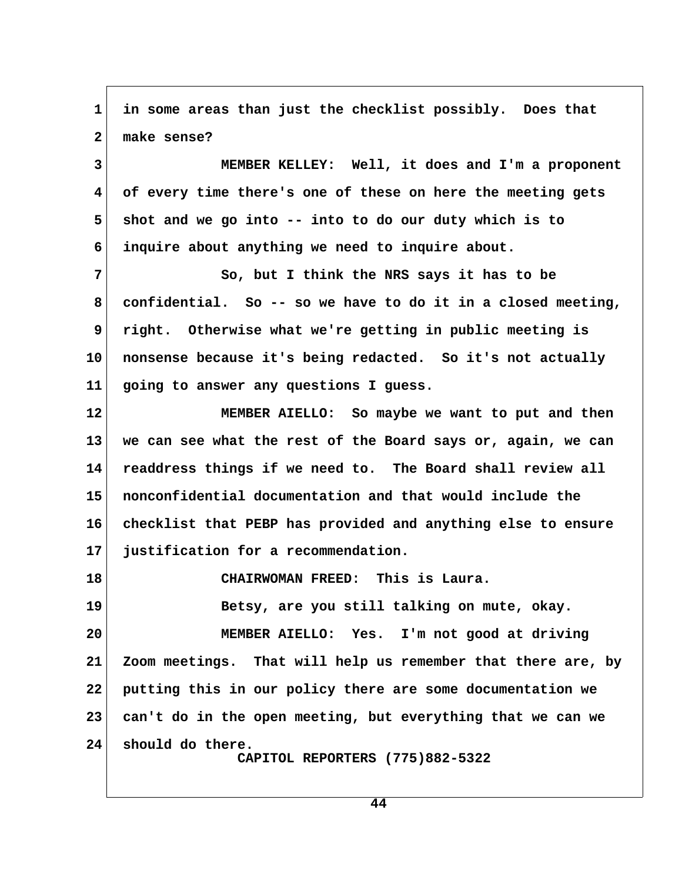in some areas than just the checklist possibly. Does that make sense?

MEMBER KELLEY: Well, it does and I'm a proponent of every time there's one of these on here the meeting gets shot and we go into -- into to do our duty which is to inquire about anything we need to inquire about.

So, but I think the NRS says it has to be confidential. So -- so we have to do it in a closed meeting, right. Otherwise what we're getting in public meeting is nonsense because it's being redacted. So it's not actually going to answer any questions I guess.

MEMBER AIELLO: So maybe we want to put and then we can see what the rest of the Board says or, again, we can readdress things if we need to. The Board shall review all nonconfidential documentation and that would include the checklist that PEBP has provided and anything else to ensure justification for a recommendation.

CHAIRWOMAN FREED: This is Laura.

Betsy, are you still talking on mute, okay.

MEMBER AIELLO: Yes. I'm not good at driving Zoom meetings. That will help us remember that there are, by putting this in our policy there are some documentation we can't do in the open meeting, but everything that we can we should do there.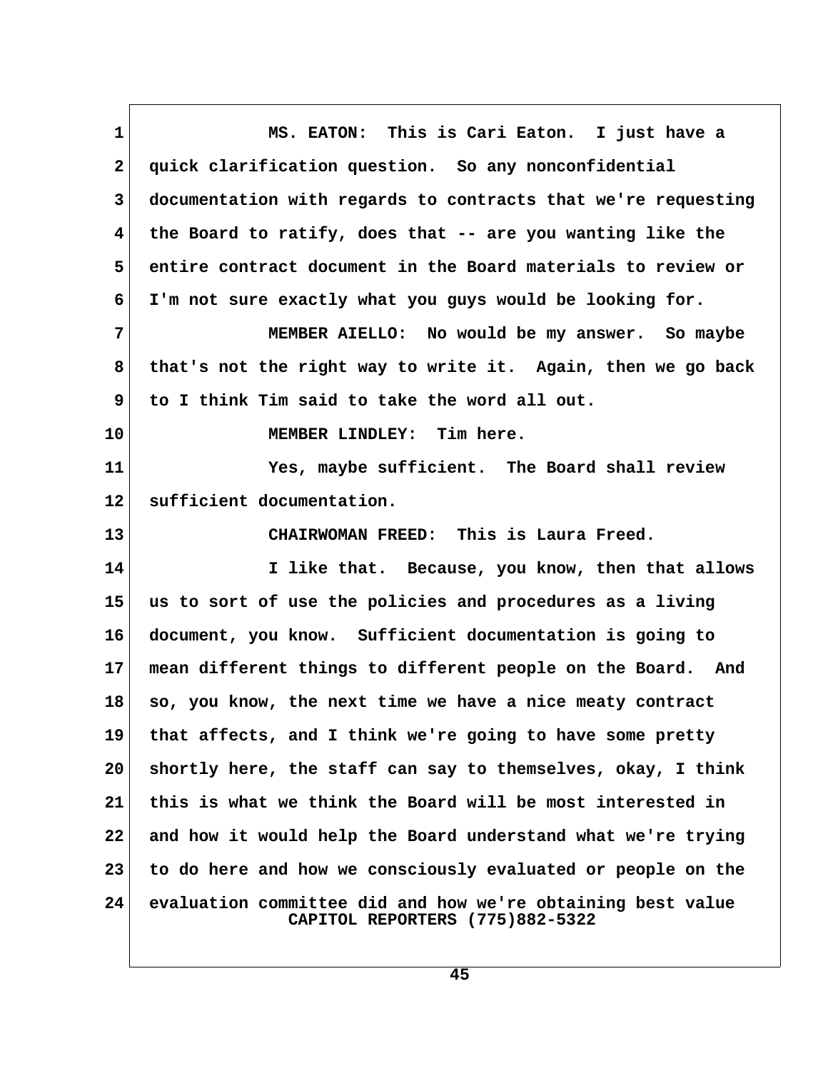MS. EATON: This is Cari Eaton. I just have a quick clarification question. So any nonconfidential documentation with regards to contracts that we're requesting the Board to ratify, does that -- are you wanting like the entire contract document in the Board materials to review or I'm not sure exactly what you guys would be looking for.

MEMBER AIELLO: No would be my answer. So maybe that's not the right way to write it. Again, then we go back to I think Tim said to take the word all out.

MEMBER LINDLEY: Tim here.

Yes, maybe sufficient. The Board shall review sufficient documentation.

CHAIRWOMAN FREED: This is Laura Freed.

I like that. Because, you know, then that allows us to sort of use the policies and procedures as a living document, you know. Sufficient documentation is going to mean different things to different people on the Board. And so, you know, the next time we have a nice meaty contract that affects, and I think we're going to have some pretty shortly here, the staff can say to themselves, okay, I think this is what we think the Board will be most interested in and how it would help the Board understand what we're trying to do here and how we consciously evaluated or people on the evaluation committee did and how we're obtaining best value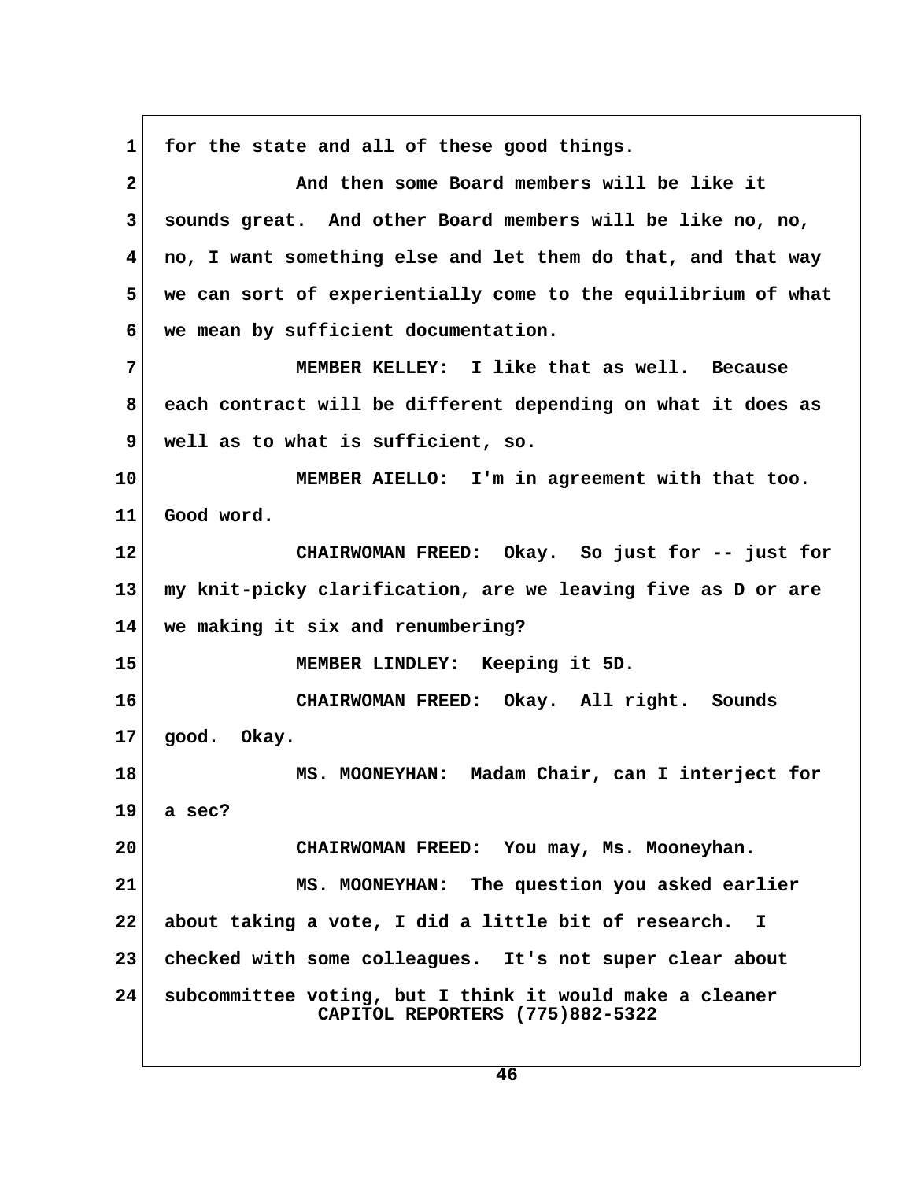for the state and all of these good things.

And then some Board members will be like it sounds great. And other Board members will be like no, no, no, I want something else and let them do that, and that way we can sort of experientially come to the equilibrium of what we mean by sufficient documentation.

MEMBER KELLEY: I like that as well. Because each contract will be different depending on what it does as well as to what is sufficient, so.

MEMBER AIELLO: I'm in agreement with that too. Good word.

CHAIRWOMAN FREED: Okay. So just for -- just for my knit-picky clarification, are we leaving five as D or are we making it six and renumbering?

MEMBER LINDLEY: Keeping it 5D.

CHAIRWOMAN FREED: Okay. All right. Sounds good. Okay.

MS. MOONEYHAN: Madam Chair, can I interject for a sec?

CHAIRWOMAN FREED: You may, Ms. Mooneyhan.

MS. MOONEYHAN: The question you asked earlier about taking a vote, I did a little bit of research. I checked with some colleagues. It's not super clear about subcommittee voting, but I think it would make a cleaner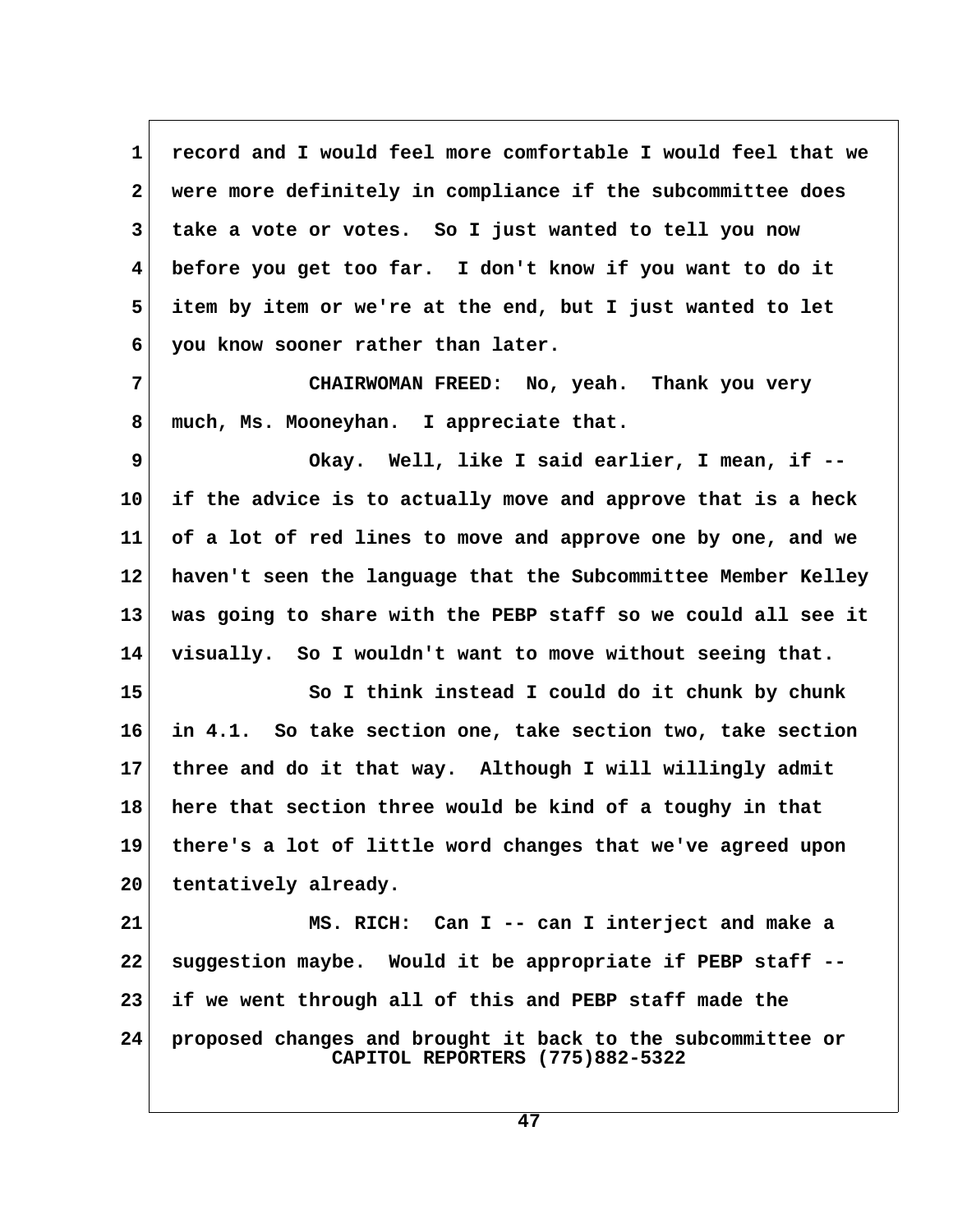record and I would feel more comfortable I would feel that we were more definitely in compliance if the subcommittee does take a vote or votes. So I just wanted to tell you now before you get too far. I don't know if you want to do it item by item or we're at the end, but I just wanted to let you know sooner rather than later.

CHAIRWOMAN FREED: No, yeah. Thank you very much, Ms. Mooneyhan. I appreciate that.

Okay. Well, like I said earlier, I mean, if -- if the advice is to actually move and approve that is a heck of a lot of red lines to move and approve one by one, and we haven't seen the language that the Subcommittee Member Kelley was going to share with the PEBP staff so we could all see it visually. So I wouldn't want to move without seeing that.

So I think instead I could do it chunk by chunk in 4.1. So take section one, take section two, take section three and do it that way. Although I will willingly admit here that section three would be kind of a toughy in that there's a lot of little word changes that we've agreed upon tentatively already.

MS. RICH: Can I -- can I interject and make a suggestion maybe. Would it be appropriate if PEBP staff -- if we went through all of this and PEBP staff made the proposed changes and brought it back to the subcommittee or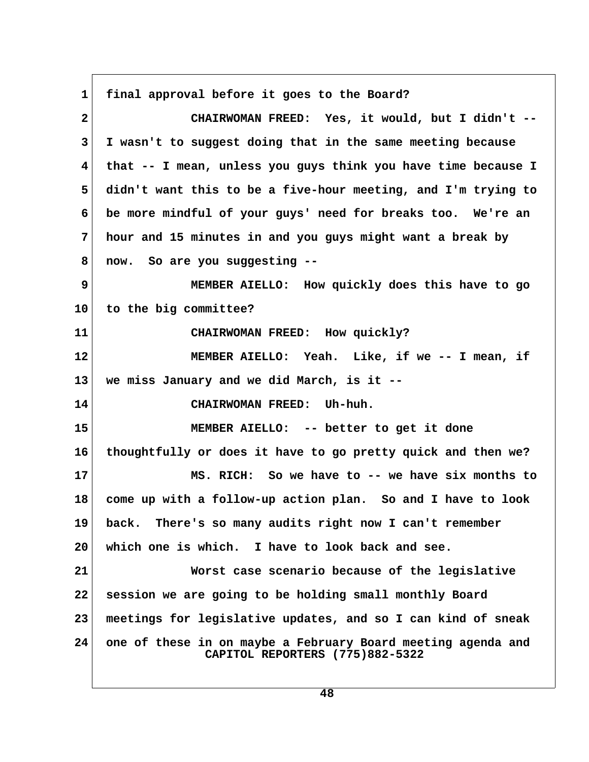final approval before it goes to the Board?

CHAIRWOMAN FREED: Yes, it would, but I didn't -- I wasn't to suggest doing that in the same meeting because that -- I mean, unless you guys think you have time because I didn't want this to be a five-hour meeting, and I'm trying to be more mindful of your guys' need for breaks too. We're an hour and 15 minutes in and you guys might want a break by now. So are you suggesting --

MEMBER AIELLO: How quickly does this have to go to the big committee?

CHAIRWOMAN FREED: How quickly?

MEMBER AIELLO: Yeah. Like, if we -- I mean, if we miss January and we did March, is it --

CHAIRWOMAN FREED: Uh-huh.

MEMBER AIELLO: -- better to get it done thoughtfully or does it have to go pretty quick and then we?

MS. RICH: So we have to -- we have six months to come up with a follow-up action plan. So and I have to look back. There's so many audits right now I can't remember which one is which. I have to look back and see.

Worst case scenario because of the legislative session we are going to be holding small monthly Board meetings for legislative updates, and so I can kind of sneak one of these in on maybe a February Board meeting agenda and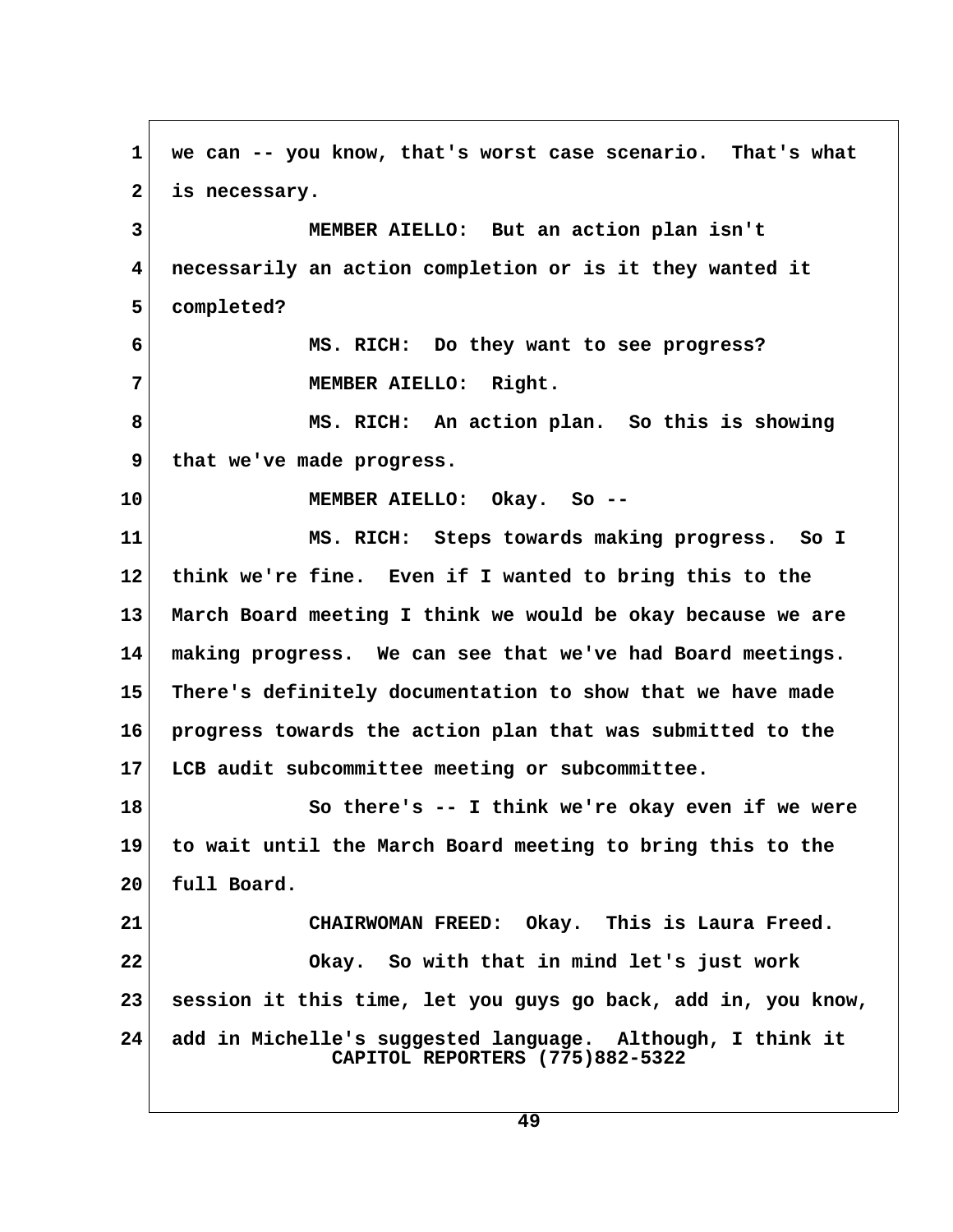we can -- you know, that's worst case scenario. That's what is necessary.

MEMBER AIELLO: But an action plan isn't necessarily an action completion or is it they wanted it completed?

MS. RICH: Do they want to see progress?

MEMBER AIELLO: Right.

MS. RICH: An action plan. So this is showing that we've made progress.

MEMBER AIELLO: Okay. So --

MS. RICH: Steps towards making progress. So I think we're fine. Even if I wanted to bring this to the March Board meeting I think we would be okay because we are making progress. We can see that we've had Board meetings. There's definitely documentation to show that we have made progress towards the action plan that was submitted to the LCB audit subcommittee meeting or subcommittee.

So there's -- I think we're okay even if we were to wait until the March Board meeting to bring this to the full Board.

CHAIRWOMAN FREED: Okay. This is Laura Freed.

Okay. So with that in mind let's just work session it this time, let you guys go back, add in, you know, add in Michelle's suggested language. Although, I think it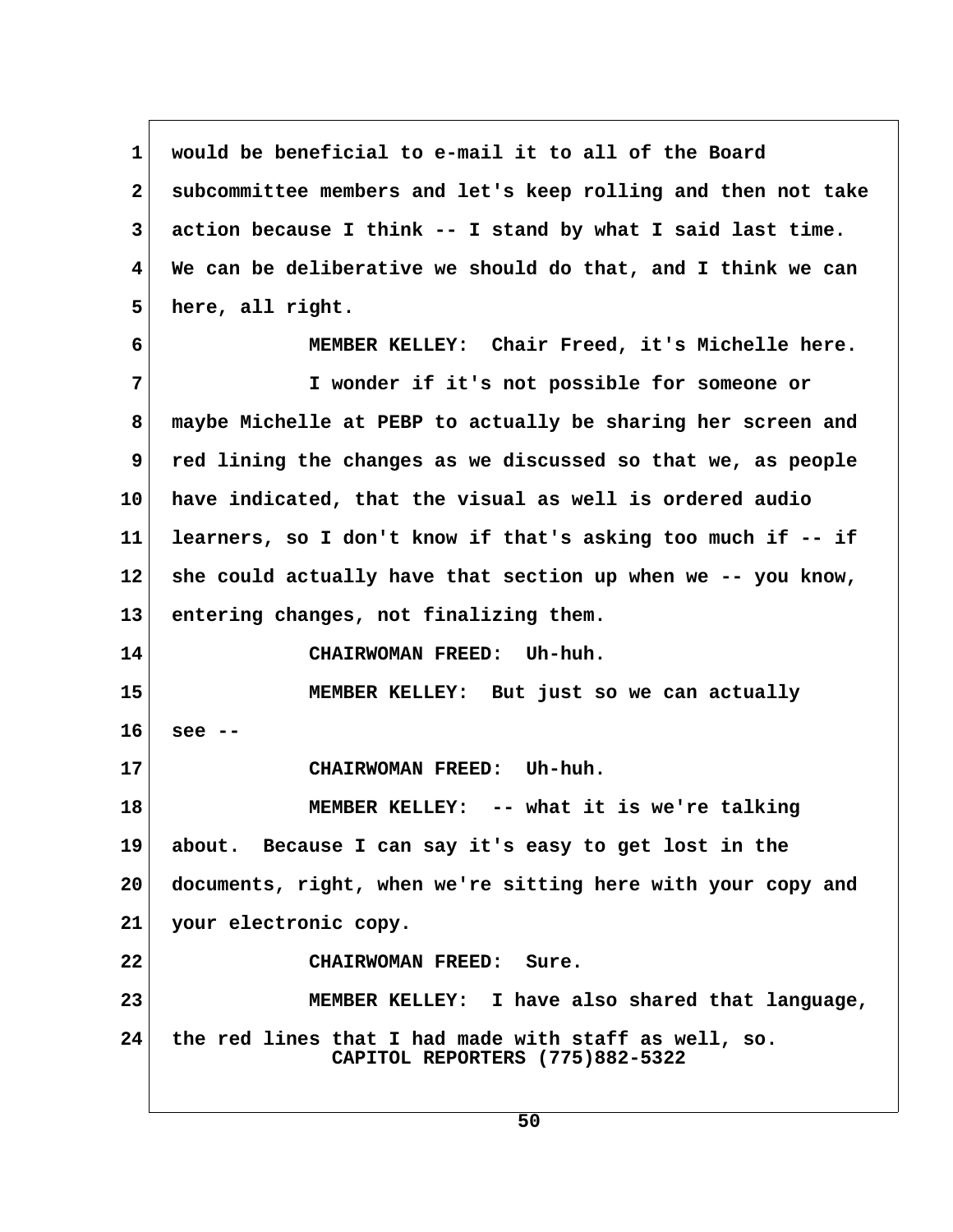would be beneficial to e-mail it to all of the Board subcommittee members and let's keep rolling and then not take action because I think -- I stand by what I said last time. We can be deliberative we should do that, and I think we can here, all right.

MEMBER KELLEY: Chair Freed, it's Michelle here.

I wonder if it's not possible for someone or maybe Michelle at PEBP to actually be sharing her screen and red lining the changes as we discussed so that we, as people have indicated, that the visual as well is ordered audio learners, so I don't know if that's asking too much if -- if she could actually have that section up when we -- you know, entering changes, not finalizing them.

CHAIRWOMAN FREED: Uh-huh.

MEMBER KELLEY: But just so we can actually see --

CHAIRWOMAN FREED: Uh-huh.

MEMBER KELLEY: -- what it is we're talking about. Because I can say it's easy to get lost in the documents, right, when we're sitting here with your copy and your electronic copy.

CHAIRWOMAN FREED: Sure.

MEMBER KELLEY: I have also shared that language, the red lines that I had made with staff as well, so.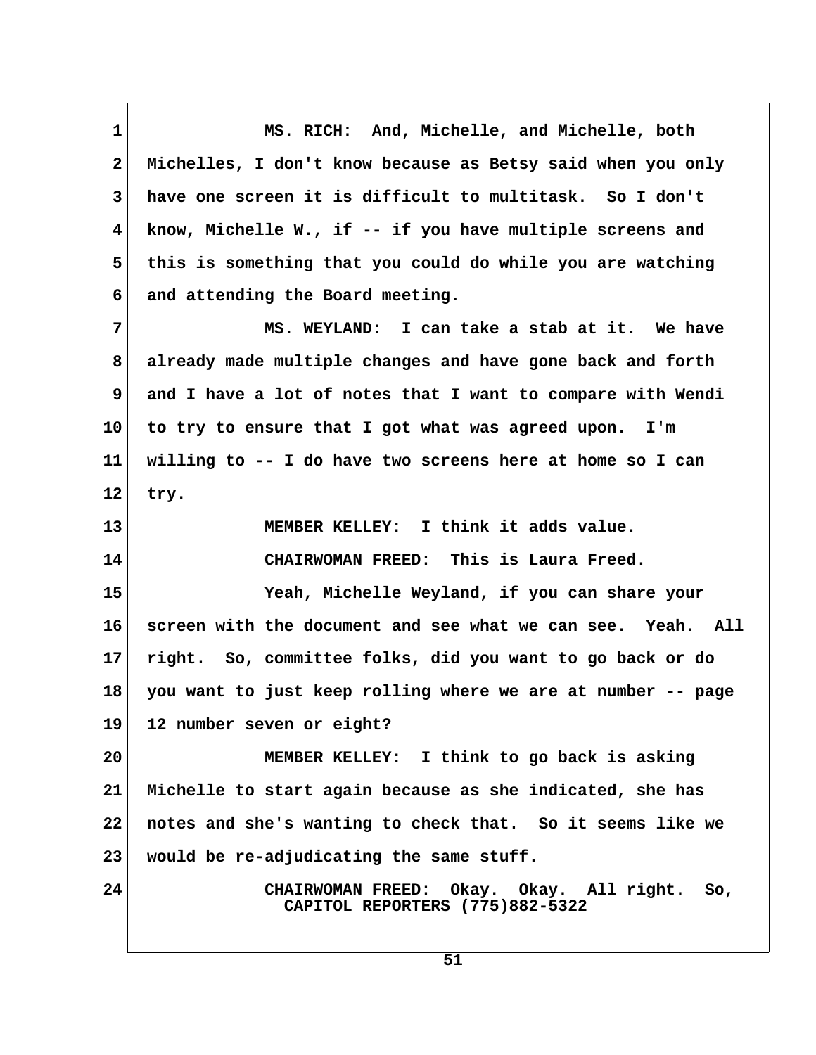MS. RICH: And, Michelle, and Michelle, both Michelles, I don't know because as Betsy said when you only have one screen it is difficult to multitask. So I don't know, Michelle W., if -- if you have multiple screens and this is something that you could do while you are watching and attending the Board meeting.

MS. WEYLAND: I can take a stab at it. We have already made multiple changes and have gone back and forth and I have a lot of notes that I want to compare with Wendi to try to ensure that I got what was agreed upon. I'm willing to -- I do have two screens here at home so I can try.

MEMBER KELLEY: I think it adds value.

CHAIRWOMAN FREED: This is Laura Freed.

Yeah, Michelle Weyland, if you can share your screen with the document and see what we can see. Yeah. All right. So, committee folks, did you want to go back or do you want to just keep rolling where we are at number -- page 12 number seven or eight?

MEMBER KELLEY: I think to go back is asking Michelle to start again because as she indicated, she has notes and she's wanting to check that. So it seems like we would be re-adjudicating the same stuff.

CHAIRWOMAN FREED: Okay. Okay. All right. So,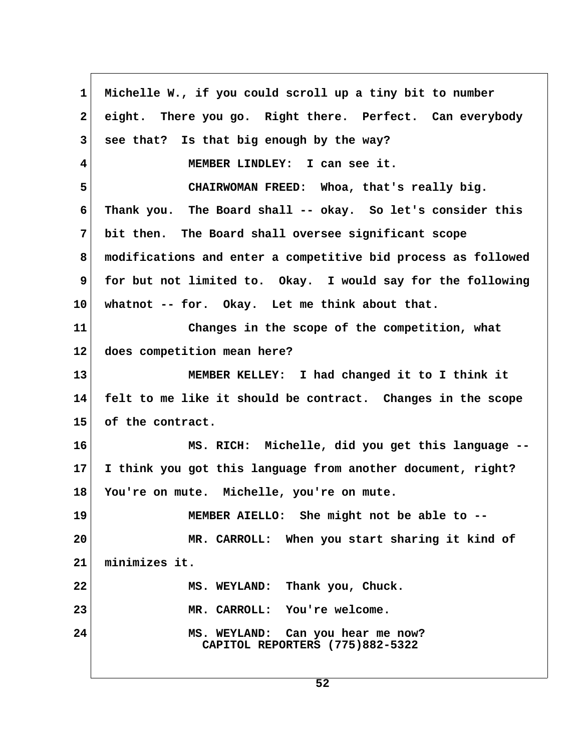Michelle W., if you could scroll up a tiny bit to number eight. There you go. Right there. Perfect. Can everybody see that? Is that big enough by the way?

MEMBER LINDLEY: I can see it.

CHAIRWOMAN FREED: Whoa, that's really big. Thank you. The Board shall -- okay. So let's consider this bit then. The Board shall oversee significant scope modifications and enter a competitive bid process as followed for but not limited to. Okay. I would say for the following whatnot -- for. Okay. Let me think about that.

Changes in the scope of the competition, what does competition mean here?

MEMBER KELLEY: I had changed it to I think it felt to me like it should be contract. Changes in the scope of the contract.

MS. RICH: Michelle, did you get this language -- I think you got this language from another document, right? You're on mute. Michelle, you're on mute.

MEMBER AIELLO: She might not be able to --

MR. CARROLL: When you start sharing it kind of minimizes it.

MS. WEYLAND: Thank you, Chuck.

MR. CARROLL: You're welcome.

MS. WEYLAND: Can you hear me now?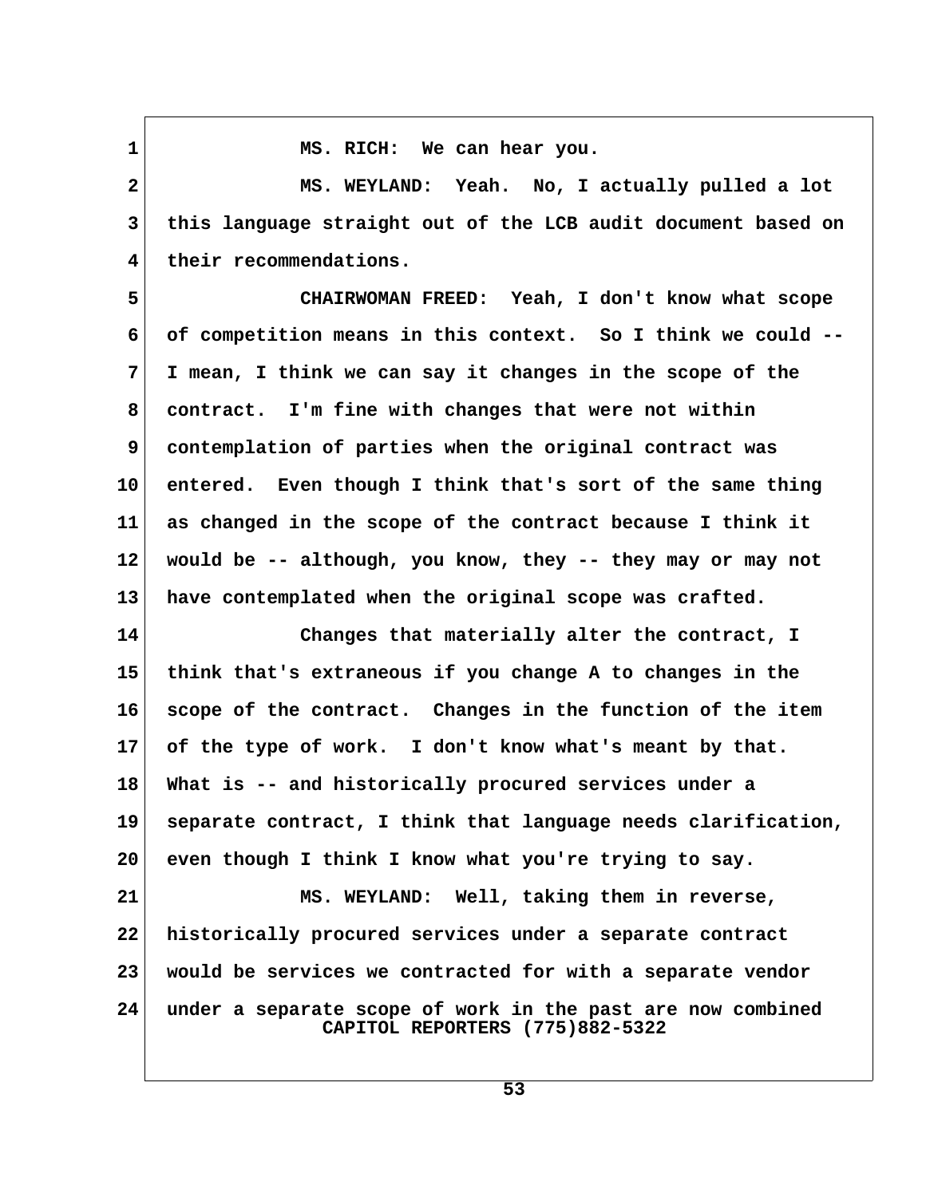MS. RICH: We can hear you.

MS. WEYLAND: Yeah. No, I actually pulled a lot this language straight out of the LCB audit document based on their recommendations.

CHAIRWOMAN FREED: Yeah, I don't know what scope of competition means in this context. So I think we could -- I mean, I think we can say it changes in the scope of the contract. I'm fine with changes that were not within contemplation of parties when the original contract was entered. Even though I think that's sort of the same thing as changed in the scope of the contract because I think it would be -- although, you know, they -- they may or may not have contemplated when the original scope was crafted.

Changes that materially alter the contract, I think that's extraneous if you change A to changes in the scope of the contract. Changes in the function of the item of the type of work. I don't know what's meant by that. What is -- and historically procured services under a separate contract, I think that language needs clarification, even though I think I know what you're trying to say.

MS. WEYLAND: Well, taking them in reverse, historically procured services under a separate contract would be services we contracted for with a separate vendor under a separate scope of work in the past are now combined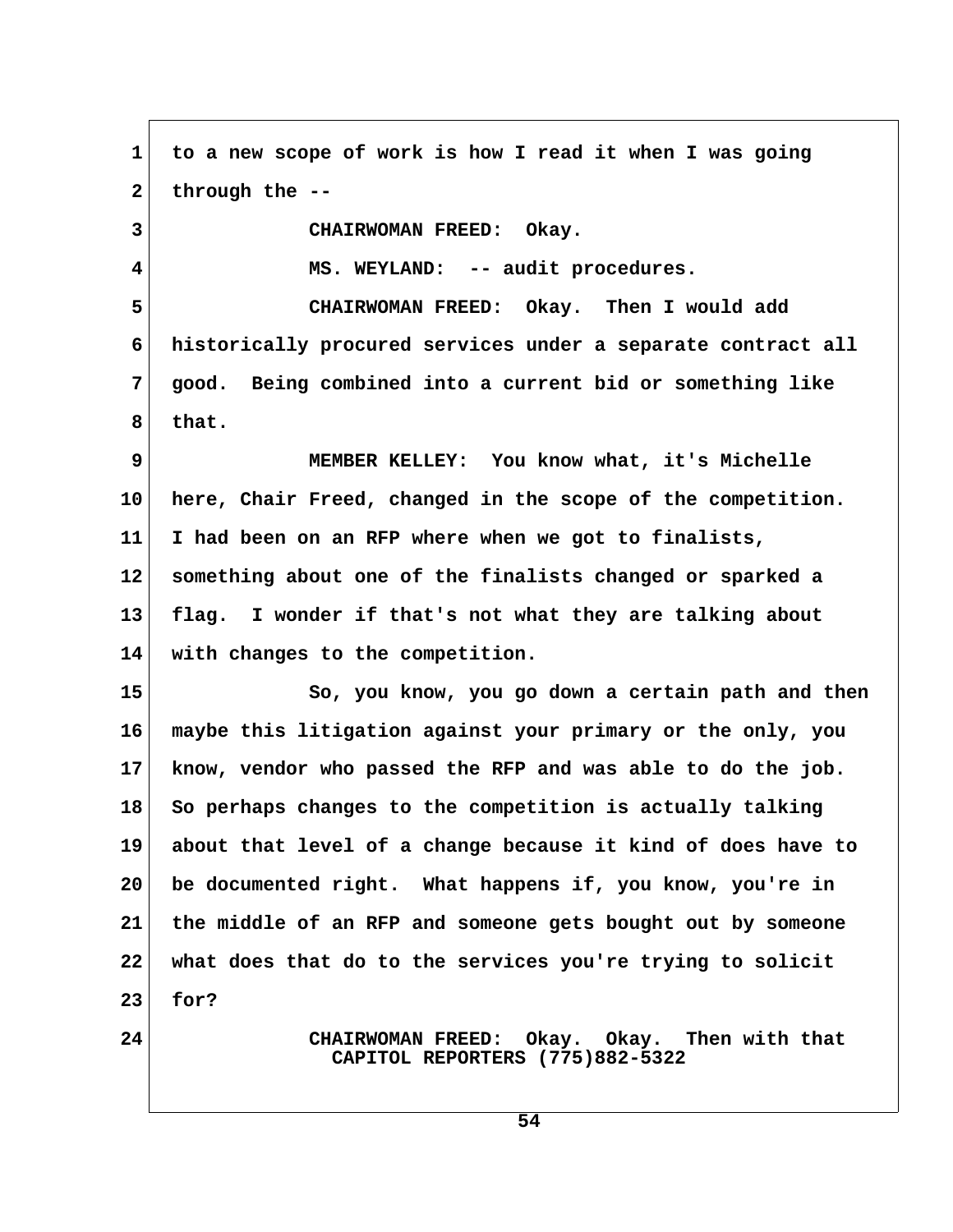to a new scope of work is how I read it when I was going through the --

CHAIRWOMAN FREED: Okay.

MS. WEYLAND: -- audit procedures.

CHAIRWOMAN FREED: Okay. Then I would add historically procured services under a separate contract all good. Being combined into a current bid or something like that.

MEMBER KELLEY: You know what, it's Michelle here, Chair Freed, changed in the scope of the competition. I had been on an RFP where when we got to finalists, something about one of the finalists changed or sparked a flag. I wonder if that's not what they are talking about with changes to the competition.

So, you know, you go down a certain path and then maybe this litigation against your primary or the only, you know, vendor who passed the RFP and was able to do the job. So perhaps changes to the competition is actually talking about that level of a change because it kind of does have to be documented right. What happens if, you know, you're in the middle of an RFP and someone gets bought out by someone what does that do to the services you're trying to solicit for?

CHAIRWOMAN FREED: Okay. Okay. Then with that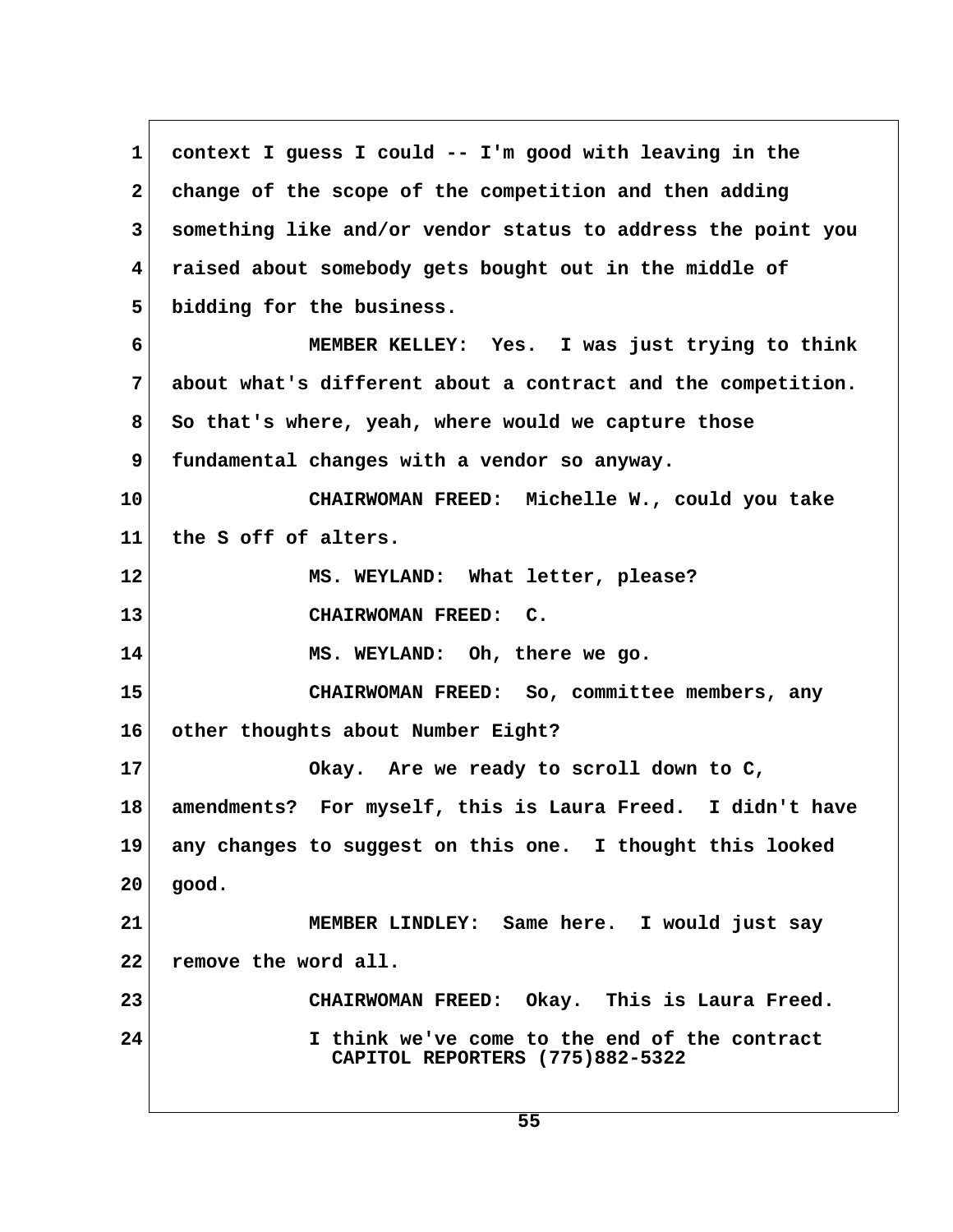context I guess I could -- I'm good with leaving in the change of the scope of the competition and then adding something like and/or vendor status to address the point you raised about somebody gets bought out in the middle of bidding for the business.

MEMBER KELLEY: Yes. I was just trying to think about what's different about a contract and the competition. So that's where, yeah, where would we capture those fundamental changes with a vendor so anyway.

CHAIRWOMAN FREED: Michelle W., could you take the S off of alters.

MS. WEYLAND: What letter, please?

CHAIRWOMAN FREED: C.

MS. WEYLAND: Oh, there we go.

CHAIRWOMAN FREED: So, committee members, any other thoughts about Number Eight?

Okay. Are we ready to scroll down to C, amendments? For myself, this is Laura Freed. I didn't have any changes to suggest on this one. I thought this looked good.

MEMBER LINDLEY: Same here. I would just say remove the word all.

CHAIRWOMAN FREED: Okay. This is Laura Freed.

I think we've come to the end of the contract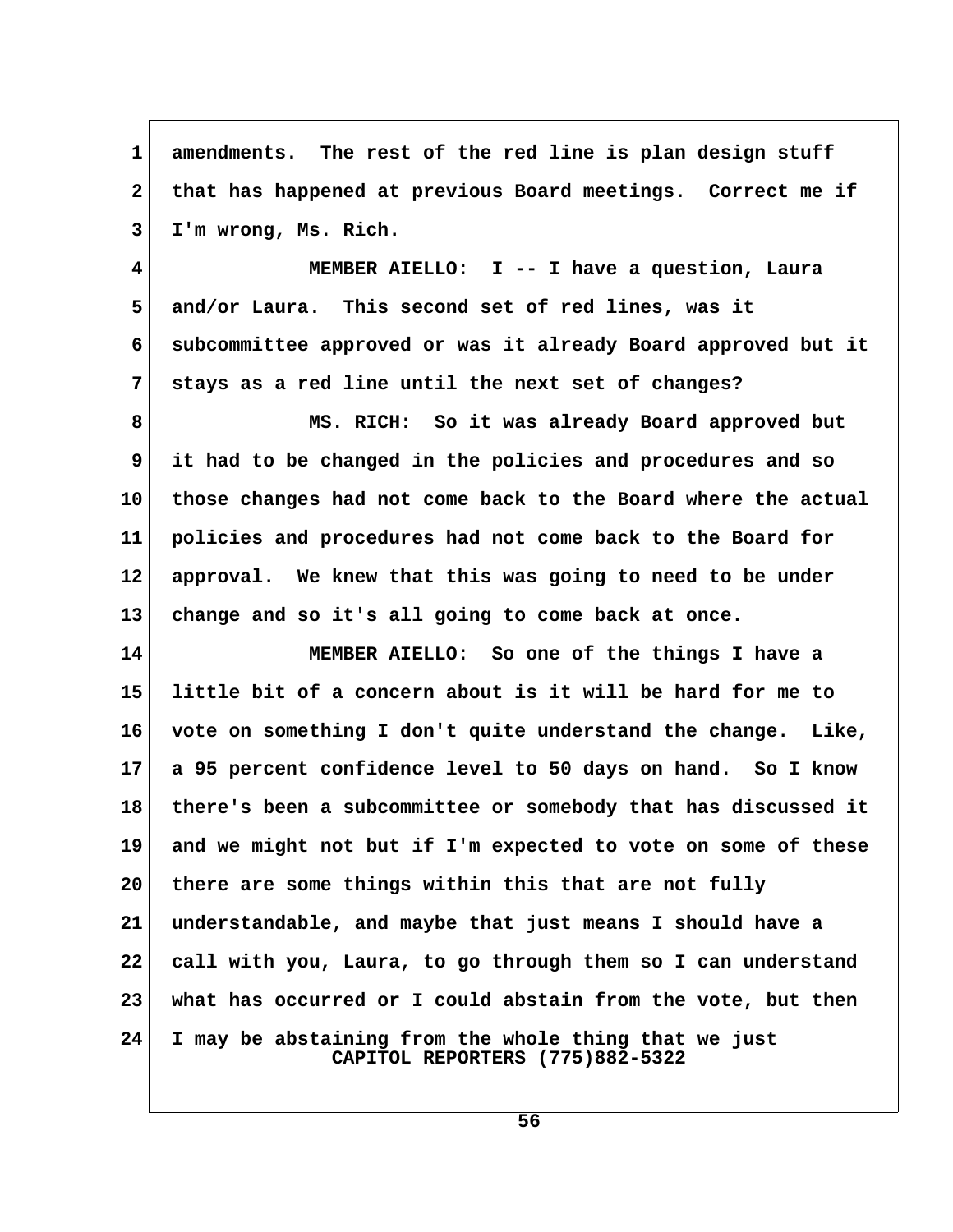amendments. The rest of the red line is plan design stuff that has happened at previous Board meetings. Correct me if I'm wrong, Ms. Rich.

MEMBER AIELLO: I -- I have a question, Laura and/or Laura. This second set of red lines, was it subcommittee approved or was it already Board approved but it stays as a red line until the next set of changes?

MS. RICH: So it was already Board approved but it had to be changed in the policies and procedures and so those changes had not come back to the Board where the actual policies and procedures had not come back to the Board for approval. We knew that this was going to need to be under change and so it's all going to come back at once.

MEMBER AIELLO: So one of the things I have a little bit of a concern about is it will be hard for me to vote on something I don't quite understand the change. Like, a 95 percent confidence level to 50 days on hand. So I know there's been a subcommittee or somebody that has discussed it and we might not but if I'm expected to vote on some of these there are some things within this that are not fully understandable, and maybe that just means I should have a call with you, Laura, to go through them so I can understand what has occurred or I could abstain from the vote, but then I may be abstaining from the whole thing that we just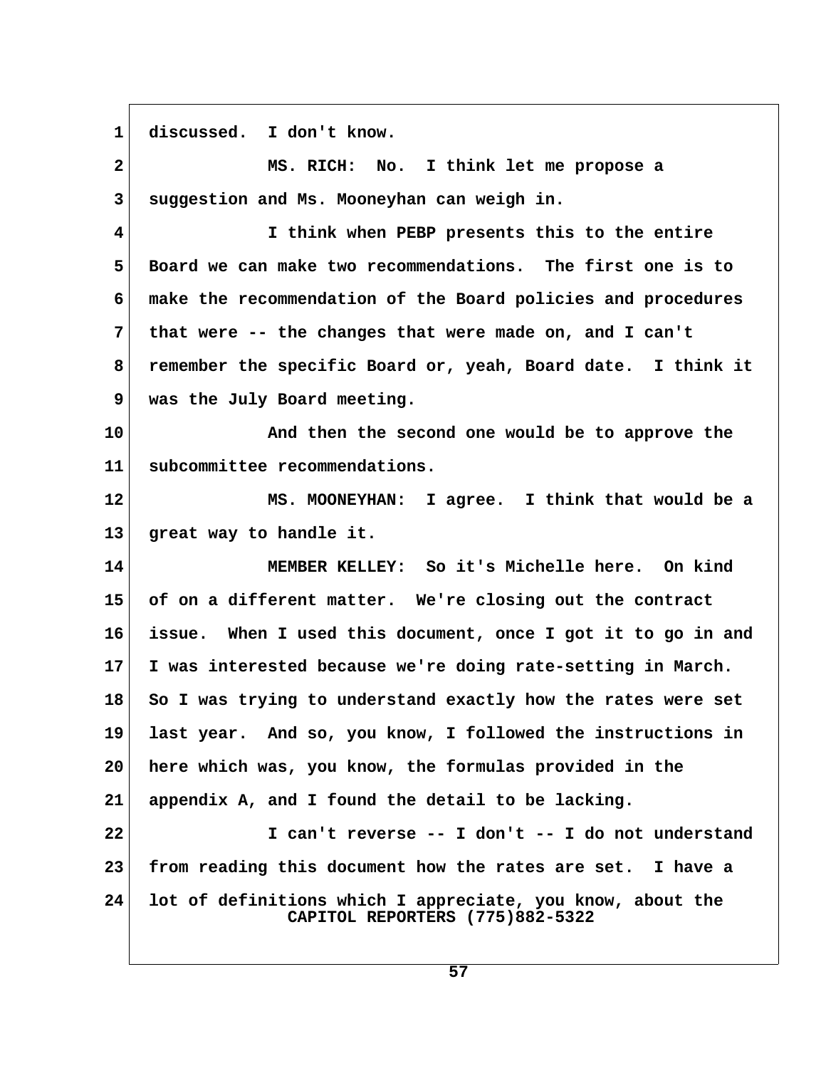discussed. I don't know.

MS. RICH: No. I think let me propose a suggestion and Ms. Mooneyhan can weigh in.

I think when PEBP presents this to the entire Board we can make two recommendations. The first one is to make the recommendation of the Board policies and procedures that were -- the changes that were made on, and I can't remember the specific Board or, yeah, Board date. I think it was the July Board meeting.

And then the second one would be to approve the subcommittee recommendations.

MS. MOONEYHAN: I agree. I think that would be a great way to handle it.

MEMBER KELLEY: So it's Michelle here. On kind of on a different matter. We're closing out the contract issue. When I used this document, once I got it to go in and I was interested because we're doing rate-setting in March. So I was trying to understand exactly how the rates were set last year. And so, you know, I followed the instructions in here which was, you know, the formulas provided in the appendix A, and I found the detail to be lacking.

I can't reverse -- I don't -- I do not understand from reading this document how the rates are set. I have a lot of definitions which I appreciate, you know, about the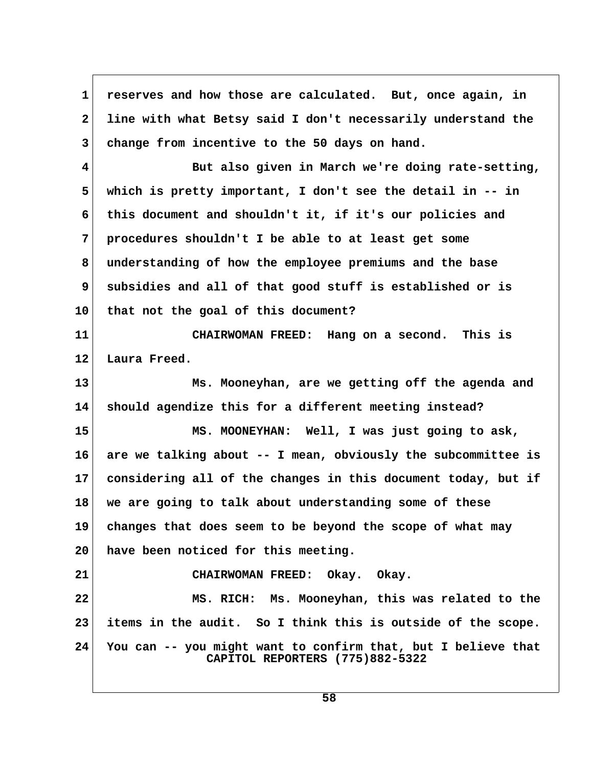reserves and how those are calculated. But, once again, in line with what Betsy said I don't necessarily understand the change from incentive to the 50 days on hand.

But also given in March we're doing rate-setting, which is pretty important, I don't see the detail in -- in this document and shouldn't it, if it's our policies and procedures shouldn't I be able to at least get some understanding of how the employee premiums and the base subsidies and all of that good stuff is established or is that not the goal of this document?

CHAIRWOMAN FREED: Hang on a second. This is Laura Freed.

Ms. Mooneyhan, are we getting off the agenda and should agendize this for a different meeting instead?

MS. MOONEYHAN: Well, I was just going to ask, are we talking about -- I mean, obviously the subcommittee is considering all of the changes in this document today, but if we are going to talk about understanding some of these changes that does seem to be beyond the scope of what may have been noticed for this meeting.

CHAIRWOMAN FREED: Okay. Okay.

MS. RICH: Ms. Mooneyhan, this was related to the items in the audit. So I think this is outside of the scope. You can -- you might want to confirm that, but I believe that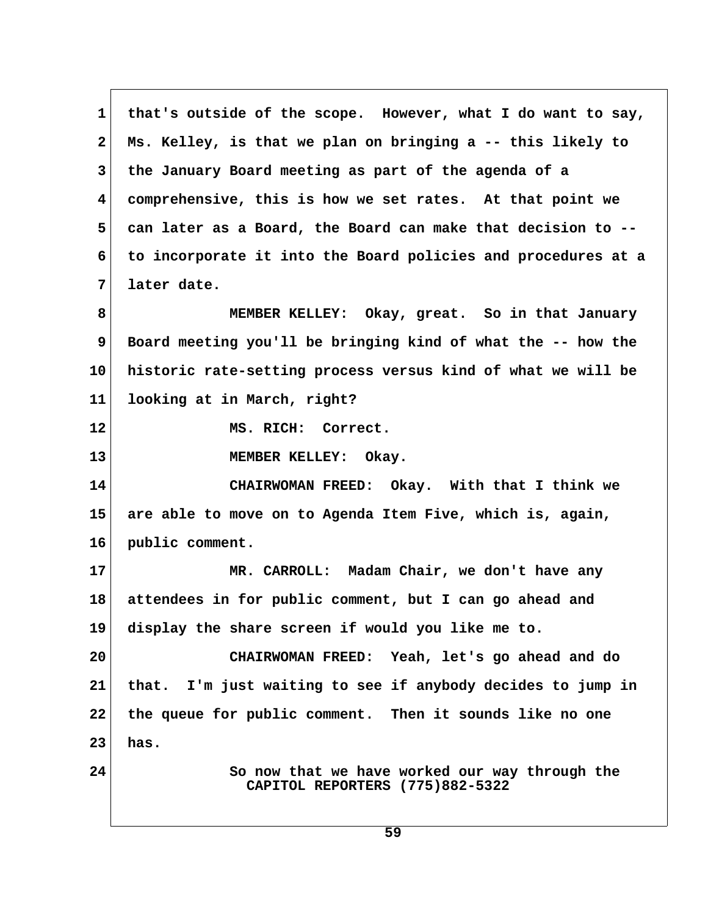1 that's outside of the scope. However, what I do want to say,
2 Ms. Kelley, is that we plan on bringing a -- this likely to
3 the January Board meeting as part of the agenda of a
4 comprehensive, this is how we set rates. At that point we
5 can later as a Board, the Board can make that decision to --
6 to incorporate it into the Board policies and procedures at a
7 later date.

8 MEMBER KELLEY: Okay, great. So in that January
9 Board meeting you'll be bringing kind of what the -- how the
10 historic rate-setting process versus kind of what we will be
11 looking at in March, right?

12 MS. RICH: Correct.

13 MEMBER KELLEY: Okay.

14 CHAIRWOMAN FREED: Okay. With that I think we
15 are able to move on to Agenda Item Five, which is, again,
16 public comment.

17 MR. CARROLL: Madam Chair, we don't have any
18 attendees in for public comment, but I can go ahead and
19 display the share screen if would you like me to.

20 CHAIRWOMAN FREED: Yeah, let's go ahead and do
21 that. I'm just waiting to see if anybody decides to jump in
22 the queue for public comment. Then it sounds like no one
23 has.

24 So now that we have worked our way through the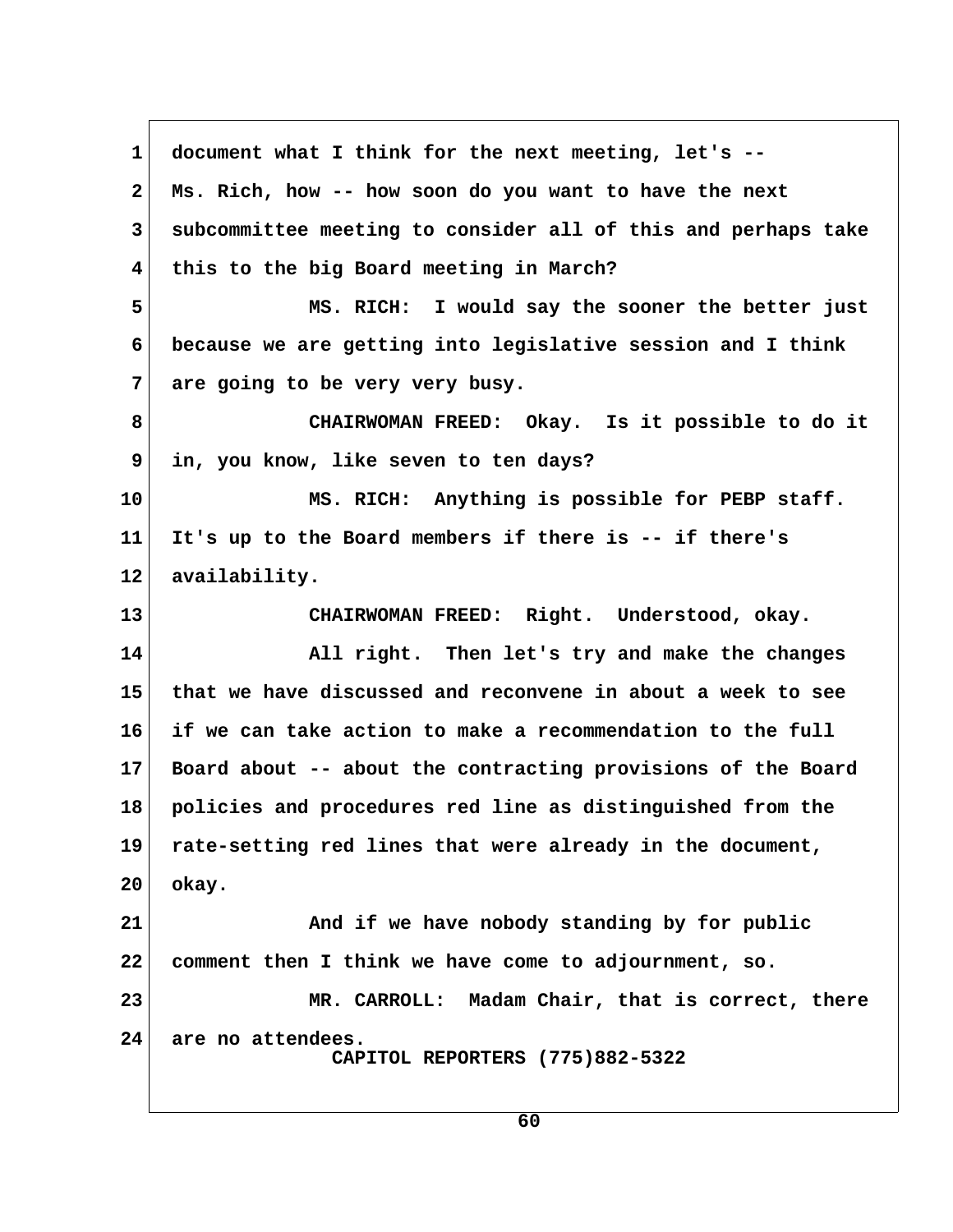1 document what I think for the next meeting, let's --
2 Ms. Rich, how -- how soon do you want to have the next
3 subcommittee meeting to consider all of this and perhaps take
4 this to the big Board meeting in March?
5 MS. RICH: I would say the sooner the better just
6 because we are getting into legislative session and I think
7 are going to be very very busy.
8 CHAIRWOMAN FREED: Okay. Is it possible to do it
9 in, you know, like seven to ten days?
10 MS. RICH: Anything is possible for PEBP staff.
11 It's up to the Board members if there is -- if there's
12 availability.
13 CHAIRWOMAN FREED: Right. Understood, okay.
14 All right. Then let's try and make the changes
15 that we have discussed and reconvene in about a week to see
16 if we can take action to make a recommendation to the full
17 Board about -- about the contracting provisions of the Board
18 policies and procedures red line as distinguished from the
19 rate-setting red lines that were already in the document,
20 okay.
21 And if we have nobody standing by for public
22 comment then I think we have come to adjournment, so.
23 MR. CARROLL: Madam Chair, that is correct, there
24 are no attendees.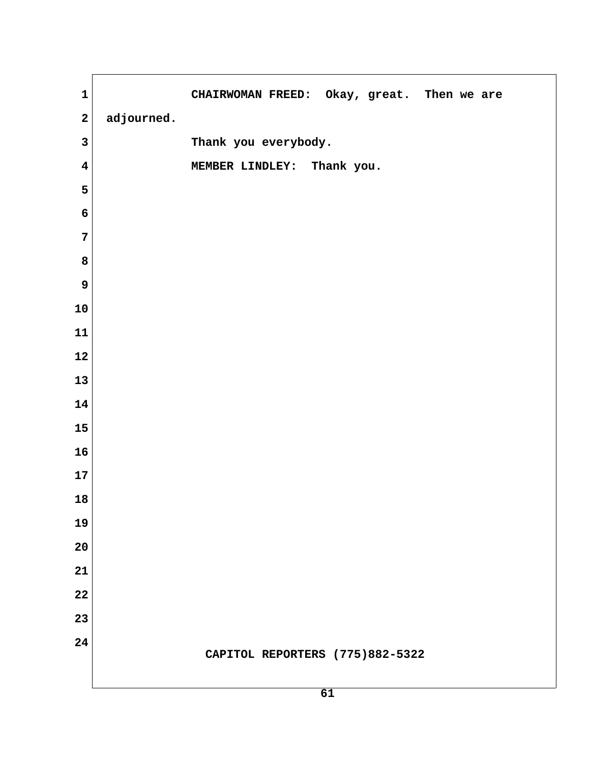CHAIRWOMAN FREED: Okay, great. Then we are adjourned.

Thank you everybody.

MEMBER LINDLEY: Thank you.

CAPITOL REPORTERS (775)882-5322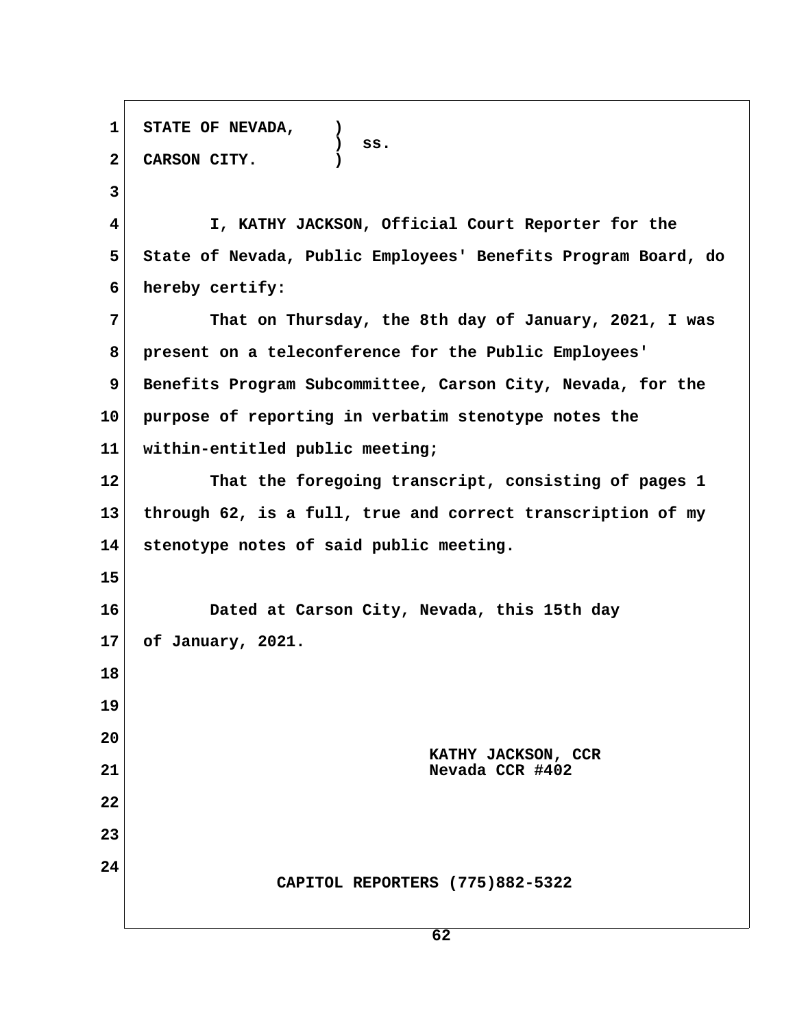**STATE OF NEVADA, )**
**) ss.**
**CARSON CITY. )**

**I, KATHY JACKSON, Official Court Reporter for the State of Nevada, Public Employees' Benefits Program Board, do hereby certify:**

**That on Thursday, the 8th day of January, 2021, I was present on a teleconference for the Public Employees' Benefits Program Subcommittee, Carson City, Nevada, for the purpose of reporting in verbatim stenotype notes the within-entitled public meeting;**

**That the foregoing transcript, consisting of pages 1 through 62, is a full, true and correct transcription of my stenotype notes of said public meeting.**

**Dated at Carson City, Nevada, this 15th day of January, 2021.**

**KATHY JACKSON, CCR**
**Nevada CCR #402**

**CAPITOL REPORTERS (775)882-5322**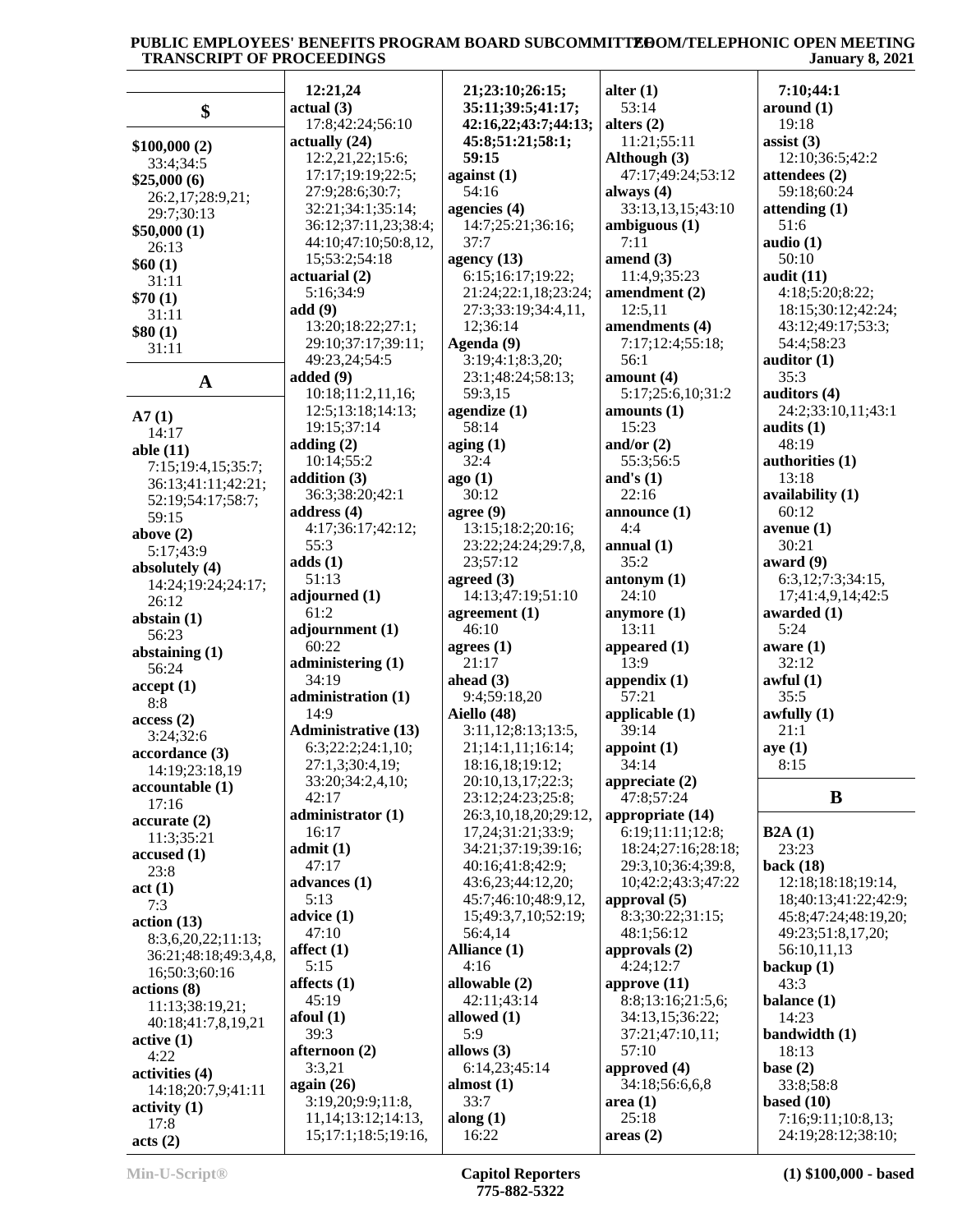## $

**$100,000 (2)**
33:4;34:5

**$25,000 (6)**
26:2,17;28:9,21;
29:7;30:13

**$50,000 (1)**
26:13

**$60 (1)**
31:11

**$70 (1)**
31:11

**$80 (1)**
31:11

## A

**A7 (1)**
14:17

**able (11)**
7:15;19:4,15;35:7;
36:13;41:11;42:21;
52:19;54:17;58:7;
59:15

**above (2)**
5:17;43:9

**absolutely (4)**
14:24;19:24;24:17;
26:12

**abstain (1)**
56:23

**abstaining (1)**
56:24

**accept (1)**
8:8

**access (2)**
3:24;32:6

**accordance (3)**
14:19;23:18,19

**accountable (1)**
17:16

**accurate (2)**
11:3;35:21

**accused (1)**
23:8

**act (1)**
7:3

**action (13)**
8:3,6,20,22;11:13;
36:21;48:18;49:3,4,8,
16;50:3;60:16

**actions (8)**
11:13;38:19,21;
40:18;41:7,8,19,21

**active (1)**
4:22

**activities (4)**
14:18;20:7,9;41:11

**activity (1)**
17:8

**acts (2)**
12:21,24

**actual (3)**
17:8;42:24;56:10

**actually (24)**
12:2,21,22;15:6;
17:17;19:19;22:5;
27:9;28:6;30:7;
32:21;34:1;35:14;
36:12;37:11,23;38:4;
44:10;47:10;50:8,12,
15;53:2;54:18

**actuarial (2)**
5:16;34:9

**add (9)**
13:20;18:22;27:1;
29:10;37:17;39:11;
49:23,24;54:5

**added (9)**
10:18;11:2,11,16;
12:5;13:18;14:13;
19:15;37:14

**adding (2)**
10:14;55:2

**addition (3)**
36:3;38:20;42:1

**address (4)**
4:17;36:17;42:12;
55:3

**adds (1)**
51:13

**adjourned (1)**
61:2

**adjournment (1)**
60:22

**administering (1)**
34:19

**administration (1)**
14:9

**Administrative (13)**
6:3;22:2;24:1,10;
27:1,3;30:4,19;
33:20;34:2,4,10;
42:17

**administrator (1)**
16:17

**admit (1)**
47:17

**advances (1)**
5:13

**advice (1)**
47:10

**affect (1)**
5:15

**affects (1)**
45:19

**afoul (1)**
39:3

**afternoon (2)**
3:3,21

**again (26)**
3:19,20;9:9;11:8,
11,14;13:12;14:13,
15;17:1;18:5;19:16,
21;23:10;26:15;
35:11;39:5;41:17;
42:16,22;43:7;44:13;
45:8;51:21;58:1;
59:15

**against (1)**
54:16

**agencies (4)**
14:7;25:21;36:16;
37:7

**agency (13)**
6:15;16:17;19:22;
21:24;22:1,18;23:24;
27:3;33:19;34:4,11,
12;36:14

**Agenda (9)**
3:19;4:1;8:3,20;
23:1;48:24;58:13;
59:3,15

**agendize (1)**
58:14

**aging (1)**
32:4

**ago (1)**
30:12

**agree (9)**
13:15;18:2;20:16;
23:22;24:24;29:7,8,
23;57:12

**agreed (3)**
14:13;47:19;51:10

**agreement (1)**
46:10

**agrees (1)**
21:17

**ahead (3)**
9:4;59:18,20

**Aiello (48)**
3:11,12;8:13;13:5,
21;14:1,11;16:14;
18:16,18;19:12;
20:10,13,17;22:3;
23:12;24:23;25:8;
26:3,10,18,20;29:12,
17,24;31:23;33:9;
34:21;37:19;39:16;
40:16;41:8;42:9;
43:6,23;44:12,20;
45:7;46:10;48:9,12,
15;49:3,7,10;52:19;
56:4,14

**Alliance (1)**
4:16

**allowable (2)**
42:11;43:14

**allowed (1)**
5:9

**allows (3)**
6:14,23;45:14

**almost (1)**
33:7

**along (1)**
16:22

**alter (1)**
53:14

**alters (2)**
11:21;55:11

**Although (3)**
47:17;49:24;53:12

**always (4)**
33:13,13,15;43:10

**ambiguous (1)**
7:11

**amend (3)**
11:4,9;35:23

**amendment (2)**
12:5,11

**amendments (4)**
7:17;12:4;55:18;
56:1

**amount (4)**
5:17;25:6,10;31:2

**amounts (1)**
15:23

**and/or (2)**
55:3;56:5

**and's (1)**
22:16

**announce (1)**
4:4

**annual (1)**
35:2

**antonym (1)**
24:10

**anymore (1)**
13:11

**appeared (1)**
13:9

**appendix (1)**
57:21

**applicable (1)**
39:14

**appoint (1)**
34:14

**appreciate (2)**
47:8;57:24

**appropriate (14)**
6:19;11:11;12:8;
18:24;27:16;28:18;
29:3,10;36:4;39:8,
10;42:2;43:3;47:22

**approval (5)**
8:3;30:22;31:15;
48:1;56:12

**approvals (2)**
4:24;12:7

**approve (11)**
8:8;13:16;21:5,6;
34:13,15;36:22;
37:21;47:10,11;
57:10

**approved (4)**
34:18;56:6,6,8

**area (1)**
25:18

**areas (2)**
7:10;44:1

**around (1)**
19:18

**assist (3)**
12:10;36:5;42:2

**attendees (2)**
59:18;60:24

**attending (1)**
51:6

**audio (1)**
50:10

**audit (11)**
4:18;5:20;8:22;
18:15;30:12;42:24;
43:12;49:17;53:3;
54:4;58:23

**auditor (1)**
35:3

**auditors (4)**
24:2;33:10,11;43:1

**audits (1)**
48:19

**authorities (1)**
13:18

**availability (1)**
60:12

**avenue (1)**
30:21

**award (9)**
6:3,12;7:3;34:15,
17;41:4,9,14;42:5

**awarded (1)**
5:24

**aware (1)**
32:12

**awful (1)**
35:5

**awfully (1)**
21:1

**aye (1)**
8:15

## B

**B2A (1)**
23:23

**back (18)**
12:18;18:18;19:14,
18;40:13;41:22;42:9;
45:8;47:24;48:19,20;
49:23;51:8,17,20;
56:10,11,13

**backup (1)**
43:3

**balance (1)**
14:23

**bandwidth (1)**
18:13

**base (2)**
33:8;58:8

**based (10)**
7:16;9:11;10:8,13;
24:19;28:12;38:10;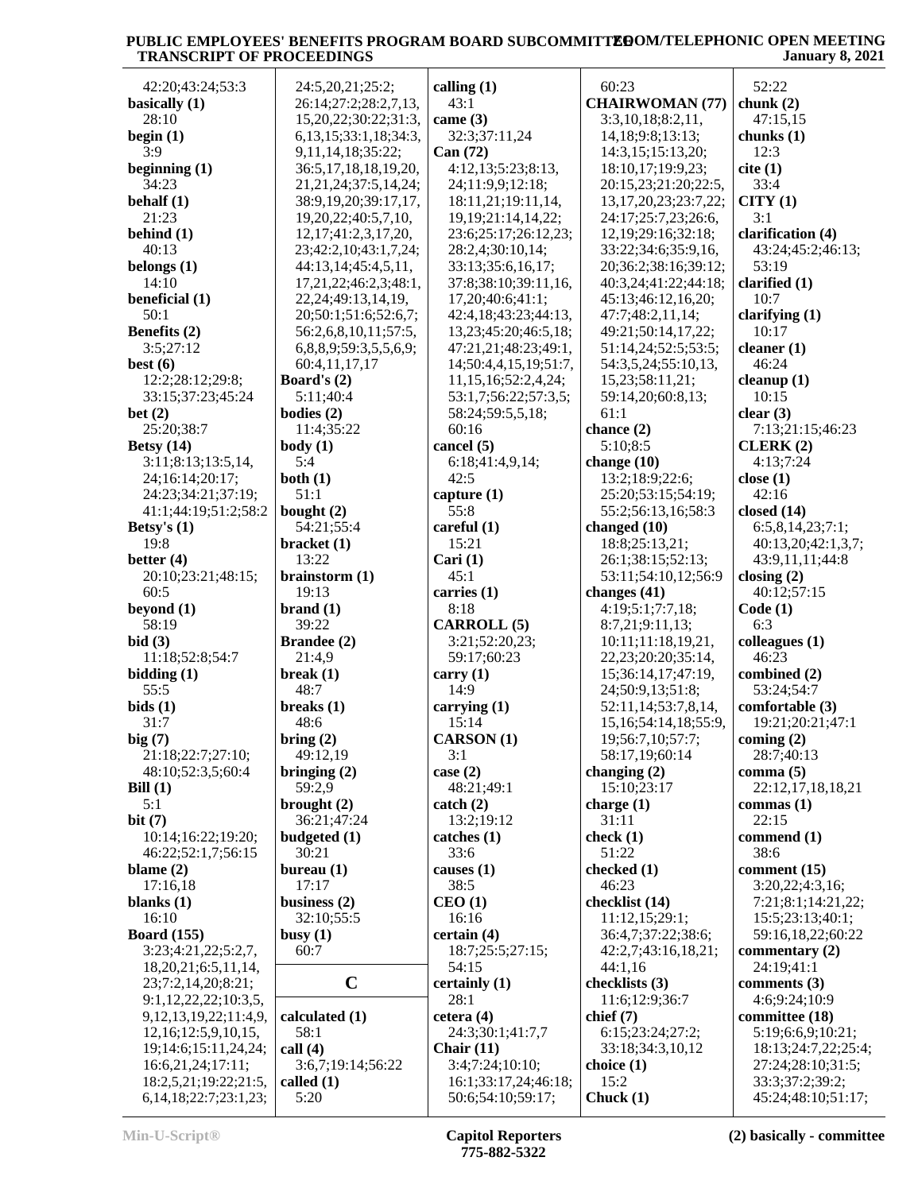42:20;43:24;53:3
**basically (1)**
28:10
**begin (1)**
3:9
**beginning (1)**
34:23
**behalf (1)**
21:23
**behind (1)**
40:13
**belongs (1)**
14:10
**beneficial (1)**
50:1
**Benefits (2)**
3:5;27:12
**best (6)**
12:2;28:12;29:8;
33:15;37:23;45:24
**bet (2)**
25:20;38:7
**Betsy (14)**
3:11;8:13;13:5,14,
24;16:14;20:17;
24:23;34:21;37:19;
41:1;44:19;51:2;58:2
**Betsy's (1)**
19:8
**better (4)**
20:10;23:21;48:15;
60:5
**beyond (1)**
58:19
**bid (3)**
11:18;52:8;54:7
**bidding (1)**
55:5
**bids (1)**
31:7
**big (7)**
21:18;22:7;27:10;
48:10;52:3,5;60:4
**Bill (1)**
5:1
**bit (7)**
10:14;16:22;19:20;
46:22;52:1,7;56:15
**blame (2)**
17:16,18
**blanks (1)**
16:10
**Board (155)**
3:23;4:21,22;5:2,7,
18,20,21;6:5,11,14,
23;7:2,14,20;8:21;
9:1,12,22,22;10:3,5,
9,12,13,19,22;11:4,9,
12,16;12:5,9,10,15,
19;14:6;15:11,24,24;
16:6,21,24;17:11;
18:2,5,21;19:22;21:5,
6,14,18;22:7;23:1,23;
24:5,20,21;25:2;
26:14;27:2;28:2,7,13,
15,20,22;30:22;31:3,
6,13,15;33:1,18;34:3,
9,11,14,18;35:22;
36:5,17,18,18,19,20,
21,21,24;37:5,14,24;
38:9,19,20;39:17,17,
19,20,22;40:5,7,10,
12,17;41:2,3,17,20,
23;42:2,10;43:1,7,24;
44:13,14;45:4,5,11,
17,21,22;46:2,3;48:1,
22,24;49:13,14,19,
20;50:1;51:6;52:6,7;
56:2,6,8,10,11;57:5,
6,8,8,9;59:3,5,5,6,9;
60:4,11,17,17
**Board's (2)**
5:11;40:4
**bodies (2)**
11:4;35:22
**body (1)**
5:4
**both (1)**
51:1
**bought (2)**
54:21;55:4
**bracket (1)**
13:22
**brainstorm (1)**
19:13
**brand (1)**
39:22
**Brandee (2)**
21:4,9
**break (1)**
48:7
**breaks (1)**
48:6
**bring (2)**
49:12,19
**bringing (2)**
59:2,9
**brought (2)**
36:21;47:24
**budgeted (1)**
30:21
**bureau (1)**
17:17
**business (2)**
32:10;55:5
**busy (1)**
60:7

## C

**calculated (1)**
58:1
**call (4)**
3:6,7;19:14;56:22
**called (1)**
5:20
**calling (1)**
43:1
**came (3)**
32:3;37:11,24
**Can (72)**
4:12,13;5:23;8:13,
24;11:9,9;12:18;
18:11,21;19:11,14,
19,19;21:14,14,22;
23:6;25:17;26:12,23;
28:2,4;30:10,14;
33:13;35:6,16,17;
37:8;38:10;39:11,16,
17,20;40:6;41:1;
42:4,18;43:23;44:13,
13,23;45:20;46:5,18;
47:21,21;48:23;49:1,
14;50:4,4,15,19;51:7,
11,15,16;52:2,4,24;
53:1,7;56:22;57:3,5;
58:24;59:5,5,18;
60:16
**cancel (5)**
6:18;41:4,9,14;
42:5
**capture (1)**
55:8
**careful (1)**
15:21
**Cari (1)**
45:1
**carries (1)**
8:18
**CARROLL (5)**
3:21;52:20,23;
59:17;60:23
**carry (1)**
14:9
**carrying (1)**
15:14
**CARSON (1)**
3:1
**case (2)**
48:21;49:1
**catch (2)**
13:2;19:12
**catches (1)**
33:6
**causes (1)**
38:5
**CEO (1)**
16:16
**certain (4)**
18:7;25:5;27:15;
54:15
**certainly (1)**
28:1
**cetera (4)**
24:3;30:1;41:7,7
**Chair (11)**
3:4;7:24;10:10;
16:1;33:17,24;46:18;
50:6;54:10;59:17;
60:23
**CHAIRWOMAN (77)**
3:3,10,18;8:2,11,
14,18;9:8;13:13;
14:3,15;15:13,20;
18:10,17;19:9,23;
20:15,23;21:20;22:5,
13,17,20,23;23:7,22;
24:17;25:7,23;26:6,
12,19;29:16;32:18;
33:22;34:6;35:9,16,
20;36:2;38:16;39:12;
40:3,24;41:22;44:18;
45:13;46:12,16,20;
47:7;48:2,11,14;
49:21;50:14,17,22;
51:14,24;52:5;53:5;
54:3,5,24;55:10,13,
15,23;58:11,21;
59:14,20;60:8,13;
61:1
**chance (2)**
5:10;8:5
**change (10)**
13:2;18:9;22:6;
25:20;53:15;54:19;
55:2;56:13,16;58:3
**changed (10)**
18:8;25:13,21;
26:1;38:15;52:13;
53:11;54:10,12;56:9
**changes (41)**
4:19;5:1;7:7,18;
8:7,21;9:11,13;
10:11;11:18,19,21,
22,23;20:20;35:14,
15;36:14,17;47:19,
24;50:9,13;51:8;
52:11,14;53:7,8,14,
15,16;54:14,18;55:9,
19;56:7,10;57:7;
58:17,19;60:14
**changing (2)**
15:10;23:17
**charge (1)**
31:11
**check (1)**
51:22
**checked (1)**
46:23
**checklist (14)**
11:12,15;29:1;
36:4,7;37:22;38:6;
42:2,7;43:16,18,21;
44:1,16
**checklists (3)**
11:6;12:9;36:7
**chief (7)**
6:15;23:24;27:2;
33:18;34:3,10,12
**choice (1)**
15:2
**Chuck (1)**
52:22
**chunk (2)**
47:15,15
**chunks (1)**
12:3
**cite (1)**
33:4
**CITY (1)**
3:1
**clarification (4)**
43:24;45:2;46:13;
53:19
**clarified (1)**
10:7
**clarifying (1)**
10:17
**cleaner (1)**
46:24
**cleanup (1)**
10:15
**clear (3)**
7:13;21:15;46:23
**CLERK (2)**
4:13;7:24
**close (1)**
42:16
**closed (14)**
6:5,8,14,23;7:1;
40:13,20;42:1,3,7;
43:9,11,11;44:8
**closing (2)**
40:12;57:15
**Code (1)**
6:3
**colleagues (1)**
46:23
**combined (2)**
53:24;54:7
**comfortable (3)**
19:21;20:21;47:1
**coming (2)**
28:7;40:13
**comma (5)**
22:12,17,18,18,21
**commas (1)**
22:15
**commend (1)**
38:6
**comment (15)**
3:20,22;4:3,16;
7:21;8:1;14:21,22;
15:5;23:13;40:1;
59:16,18,22;60:22
**commentary (2)**
24:19;41:1
**comments (3)**
4:6;9:24;10:9
**committee (18)**
5:19;6:6,9;10:21;
18:13;24:7,22;25:4;
27:24;28:10;31:5;
33:3;37:2;39:2;
45:24;48:10;51:17;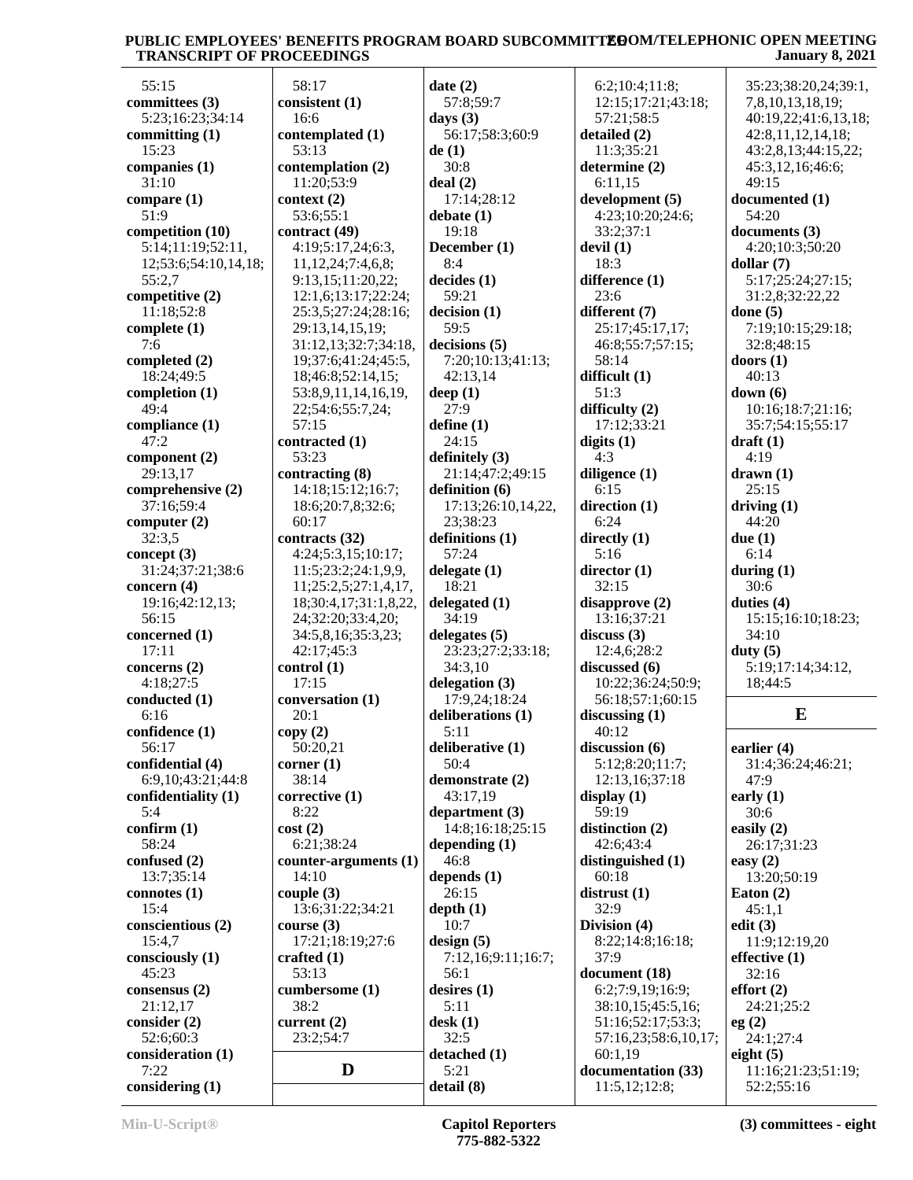55:15
**committees (3)**
5:23;16:23;34:14
**committing (1)**
15:23
**companies (1)**
31:10
**compare (1)**
51:9
**competition (10)**
5:14;11:19;52:11,12;53:6;54:10,14,18;55:2,7
**competitive (2)**
11:18;52:8
**complete (1)**
7:6
**completed (2)**
18:24;49:5
**completion (1)**
49:4
**compliance (1)**
47:2
**component (2)**
29:13,17
**comprehensive (2)**
37:16;59:4
**computer (2)**
32:3,5
**concept (3)**
31:24;37:21;38:6
**concern (4)**
19:16;42:12,13;56:15
**concerned (1)**
17:11
**concerns (2)**
4:18;27:5
**conducted (1)**
6:16
**confidence (1)**
56:17
**confidential (4)**
6:9,10;43:21;44:8
**confidentiality (1)**
5:4
**confirm (1)**
58:24
**confused (2)**
13:7;35:14
**connotes (1)**
15:4
**conscientious (2)**
15:4,7
**consciously (1)**
45:23
**consensus (2)**
21:12,17
**consider (2)**
52:6;60:3
**consideration (1)**
7:22
**considering (1)**
58:17
**consistent (1)**
16:6
**contemplated (1)**
53:13
**contemplation (2)**
11:20;53:9
**context (2)**
53:6;55:1
**contract (49)**
4:19;5:17,24;6:3,11,12,24;7:4,6,8;9:13,15;11:20,22;12:1,6;13:17;22:24;25:3,5;27:24;28:16;29:13,14,15,19;31:12,13;32:7;34:18,19;37:6;41:24;45:5,18;46:8;52:14,15;53:8,11,14,16,19,22;54:6;55:7,24;57:15
**contracted (1)**
53:23
**contracting (8)**
14:18;15:12;16:7;18:6;20:7,8;32:6;60:17
**contracts (32)**
4:24;5:3,15;10:17;11:5;23:2;24:1,9,9,11;25:2,5;27:1,4,17,18;30:4,17;31:1,8,22,24;32:20;33:4,20;34:5,8,16;35:3,23;42:17;45:3
**control (1)**
17:15
**conversation (1)**
20:1
**copy (2)**
50:20,21
**corner (1)**
38:14
**corrective (1)**
8:22
**cost (2)**
6:21;38:24
**counter-arguments (1)**
14:10
**couple (3)**
13:6;31:22;34:21
**course (3)**
17:21;18:19;27:6
**crafted (1)**
53:13
**cumbersome (1)**
38:2
**current (2)**
23:2;54:7

## D

**date (2)**
57:8;59:7
**days (3)**
56:17;58:3;60:9
**de (1)**
30:8
**deal (2)**
17:14;28:12
**debate (1)**
19:18
**December (1)**
8:4
**decides (1)**
59:21
**decision (1)**
59:5
**decisions (5)**
7:20;10:13;41:13;42:13,14
**deep (1)**
27:9
**define (1)**
24:15
**definitely (3)**
21:14;47:2;49:15
**definition (6)**
17:13;26:10,14,22,23;38:23
**definitions (1)**
57:24
**delegate (1)**
18:21
**delegated (1)**
34:19
**delegates (5)**
23:23;27:2;33:18;34:3,10
**delegation (3)**
17:9,24;18:24
**deliberations (1)**
5:11
**deliberative (1)**
50:4
**demonstrate (2)**
43:17,19
**department (3)**
14:8;16:18;25:15
**depending (1)**
46:8
**depends (1)**
26:15
**depth (1)**
10:7
**design (5)**
7:12,16;9:11;16:7;56:1
**desires (1)**
5:11
**desk (1)**
32:5
**detached (1)**
5:21
**detail (8)**
6:2;10:4;11:8;12:15;17:21;43:18;57:21;58:5
**detailed (2)**
11:3;35:21
**determine (2)**
6:11,15
**development (5)**
4:23;10:20;24:6;33:2;37:1
**devil (1)**
18:3
**difference (1)**
23:6
**different (7)**
25:17;45:17,17;46:8;55:7;57:15;58:14
**difficult (1)**
51:3
**difficulty (2)**
17:12;33:21
**digits (1)**
4:3
**diligence (1)**
6:15
**direction (1)**
6:24
**directly (1)**
5:16
**director (1)**
32:15
**disapprove (2)**
13:16;37:21
**discuss (3)**
12:4,6;28:2
**discussed (6)**
10:22;36:24;50:9;56:18;57:1;60:15
**discussing (1)**
40:12
**discussion (6)**
5:12;8:20;11:7;12:13,16;37:18
**display (1)**
59:19
**distinction (2)**
42:6;43:4
**distinguished (1)**
60:18
**distrust (1)**
32:9
**Division (4)**
8:22;14:8;16:18;37:9
**document (18)**
6:2;7:9,19;16:9;38:10,15;45:5,16;51:16;52:17;53:3;57:16,23;58:6,10,17;60:1,19
**documentation (33)**
11:5,12;12:8;35:23;38:20,24;39:1,7,8,10,13,18,19;40:19,22;41:6,13,18;42:8,11,12,14,18;43:2,8,13;44:15,22;45:3,12,16;46:6;49:15
**documented (1)**
54:20
**documents (3)**
4:20;10:3;50:20
**dollar (7)**
5:17;25:24;27:15;31:2,8;32:22,22
**done (5)**
7:19;10:15;29:18;32:8;48:15
**doors (1)**
40:13
**down (6)**
10:16;18:7;21:16;35:7;54:15;55:17
**draft (1)**
4:19
**drawn (1)**
25:15
**driving (1)**
44:20
**due (1)**
6:14
**during (1)**
30:6
**duties (4)**
15:15;16:10;18:23;34:10
**duty (5)**
5:19;17:14;34:12,18;44:5

## E

**earlier (4)**
31:4;36:24;46:21;47:9
**early (1)**
30:6
**easily (2)**
26:17;31:23
**easy (2)**
13:20;50:19
**Eaton (2)**
45:1,1
**edit (3)**
11:9;12:19,20
**effective (1)**
32:16
**effort (2)**
24:21;25:2
**eg (2)**
24:1;27:4
**eight (5)**
11:16;21:23;51:19;52:2;55:16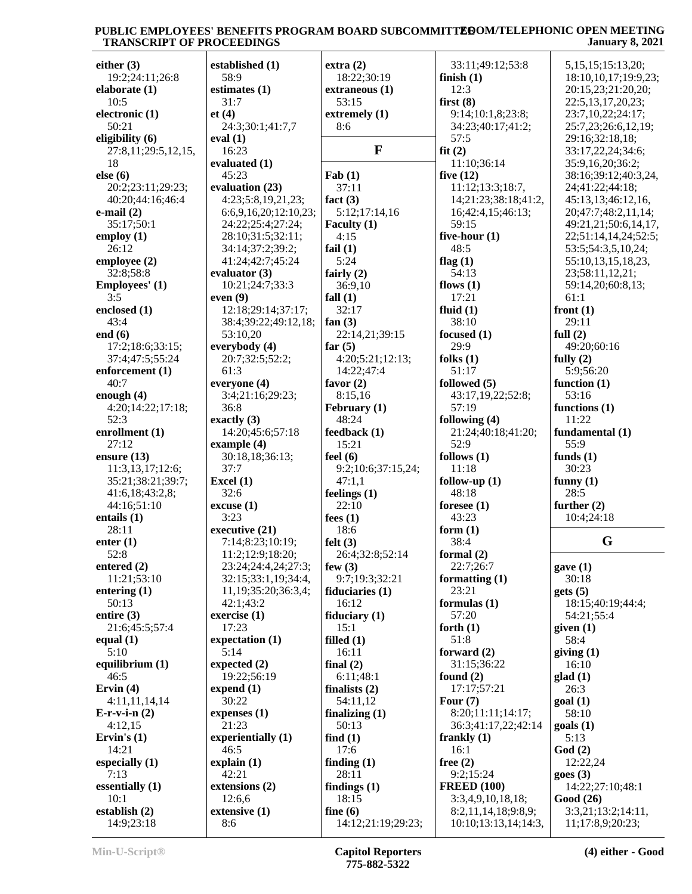**either (3)**
19:2;24:11;26:8
**elaborate (1)**
10:5
**electronic (1)**
50:21
**eligibility (6)**
27:8,11;29:5,12,15,18
**else (6)**
20:2;23:11;29:23;40:20;44:16;46:4
**e-mail (2)**
35:17;50:1
**employ (1)**
26:12
**employee (2)**
32:8;58:8
**Employees' (1)**
3:5
**enclosed (1)**
43:4
**end (6)**
17:2;18:6;33:15;37:4;47:5;55:24
**enforcement (1)**
40:7
**enough (4)**
4:20;14:22;17:18;52:3
**enrollment (1)**
27:12
**ensure (13)**
11:3,13,17;12:6;35:21;38:21;39:7;41:6,18;43:2,8;44:16;51:10
**entails (1)**
28:11
**enter (1)**
52:8
**entered (2)**
11:21;53:10
**entering (1)**
50:13
**entire (3)**
21:6;45:5;57:4
**equal (1)**
5:10
**equilibrium (1)**
46:5
**Ervin (4)**
4:11,11,14,14
**E-r-v-i-n (2)**
4:12,15
**Ervin's (1)**
14:21
**especially (1)**
7:13
**essentially (1)**
10:1
**establish (2)**
14:9;23:18
**established (1)**
58:9
**estimates (1)**
31:7
**et (4)**
24:3;30:1;41:7,7
**eval (1)**
16:23
**evaluated (1)**
45:23
**evaluation (23)**
4:23;5:8,19,21,23;6:6,9,16,20;12:10,23;24:22;25:4;27:24;28:10;31:5;32:11;34:14;37:2;39:2;41:24;42:7;45:24
**evaluator (3)**
10:21;24:7;33:3
**even (9)**
12:18;29:14;37:17;38:4;39:22;49:12,18;53:10,20
**everybody (4)**
20:7;32:5;52:2;61:3
**everyone (4)**
3:4;21:16;29:23;36:8
**exactly (3)**
14:20;45:6;57:18
**example (4)**
30:18,18;36:13;37:7
**Excel (1)**
32:6
**excuse (1)**
3:23
**executive (21)**
7:14;8:23;10:19;11:2;12:9;18:20;23:24;24:4,24;27:3;32:15;33:1,19;34:4,11,19;35:20;36:3,4;42:1;43:2
**exercise (1)**
17:23
**expectation (1)**
5:14
**expected (2)**
19:22;56:19
**expend (1)**
30:22
**expenses (1)**
21:23
**experientially (1)**
46:5
**explain (1)**
42:21
**extensions (2)**
12:6,6
**extensive (1)**
8:6
**extra (2)**
18:22;30:19
**extraneous (1)**
53:15
**extremely (1)**
8:6

## F

**Fab (1)**
37:11
**fact (3)**
5:12;17:14,16
**Faculty (1)**
4:15
**fail (1)**
5:24
**fairly (2)**
36:9,10
**fall (1)**
32:17
**fan (3)**
22:14,21;39:15
**far (5)**
4:20;5:21;12:13;14:22;47:4
**favor (2)**
8:15,16
**February (1)**
48:24
**feedback (1)**
15:21
**feel (6)**
9:2;10:6;37:15,24;47:1,1
**feelings (1)**
22:10
**fees (1)**
18:6
**felt (3)**
26:4;32:8;52:14
**few (3)**
9:7;19:3;32:21
**fiduciaries (1)**
16:12
**fiduciary (1)**
15:1
**filled (1)**
16:11
**final (2)**
6:11;48:1
**finalists (2)**
54:11,12
**finalizing (1)**
50:13
**find (1)**
17:6
**finding (1)**
28:11
**findings (1)**
18:15
**fine (6)**
14:12;21:19;29:23;33:11;49:12;53:8
**finish (1)**
12:3
**first (8)**
9:14;10:1,8;23:8;34:23;40:17;41:2;57:5
**fit (2)**
11:10;36:14
**five (12)**
11:12;13:3;18:7,14;21:23;38:18;41:2,16;42:4,15;46:13;59:15
**five-hour (1)**
48:5
**flag (1)**
54:13
**flows (1)**
17:21
**fluid (1)**
38:10
**focused (1)**
29:9
**folks (1)**
51:17
**followed (5)**
43:17,19,22;52:8;57:19
**following (4)**
21:24;40:18;41:20;52:9
**follows (1)**
11:18
**follow-up (1)**
48:18
**foresee (1)**
43:23
**form (1)**
38:4
**formal (2)**
22:7;26:7
**formatting (1)**
23:21
**formulas (1)**
57:20
**forth (1)**
51:8
**forward (2)**
31:15;36:22
**found (2)**
17:17;57:21
**Four (7)**
8:20;11:11;14:17;36:3;41:17,22;42:14
**frankly (1)**
16:1
**free (2)**
9:2;15:24
**FREED (100)**
3:3,4,9,10,18,18;8:2,11,14,18;9:8,9;10:10;13:13,14;14:3,5,15,15;15:13,20;18:10,10,17;19:9,23;20:15,23;21:20,20;22:5,13,17,20,23;23:7,10,22;24:17;25:7,23;26:6,12,19;29:16;32:18,18;33:17,22,24;34:6;35:9,16,20;36:2;38:16;39:12;40:3,24,24;41:22;44:18;45:13,13;46:12,16,20;47:7;48:2,11,14;49:21,21;50:6,14,17,22;51:14,14,24;52:5;53:5;54:3,5,10,24;55:10,13,15,18,23,23;58:11,12,21;59:14,20;60:8,13;61:1
**front (1)**
29:11
**full (2)**
49:20;60:16
**fully (2)**
5:9;56:20
**function (1)**
53:16
**functions (1)**
11:22
**fundamental (1)**
55:9
**funds (1)**
30:23
**funny (1)**
28:5
**further (2)**
10:4;24:18

## G

**gave (1)**
30:18
**gets (5)**
18:15;40:19;44:4;54:21;55:4
**given (1)**
58:4
**giving (1)**
16:10
**glad (1)**
26:3
**goal (1)**
58:10
**goals (1)**
5:13
**God (2)**
12:22,24
**goes (3)**
14:22;27:10;48:1
**Good (26)**
3:3,21;13:2;14:11,11;17:8,9;20:23;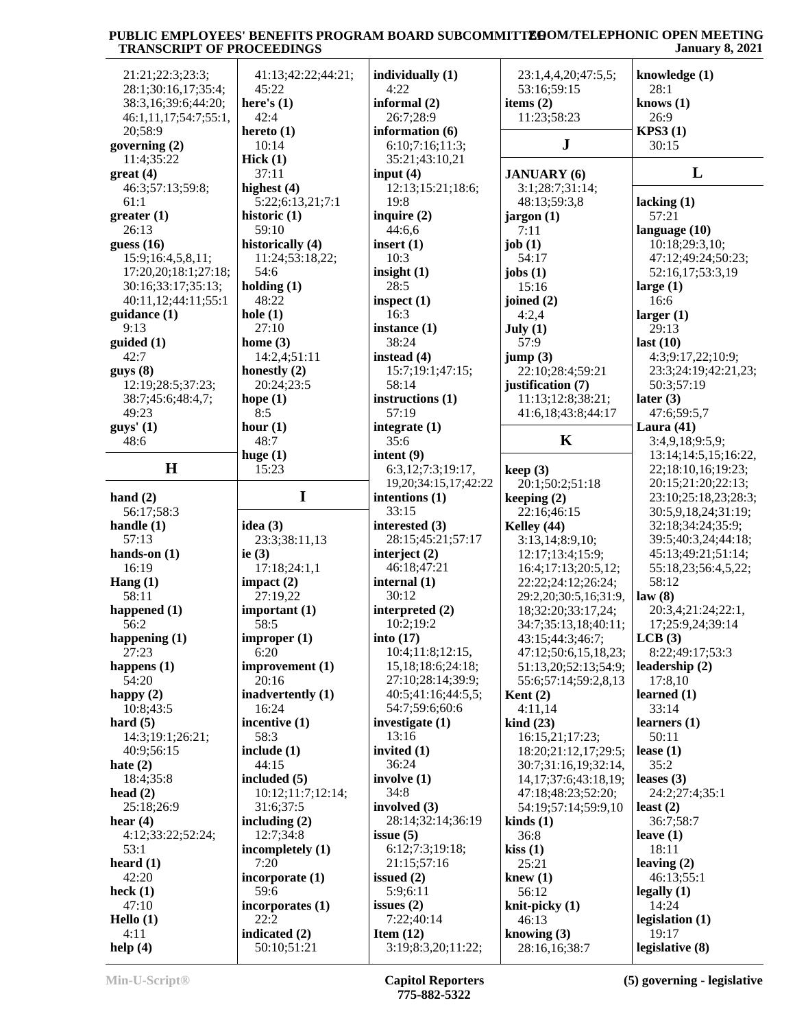21:21;22:3;23:3;
28:1;30:16,17;35:4;
38:3,16;39:6;44:20;
46:1,11,17;54:7;55:1,
20;58:9
**governing (2)**
11:4;35:22
**great (4)**
46:3;57:13;59:8;
61:1
**greater (1)**
26:13
**guess (16)**
15:9;16:4,5,8,11;
17:20,20;18:1;27:18;
30:16;33:17;35:13;
40:11,12;44:11;55:1
**guidance (1)**
9:13
**guided (1)**
42:7
**guys (8)**
12:19;28:5;37:23;
38:7;45:6;48:4,7;
49:23
**guys' (1)**
48:6

## H

**hand (2)**
56:17;58:3
**handle (1)**
57:13
**hands-on (1)**
16:19
**Hang (1)**
58:11
**happened (1)**
56:2
**happening (1)**
27:23
**happens (1)**
54:20
**happy (2)**
10:8;43:5
**hard (5)**
14:3;19:1;26:21;
40:9;56:15
**hate (2)**
18:4;35:8
**head (2)**
25:18;26:9
**hear (4)**
4:12;33:22;52:24;
53:1
**heard (1)**
42:20
**heck (1)**
47:10
**Hello (1)**
4:11
**help (4)**
41:13;42:22;44:21;
45:22
**here's (1)**
42:4
**hereto (1)**
10:14
**Hick (1)**
37:11
**highest (4)**
5:22;6:13,21;7:1
**historic (1)**
59:10
**historically (4)**
11:24;53:18,22;
54:6
**holding (1)**
48:22
**hole (1)**
27:10
**home (3)**
14:2,4;51:11
**honestly (2)**
20:24;23:5
**hope (1)**
8:5
**hour (1)**
48:7
**huge (1)**
15:23

## I

**idea (3)**
23:3;38:11,13
**ie (3)**
17:18;24:1,1
**impact (2)**
27:19,22
**important (1)**
58:5
**improper (1)**
6:20
**improvement (1)**
20:16
**inadvertently (1)**
16:24
**incentive (1)**
58:3
**include (1)**
44:15
**included (5)**
10:12;11:7;12:14;
31:6;37:5
**including (2)**
12:7;34:8
**incompletely (1)**
7:20
**incorporate (1)**
59:6
**incorporates (1)**
22:2
**indicated (2)**
50:10;51:21
**individually (1)**
4:22
**informal (2)**
26:7;28:9
**information (6)**
6:10;7:16;11:3;
35:21;43:10,21
**input (4)**
12:13;15:21;18:6;
19:8
**inquire (2)**
44:6,6
**insert (1)**
10:3
**insight (1)**
28:5
**inspect (1)**
16:3
**instance (1)**
38:24
**instead (4)**
15:7;19:1;47:15;
58:14
**instructions (1)**
57:19
**integrate (1)**
35:6
**intent (9)**
6:3,12;7:3;19:17,
19,20;34:15,17;42:22
**intentions (1)**
33:15
**interested (3)**
28:15;45:21;57:17
**interject (2)**
46:18;47:21
**internal (1)**
30:12
**interpreted (2)**
10:2;19:2
**into (17)**
10:4;11:8;12:15,
15,18;18:6;24:18;
27:10;28:14;39:9;
40:5;41:16;44:5,5;
54:7;59:6;60:6
**investigate (1)**
13:16
**invited (1)**
36:24
**involve (1)**
34:8
**involved (3)**
28:14;32:14;36:19
**issue (5)**
6:12;7:3;19:18;
21:15;57:16
**issued (2)**
5:9;6:11
**issues (2)**
7:22;40:14
**Item (12)**
3:19;8:3,20;11:22;
23:1,4,4,20;47:5,5;
53:16;59:15
**items (2)**
11:23;58:23

## J

**JANUARY (6)**
3:1;28:7;31:14;
48:13;59:3,8
**jargon (1)**
7:11
**job (1)**
54:17
**jobs (1)**
15:16
**joined (2)**
4:2,4
**July (1)**
57:9
**jump (3)**
22:10;28:4;59:21
**justification (7)**
11:13;12:8;38:21;
41:6,18;43:8;44:17

## K

**keep (3)**
20:1;50:2;51:18
**keeping (2)**
22:16;46:15
**Kelley (44)**
3:13,14;8:9,10;
12:17;13:4;15:9;
16:4;17:13;20:5,12;
22:22;24:12;26:24;
29:2,20;30:5,16;31:9,
18;32:20;33:17,24;
34:7;35:13,18;40:11;
43:15;44:3;46:7;
47:12;50:6,15,18,23;
51:13,20;52:13;54:9;
55:6;57:14;59:2,8,13
**Kent (2)**
4:11,14
**kind (23)**
16:15,21;17:23;
18:20;21:12,17;29:5;
30:7;31:16,19;32:14,
14,17;37:6;43:18,19;
47:18;48:23;52:20;
54:19;57:14;59:9,10
**kinds (1)**
36:8
**kiss (1)**
25:21
**knew (1)**
56:12
**knit-picky (1)**
46:13
**knowing (3)**
28:16,16;38:7
**knowledge (1)**
28:1
**knows (1)**
26:9
**KPS3 (1)**
30:15

## L

**lacking (1)**
57:21
**language (10)**
10:18;29:3,10;
47:12;49:24;50:23;
52:16,17;53:3,19
**large (1)**
16:6
**larger (1)**
29:13
**last (10)**
4:3;9:17,22;10:9;
23:3;24:19;42:21,23;
50:3;57:19
**later (3)**
47:6;59:5,7
**Laura (41)**
3:4,9,18;9:5,9;
13:14;14:5,15;16:22,
22;18:10,16;19:23;
20:15;21:20;22:13;
23:10;25:18,23;28:3;
30:5,9,18,24;31:19;
32:18;34:24;35:9;
39:5;40:3,24;44:18;
45:13;49:21;51:14;
55:18,23;56:4,5,22;
58:12
**law (8)**
20:3,4;21:24;22:1,
17;25:9,24;39:14
**LCB (3)**
8:22;49:17;53:3
**leadership (2)**
17:8,10
**learned (1)**
33:14
**learners (1)**
50:11
**lease (1)**
35:2
**leases (3)**
24:2;27:4;35:1
**least (2)**
36:7;58:7
**leave (1)**
18:11
**leaving (2)**
46:13;55:1
**legally (1)**
14:24
**legislation (1)**
19:17
**legislative (8)**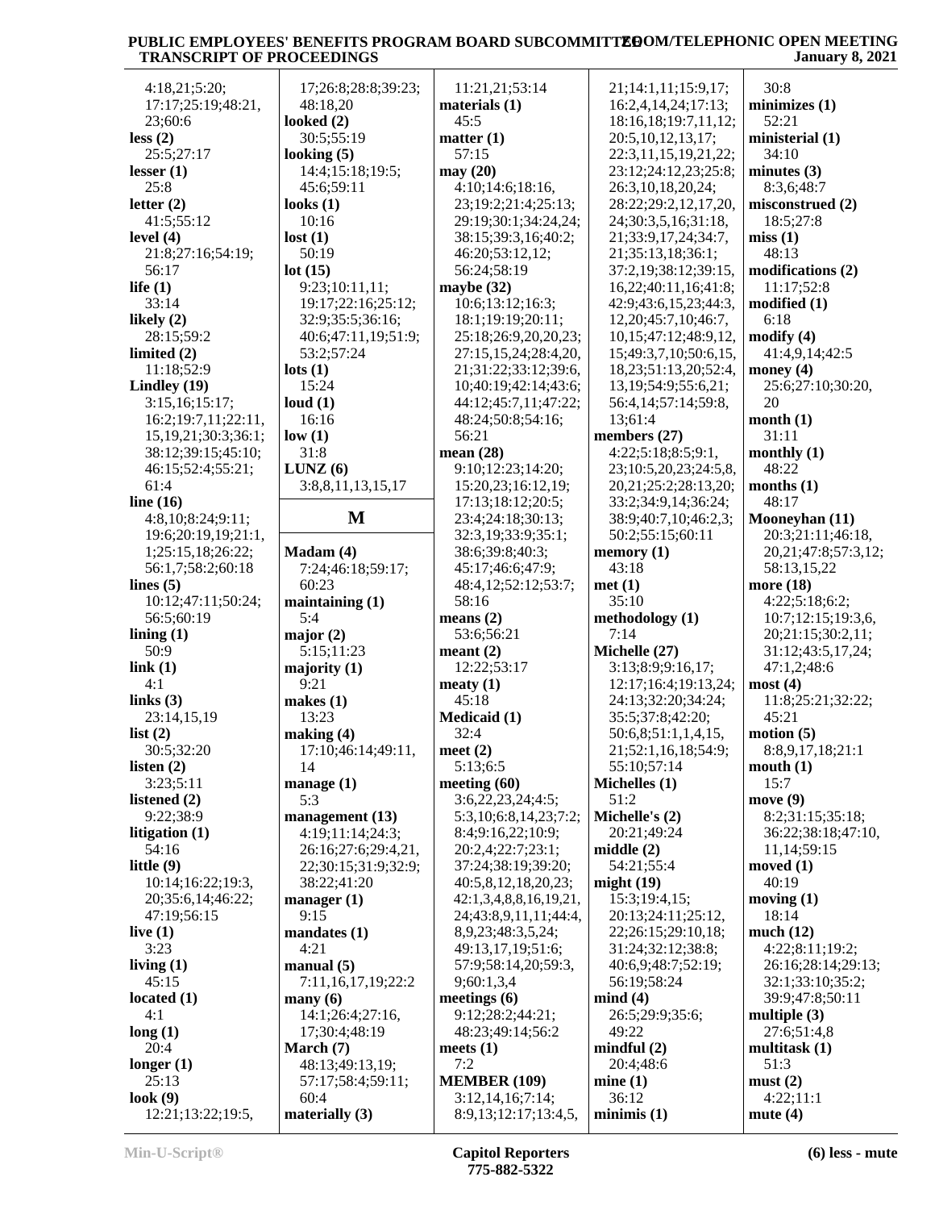4:18,21;5:20;
17:17;25:19;48:21,
23;60:6

**less (2)**
25:5;27:17

**lesser (1)**
25:8

**letter (2)**
41:5;55:12

**level (4)**
21:8;27:16;54:19;
56:17

**life (1)**
33:14

**likely (2)**
28:15;59:2

**limited (2)**
11:18;52:9

**Lindley (19)**
3:15,16;15:17;
16:2;19:7,11;22:11,
15,19,21;30:3;36:1;
38:12;39:15;45:10;
46:15;52:4;55:21;
61:4

**line (16)**
4:8,10;8:24;9:11;
19:6;20:19,19;21:1,
1;25:15,18;26:22;
56:1,7;58:2;60:18

**lines (5)**
10:12;47:11;50:24;
56:5;60:19

**lining (1)**
50:9

**link (1)**
4:1

**links (3)**
23:14,15,19

**list (2)**
30:5;32:20

**listen (2)**
3:23;5:11

**listened (2)**
9:22;38:9

**litigation (1)**
54:16

**little (9)**
10:14;16:22;19:3,
20;35:6,14;46:22;
47:19;56:15

**live (1)**
3:23

**living (1)**
45:15

**located (1)**
4:1

**long (1)**
20:4

**longer (1)**
25:13

**look (9)**
12:21;13:22;19:5,
17;26:8;28:8;39:23;
48:18,20

**looked (2)**
30:5;55:19

**looking (5)**
14:4;15:18;19:5;
45:6;59:11

**looks (1)**
10:16

**lost (1)**
50:19

**lot (15)**
9:23;10:11,11;
19:17;22:16;25:12;
32:9;35:5;36:16;
40:6;47:11,19;51:9;
53:2;57:24

**lots (1)**
15:24

**loud (1)**
16:16

**low (1)**
31:8

**LUNZ (6)**
3:8,8,11,13,15,17

## M

**Madam (4)**
7:24;46:18;59:17;
60:23

**maintaining (1)**
5:4

**major (2)**
5:15;11:23

**majority (1)**
9:21

**makes (1)**
13:23

**making (4)**
17:10;46:14;49:11,
14

**manage (1)**
5:3

**management (13)**
4:19;11:14;24:3;
26:16;27:6;29:4,21,
22;30:15;31:9;32:9;
38:22;41:20

**manager (1)**
9:15

**mandates (1)**
4:21

**manual (5)**
7:11,16,17,19;22:2

**many (6)**
14:1;26:4;27:16,
17;30:4;48:19

**March (7)**
48:13;49:13,19;
57:17;58:4;59:11;
60:4

**materially (3)**
11:21,21;53:14

**materials (1)**
45:5

**matter (1)**
57:15

**may (20)**
4:10;14:6;18:16,
23;19:2;21:4;25:13;
29:19;30:1;34:24,24;
38:15;39:3,16;40:2;
46:20;53:12,12;
56:24;58:19

**maybe (32)**
10:6;13:12;16:3;
18:1;19:19;20:11;
25:18;26:9,20,20,23;
27:15,15,24;28:4,20,
21;31:22;33:12;39:6,
10;40:19;42:14;43:6;
44:12;45:7,11;47:22;
48:24;50:8;54:16;
56:21

**mean (28)**
9:10;12:23;14:20;
15:20,23;16:12,19;
17:13;18:12;20:5;
23:4;24:18;30:13;
32:3,19;33:9;35:1;
38:6;39:8;40:3;
45:17;46:6;47:9;
48:4,12;52:12;53:7;
58:16

**means (2)**
53:6;56:21

**meant (2)**
12:22;53:17

**meaty (1)**
45:18

**Medicaid (1)**
32:4

**meet (2)**
5:13;6:5

**meeting (60)**
3:6,22,23,24;4:5;
5:3,10;6:8,14,23;7:2;
8:4;9:16,22;10:9;
20:2,4;22:7;23:1;
37:24;38:19;39:20;
40:5,8,12,18,20,23;
42:1,3,4,8,8,16,19,21,
24;43:8,9,11,11;44:4,
8,9,23;48:3,5,24;
49:13,17,19;51:6;
57:9;58:14,20;59:3,
9;60:1,3,4

**meetings (6)**
9:12;28:2;44:21;
48:23;49:14;56:2

**meets (1)**
7:2

**MEMBER (109)**
3:12,14,16;7:14;
8:9,13;12:17;13:4,5,
21;14:1,11;15:9,17;
16:2,4,14,24;17:13;
18:16,18;19:7,11,12;
20:5,10,12,13,17;
22:3,11,15,19,21,22;
23:12;24:12,23;25:8;
26:3,10,18,20,24;
28:22;29:2,12,17,20,
24;30:3,5,16;31:18,
21;33:9,17,24;34:7,
21;35:13,18;36:1;
37:2,19;38:12;39:15,
16,22;40:11,16;41:8;
42:9;43:6,15,23;44:3,
12,20;45:7,10;46:7,
10,15;47:12;48:9,12,
15;49:3,7,10;50:6,15,
18,23;51:13,20;52:4,
13,19;54:9;55:6,21;
56:4,14;57:14;59:8,
13;61:4

**members (27)**
4:22;5:18;8:5;9:1,
23;10:5,20,23;24:5,8,
20,21;25:2;28:13,20;
33:2;34:9,14;36:24;
38:9;40:7,10;46:2,3;
50:2;55:15;60:11

**memory (1)**
43:18

**met (1)**
35:10

**methodology (1)**
7:14

**Michelle (27)**
3:13;8:9;9:16,17;
12:17;16:4;19:13,24;
24:13;32:20;34:24;
35:5;37:8;42:20;
50:6,8;51:1,1,4,15,
21;52:1,16,18;54:9;
55:10;57:14

**Michelles (1)**
51:2

**Michelle's (2)**
20:21;49:24

**middle (2)**
54:21;55:4

**might (19)**
15:3;19:4,15;
20:13;24:11;25:12,
22;26:15;29:10,18;
31:24;32:12;38:8;
40:6,9;48:7;52:19;
56:19;58:24

**mind (4)**
26:5;29:9;35:6;
49:22

**mindful (2)**
20:4;48:6

**mine (1)**
36:12

**minimis (1)**
30:8

**minimizes (1)**
52:21

**ministerial (1)**
34:10

**minutes (3)**
8:3,6;48:7

**misconstrued (2)**
18:5;27:8

**miss (1)**
48:13

**modifications (2)**
11:17;52:8

**modified (1)**
6:18

**modify (4)**
41:4,9,14;42:5

**money (4)**
25:6;27:10;30:20,
20

**month (1)**
31:11

**monthly (1)**
48:22

**months (1)**
48:17

**Mooneyhan (11)**
20:3;21:11;46:18,
20,21;47:8;57:3,12;
58:13,15,22

**more (18)**
4:22;5:18;6:2;
10:7;12:15;19:3,6,
20;21:15;30:2,11;
31:12;43:5,17,24;
47:1,2;48:6

**most (4)**
11:8;25:21;32:22;
45:21

**motion (5)**
8:8,9,17,18;21:1

**mouth (1)**
15:7

**move (9)**
8:2;31:15;35:18;
36:22;38:18;47:10,
11,14;59:15

**moved (1)**
40:19

**moving (1)**
18:14

**much (12)**
4:22;8:11;19:2;
26:16;28:14;29:13;
32:1;33:10;35:2;
39:9;47:8;50:11

**multiple (3)**
27:6;51:4,8

**multitask (1)**
51:3

**must (2)**
4:22;11:1

**mute (4)**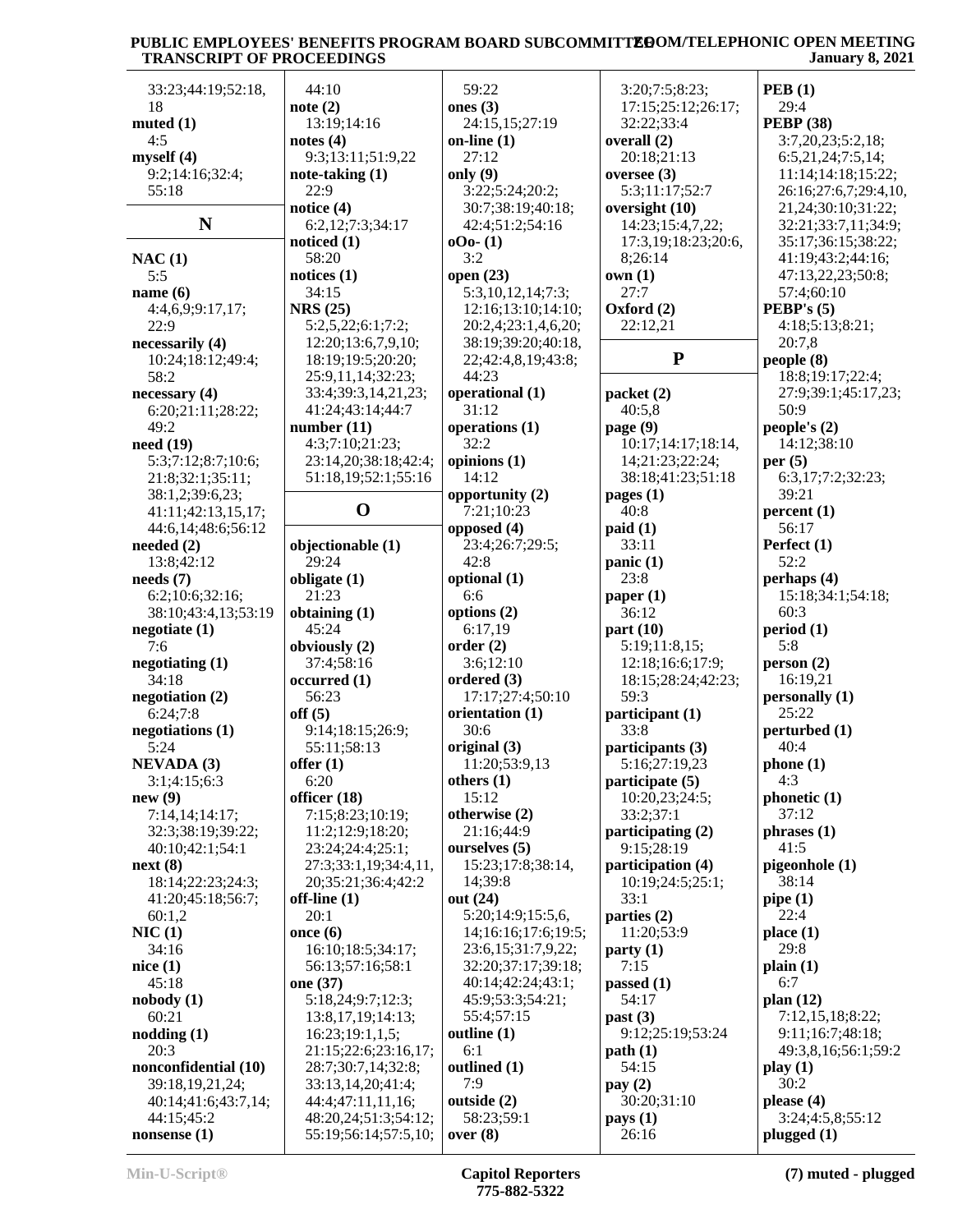33:23;44:19;52:18,
18

**muted (1)**
4:5

**myself (4)**
9:2;14:16;32:4;
55:18

## N

**NAC (1)**
5:5

**name (6)**
4:4,6,9;9:17,17;
22:9

**necessarily (4)**
10:24;18:12;49:4;
58:2

**necessary (4)**
6:20;21:11;28:22;
49:2

**need (19)**
5:3;7:12;8:7;10:6;
21:8;32:1;35:11;
38:1,2;39:6,23;
41:11;42:13,15,17;
44:6,14;48:6;56:12

**needed (2)**
13:8;42:12

**needs (7)**
6:2;10:6;32:16;
38:10;43:4,13;53:19

**negotiate (1)**
7:6

**negotiating (1)**
34:18

**negotiation (2)**
6:24;7:8

**negotiations (1)**
5:24

**NEVADA (3)**
3:1;4:15;6:3

**new (9)**
7:14,14;14:17;
32:3;38:19;39:22;
40:10;42:1;54:1

**next (8)**
18:14;22:23;24:3;
41:20;45:18;56:7;
60:1,2

**NIC (1)**
34:16

**nice (1)**
45:18

**nobody (1)**
60:21

**nodding (1)**
20:3

**nonconfidential (10)**
39:18,19,21,24;
40:14;41:6;43:7,14;
44:15;45:2

**nonsense (1)**
44:10

**note (2)**
13:19;14:16

**notes (4)**
9:3;13:11;51:9,22

**note-taking (1)**
22:9

**notice (4)**
6:2,12;7:3;34:17

**noticed (1)**
58:20

**notices (1)**
34:15

**NRS (25)**
5:2,5,22;6:1;7:2;
12:20;13:6,7,9,10;
18:19;19:5;20:20;
25:9,11,14;32:23;
33:4;39:3,14,21,23;
41:24;43:14;44:7

**number (11)**
4:3;7:10;21:23;
23:14,20;38:18;42:4;
51:18,19;52:1;55:16

## O

**objectionable (1)**
29:24

**obligate (1)**
21:23

**obtaining (1)**
45:24

**obviously (2)**
37:4;58:16

**occurred (1)**
56:23

**off (5)**
9:14;18:15;26:9;
55:11;58:13

**offer (1)**
6:20

**officer (18)**
7:15;8:23;10:19;
11:2;12:9;18:20;
23:24;24:4;25:1;
27:3;33:1,19;34:4,11,
20;35:21;36:4;42:2

**off-line (1)**
20:1

**once (6)**
16:10;18:5;34:17;
56:13;57:16;58:1

**one (37)**
5:18,24;9:7;12:3;
13:8,17,19;14:13;
16:23;19:1,1,5;
21:15;22:6;23:16,17;
28:7;30:7,14;32:8;
33:13,14,20;41:4;
44:4;47:11,11,16;
48:20,24;51:3;54:12;
55:19;56:14;57:5,10;
59:22

**ones (3)**
24:15,15;27:19

**on-line (1)**
27:12

**only (9)**
3:22;5:24;20:2;
30:7;38:19;40:18;
42:4;51:2;54:16

**oOo- (1)**
3:2

**open (23)**
5:3,10,12,14;7:3;
12:16;13:10;14:10;
20:2,4;23:1,4,6,20;
38:19;39:20;40:18,
22;42:4,8,19;43:8;
44:23

**operational (1)**
31:12

**operations (1)**
32:2

**opinions (1)**
14:12

**opportunity (2)**
7:21;10:23

**opposed (4)**
23:4;26:7;29:5;
42:8

**optional (1)**
6:6

**options (2)**
6:17,19

**order (2)**
3:6;12:10

**ordered (3)**
17:17;27:4;50:10

**orientation (1)**
30:6

**original (3)**
11:20;53:9,13

**others (1)**
15:12

**otherwise (2)**
21:16;44:9

**ourselves (5)**
15:23;17:8;38:14,
14;39:8

**out (24)**
5:20;14:9;15:5,6,
14;16:16;17:6;19:5;
23:6,15;31:7,9,22;
32:20;37:17;39:18;
40:14;42:24;43:1;
45:9;53:3;54:21;
55:4;57:15

**outline (1)**
6:1

**outlined (1)**
7:9

**outside (2)**
58:23;59:1

**over (8)**
3:20;7:5;8:23;
17:15;25:12;26:17;
32:22;33:4

**overall (2)**
20:18;21:13

**oversee (3)**
5:3;11:17;52:7

**oversight (10)**
14:23;15:4,7,22;
17:3,19;18:23;20:6,
8;26:14

**own (1)**
27:7

**Oxford (2)**
22:12,21

## P

**packet (2)**
40:5,8

**page (9)**
10:17;14:17;18:14,
14;21:23;22:24;
38:18;41:23;51:18

**pages (1)**
40:8

**paid (1)**
33:11

**panic (1)**
23:8

**paper (1)**
36:12

**part (10)**
5:19;11:8,15;
12:18;16:6;17:9;
18:15;28:24;42:23;
59:3

**participant (1)**
33:8

**participants (3)**
5:16;27:19,23

**participate (5)**
10:20,23;24:5;
33:2;37:1

**participating (2)**
9:15;28:19

**participation (4)**
10:19;24:5;25:1;
33:1

**parties (2)**
11:20;53:9

**party (1)**
7:15

**passed (1)**
54:17

**past (3)**
9:12;25:19;53:24

**path (1)**
54:15

**pay (2)**
30:20;31:10

**pays (1)**
26:16

**PEB (1)**
29:4

**PEBP (38)**
3:7,20,23;5:2,18;
6:5,21,24;7:5,14;
11:14;14:18;15:22;
26:16;27:6,7;29:4,10,
21,24;30:10;31:22;
32:21;33:7,11;34:9;
35:17;36:15;38:22;
41:19;43:2;44:16;
47:13,22,23;50:8;
57:4;60:10

**PEBP's (5)**
4:18;5:13;8:21;
20:7,8

**people (8)**
18:8;19:17;22:4;
27:9;39:1;45:17,23;
50:9

**people's (2)**
14:12;38:10

**per (5)**
6:3,17;7:2;32:23;
39:21

**percent (1)**
56:17

**Perfect (1)**
52:2

**perhaps (4)**
15:18;34:1;54:18;
60:3

**period (1)**
5:8

**person (2)**
16:19,21

**personally (1)**
25:22

**perturbed (1)**
40:4

**phone (1)**
4:3

**phonetic (1)**
37:12

**phrases (1)**
41:5

**pigeonhole (1)**
38:14

**pipe (1)**
22:4

**place (1)**
29:8

**plain (1)**
6:7

**plan (12)**
7:12,15,18;8:22;
9:11;16:7;48:18;
49:3,8,16;56:1;59:2

**play (1)**
30:2

**please (4)**
3:24;4:5,8;55:12

**plugged (1)**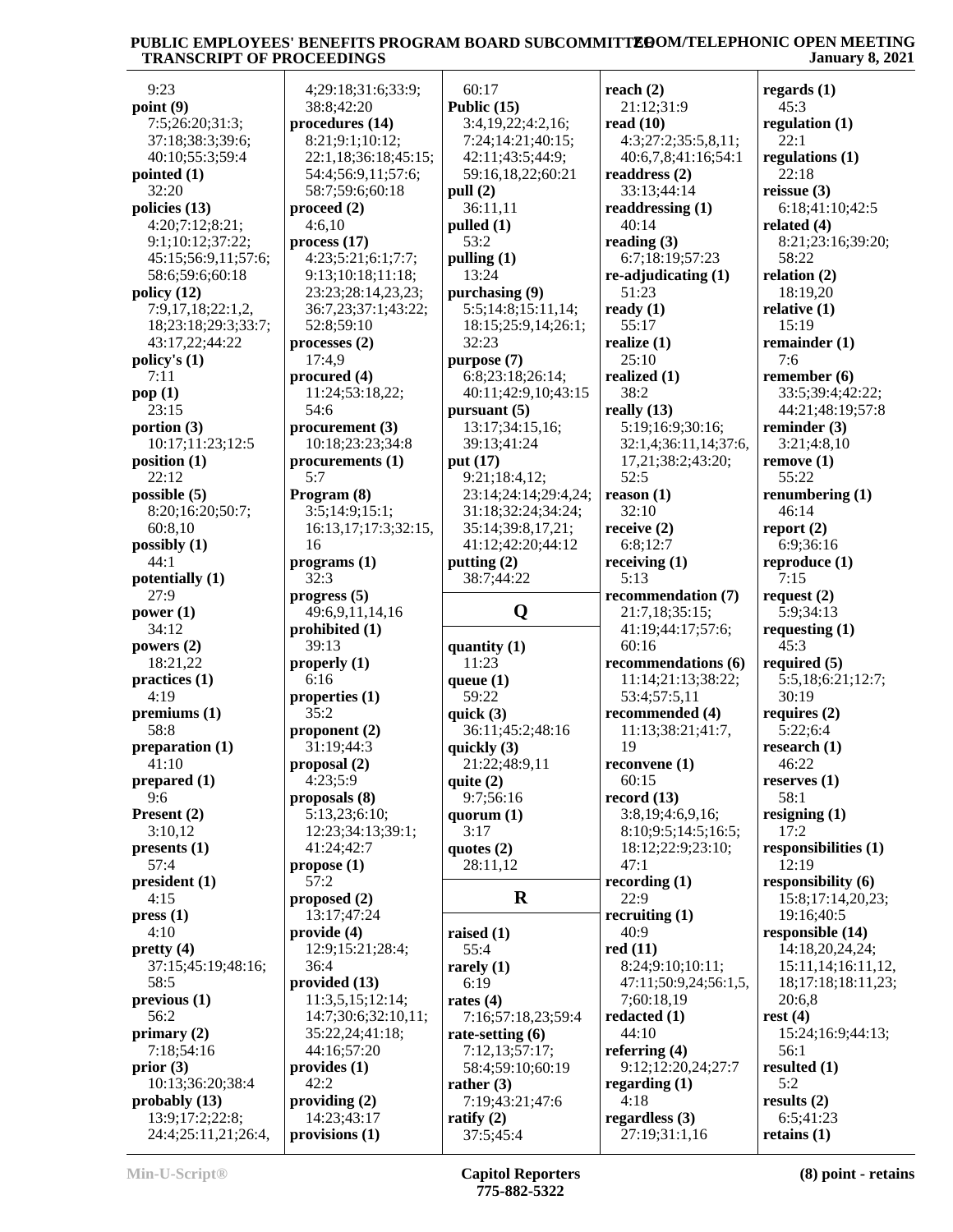9:23
**point (9)**
7:5;26:20;31:3;
37:18;38:3;39:6;
40:10;55:3;59:4
**pointed (1)**
32:20
**policies (13)**
4:20;7:12;8:21;
9:1;10:12;37:22;
45:15;56:9,11;57:6;
58:6;59:6;60:18
**policy (12)**
7:9,17,18;22:1,2,
18;23:18;29:3;33:7;
43:17,22;44:22
**policy's (1)**
7:11
**pop (1)**
23:15
**portion (3)**
10:17;11:23;12:5
**position (1)**
22:12
**possible (5)**
8:20;16:20;50:7;
60:8,10
**possibly (1)**
44:1
**potentially (1)**
27:9
**power (1)**
34:12
**powers (2)**
18:21,22
**practices (1)**
4:19
**premiums (1)**
58:8
**preparation (1)**
41:10
**prepared (1)**
9:6
**Present (2)**
3:10,12
**presents (1)**
57:4
**president (1)**
4:15
**press (1)**
4:10
**pretty (4)**
37:15;45:19;48:16;
58:5
**previous (1)**
56:2
**primary (2)**
7:18;54:16
**prior (3)**
10:13;36:20;38:4
**probably (13)**
13:9;17:2;22:8;
24:4;25:11,21;26:4,
4;29:18;31:6;33:9;
38:8;42:20
**procedures (14)**
8:21;9:1;10:12;
22:1,18;36:18;45:15;
54:4;56:9,11;57:6;
58:7;59:6;60:18
**proceed (2)**
4:6,10
**process (17)**
4:23;5:21;6:1;7:7;
9:13;10:18;11:18;
23:23;28:14,23,23;
36:7,23;37:1;43:22;
52:8;59:10
**processes (2)**
17:4,9
**procured (4)**
11:24;53:18,22;
54:6
**procurement (3)**
10:18;23:23;34:8
**procurements (1)**
5:7
**Program (8)**
3:5;14:9;15:1;
16:13,17;17:3;32:15,
16
**programs (1)**
32:3
**progress (5)**
49:6,9,11,14,16
**prohibited (1)**
39:13
**properly (1)**
6:16
**properties (1)**
35:2
**proponent (2)**
31:19;44:3
**proposal (2)**
4:23;5:9
**proposals (8)**
5:13,23;6:10;
12:23;34:13;39:1;
41:24;42:7
**propose (1)**
57:2
**proposed (2)**
13:17;47:24
**provide (4)**
12:9;15:21;28:4;
36:4
**provided (13)**
11:3,5,15;12:14;
14:7;30:6;32:10,11;
35:22,24;41:18;
44:16;57:20
**provides (1)**
42:2
**providing (2)**
14:23;43:17
**provisions (1)**
60:17
**Public (15)**
3:4,19,22;4:2,16;
7:24;14:21;40:15;
42:11;43:5;44:9;
59:16,18,22;60:21
**pull (2)**
36:11,11
**pulled (1)**
53:2
**pulling (1)**
13:24
**purchasing (9)**
5:5;14:8;15:11,14;
18:15;25:9,14;26:1;
32:23
**purpose (7)**
6:8;23:18;26:14;
40:11;42:9,10;43:15
**pursuant (5)**
13:17;34:15,16;
39:13;41:24
**put (17)**
9:21;18:4,12;
23:14;24:14;29:4,24;
31:18;32:24;34:24;
35:14;39:8,17,21;
41:12;42:20;44:12
**putting (2)**
38:7;44:22

## Q

**quantity (1)**
11:23
**queue (1)**
59:22
**quick (3)**
36:11;45:2;48:16
**quickly (3)**
21:22;48:9,11
**quite (2)**
9:7;56:16
**quorum (1)**
3:17
**quotes (2)**
28:11,12

## R

**raised (1)**
55:4
**rarely (1)**
6:19
**rates (4)**
7:16;57:18,23;59:4
**rate-setting (6)**
7:12,13;57:17;
58:4;59:10;60:19
**rather (3)**
7:19;43:21;47:6
**ratify (2)**
37:5;45:4
**reach (2)**
21:12;31:9
**read (10)**
4:3;27:2;35:5,8,11;
40:6,7,8;41:16;54:1
**readdress (2)**
33:13;44:14
**readdressing (1)**
40:14
**reading (3)**
6:7;18:19;57:23
**re-adjudicating (1)**
51:23
**ready (1)**
55:17
**realize (1)**
25:10
**realized (1)**
38:2
**really (13)**
5:19;16:9;30:16;
32:1,4;36:11,14;37:6,
17,21;38:2;43:20;
52:5
**reason (1)**
32:10
**receive (2)**
6:8;12:7
**receiving (1)**
5:13
**recommendation (7)**
21:7,18;35:15;
41:19;44:17;57:6;
60:16
**recommendations (6)**
11:14;21:13;38:22;
53:4;57:5,11
**recommended (4)**
11:13;38:21;41:7,
19
**reconvene (1)**
60:15
**record (13)**
3:8,19;4:6,9,16;
8:10;9:5;14:5;16:5;
18:12;22:9;23:10;
47:1
**recording (1)**
22:9
**recruiting (1)**
40:9
**red (11)**
8:24;9:10;10:11;
47:11;50:9,24;56:1,5,
7;60:18,19
**redacted (1)**
44:10
**referring (4)**
9:12;12:20,24;27:7
**regarding (1)**
4:18
**regardless (3)**
27:19;31:1,16
**regards (1)**
45:3
**regulation (1)**
22:1
**regulations (1)**
22:18
**reissue (3)**
6:18;41:10;42:5
**related (4)**
8:21;23:16;39:20;
58:22
**relation (2)**
18:19,20
**relative (1)**
15:19
**remainder (1)**
7:6
**remember (6)**
33:5;39:4;42:22;
44:21;48:19;57:8
**reminder (3)**
3:21;4:8,10
**remove (1)**
55:22
**renumbering (1)**
46:14
**report (2)**
6:9;36:16
**reproduce (1)**
7:15
**request (2)**
5:9;34:13
**requesting (1)**
45:3
**required (5)**
5:5,18;6:21;12:7;
30:19
**requires (2)**
5:22;6:4
**research (1)**
46:22
**reserves (1)**
58:1
**resigning (1)**
17:2
**responsibilities (1)**
12:19
**responsibility (6)**
15:8;17:14,20,23;
19:16;40:5
**responsible (14)**
14:18,20,24,24;
15:11,14;16:11,12,
18;17:18;18:11,23;
20:6,8
**rest (4)**
15:24;16:9;44:13;
56:1
**resulted (1)**
5:2
**results (2)**
6:5;41:23
**retains (1)**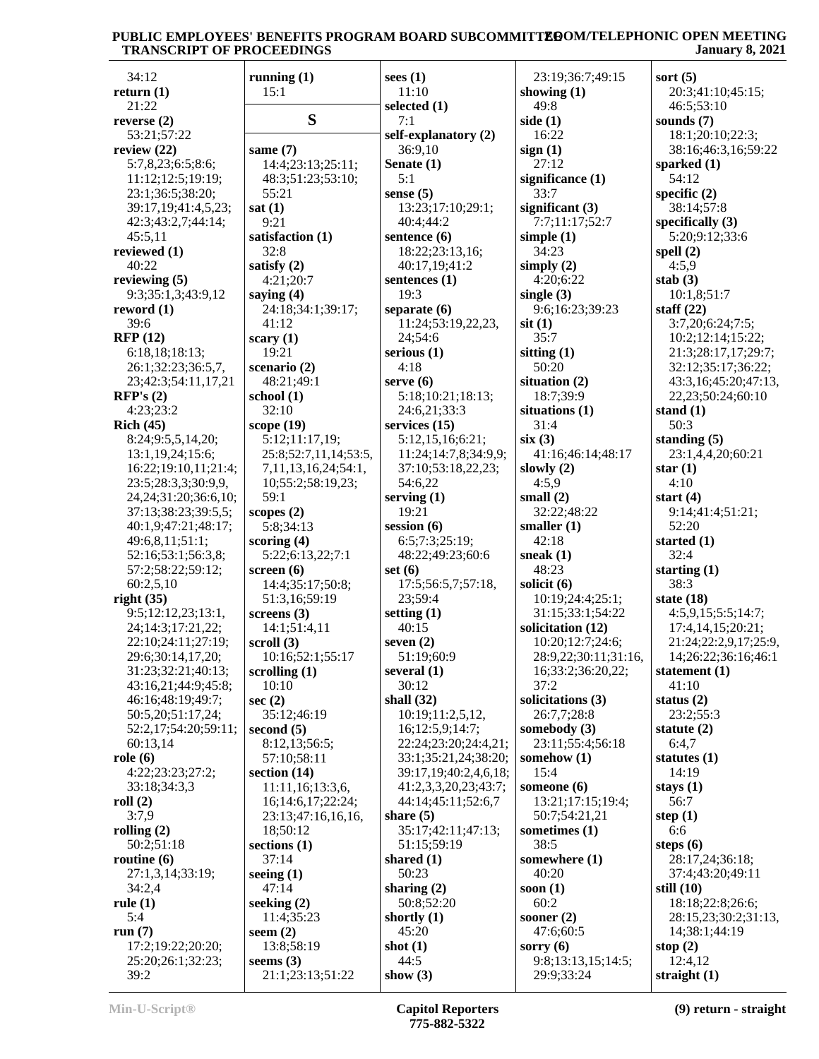34:12
**return (1)**
21:22
**reverse (2)**
53:21;57:22
**review (22)**
5:7,8,23;6:5;8:6;
11:12;12:5;19:19;
23:1;36:5;38:20;
39:17,19;41:4,5,23;
42:3;43:2,7;44:14;
45:5,11
**reviewed (1)**
40:22
**reviewing (5)**
9:3;35:1,3;43:9,12
**reword (1)**
39:6
**RFP (12)**
6:18,18;18:13;
26:1;32:23;36:5,7,
23;42:3;54:11,17,21
**RFP's (2)**
4:23;23:2
**Rich (45)**
8:24;9:5,5,14,20;
13:1,19,24;15:6;
16:22;19:10,11;21:4;
23:5;28:3,3;30:9,9,
24,24;31:20;36:6,10;
37:13;38:23;39:5,5;
40:1,9;47:21;48:17;
49:6,8,11;51:1;
52:16;53:1;56:3,8;
57:2;58:22;59:12;
60:2,5,10
**right (35)**
9:5;12:12,23;13:1,
24;14:3;17:21,22;
22:10;24:11;27:19;
29:6;30:14,17,20;
31:23;32:21;40:13;
43:16,21;44:9;45:8;
46:16;48:19;49:7;
50:5,20;51:17,24;
52:2,17;54:20;59:11;
60:13,14
**role (6)**
4:22;23:23;27:2;
33:18;34:3,3
**roll (2)**
3:7,9
**rolling (2)**
50:2;51:18
**routine (6)**
27:1,3,14;33:19;
34:2,4
**rule (1)**
5:4
**run (7)**
17:2;19:22;20:20;
25:20;26:1;32:23;
39:2
**running (1)**
15:1

## S

**same (7)**
14:4;23:13;25:11;
48:3;51:23;53:10;
55:21
**sat (1)**
9:21
**satisfaction (1)**
32:8
**satisfy (2)**
4:21;20:7
**saying (4)**
24:18;34:1;39:17;
41:12
**scary (1)**
19:21
**scenario (2)**
48:21;49:1
**school (1)**
32:10
**scope (19)**
5:12;11:17,19;
25:8;52:7,11,14;53:5,
7,11,13,16,24;54:1,
10;55:2;58:19,23;
59:1
**scopes (2)**
5:8;34:13
**scoring (4)**
5:22;6:13,22;7:1
**screen (6)**
14:4;35:17;50:8;
51:3,16;59:19
**screens (3)**
14:1;51:4,11
**scroll (3)**
10:16;52:1;55:17
**scrolling (1)**
10:10
**sec (2)**
35:12;46:19
**second (5)**
8:12,13;56:5;
57:10;58:11
**section (14)**
11:11,16;13:3,6,
16;14:6,17;22:24;
23:13;47:16,16,16,
18;50:12
**sections (1)**
37:14
**seeing (1)**
47:14
**seeking (2)**
11:4;35:23
**seem (2)**
13:8;58:19
**seems (3)**
21:1;23:13;51:22
**sees (1)**
11:10
**selected (1)**
7:1
**self-explanatory (2)**
36:9,10
**Senate (1)**
5:1
**sense (5)**
13:23;17:10;29:1;
40:4;44:2
**sentence (6)**
18:22;23:13,16;
40:17,19;41:2
**sentences (1)**
19:3
**separate (6)**
11:24;53:19,22,23,
24;54:6
**serious (1)**
4:18
**serve (6)**
5:18;10:21;18:13;
24:6,21;33:3
**services (15)**
5:12,15,16;6:21;
11:24;14:7,8;34:9,9;
37:10;53:18,22,23;
54:6,22
**serving (1)**
19:21
**session (6)**
6:5;7:3;25:19;
48:22;49:23;60:6
**set (6)**
17:5;56:5,7;57:18,
23;59:4
**setting (1)**
40:15
**seven (2)**
51:19;60:9
**several (1)**
30:12
**shall (32)**
10:19;11:2,5,12,
16;12:5,9;14:7;
22:24;23:20;24:4,21;
33:1;35:21,24;38:20;
39:17,19;40:2,4,6,18;
41:2,3,3,20,23;43:7;
44:14;45:11;52:6,7
**share (5)**
35:17;42:11;47:13;
51:15;59:19
**shared (1)**
50:23
**sharing (2)**
50:8;52:20
**shortly (1)**
45:20
**shot (1)**
44:5
**show (3)**
23:19;36:7;49:15
**showing (1)**
49:8
**side (1)**
16:22
**sign (1)**
27:12
**significance (1)**
33:7
**significant (3)**
7:7;11:17;52:7
**simple (1)**
34:23
**simply (2)**
4:20;6:22
**single (3)**
9:6;16:23;39:23
**sit (1)**
35:7
**sitting (1)**
50:20
**situation (2)**
18:7;39:9
**situations (1)**
31:4
**six (3)**
41:16;46:14;48:17
**slowly (2)**
4:5,9
**small (2)**
32:22;48:22
**smaller (1)**
42:18
**sneak (1)**
48:23
**solicit (6)**
10:19;24:4;25:1;
31:15;33:1;54:22
**solicitation (12)**
10:20;12:7;24:6;
28:9,22;30:11;31:16,
16;33:2;36:20,22;
37:2
**solicitations (3)**
26:7,7;28:8
**somebody (3)**
23:11;55:4;56:18
**somehow (1)**
15:4
**someone (6)**
13:21;17:15;19:4;
50:7;54:21,21
**sometimes (1)**
38:5
**somewhere (1)**
40:20
**soon (1)**
60:2
**sooner (2)**
47:6;60:5
**sorry (6)**
9:8;13:13,15;14:5;
29:9;33:24
**sort (5)**
20:3;41:10;45:15;
46:5;53:10
**sounds (7)**
18:1;20:10;22:3;
38:16;46:3,16;59:22
**sparked (1)**
54:12
**specific (2)**
38:14;57:8
**specifically (3)**
5:20;9:12;33:6
**spell (2)**
4:5,9
**stab (3)**
10:1,8;51:7
**staff (22)**
3:7,20;6:24;7:5;
10:2;12:14;15:22;
21:3;28:17,17;29:7;
32:12;35:17;36:22;
43:3,16;45:20;47:13,
22,23;50:24;60:10
**stand (1)**
50:3
**standing (5)**
23:1,4,4,20;60:21
**star (1)**
4:10
**start (4)**
9:14;41:4;51:21;
52:20
**started (1)**
32:4
**starting (1)**
38:3
**state (18)**
4:5,9,15;5:5;14:7;
17:4,14,15;20:21;
21:24;22:2,9,17;25:9,
14;26:22;36:16;46:1
**statement (1)**
41:10
**status (2)**
23:2;55:3
**statute (2)**
6:4,7
**statutes (1)**
14:19
**stays (1)**
56:7
**step (1)**
6:6
**steps (6)**
28:17,24;36:18;
37:4;43:20;49:11
**still (10)**
18:18;22:8;26:6;
28:15,23;30:2;31:13,
14;38:1;44:19
**stop (2)**
12:4,12
**straight (1)**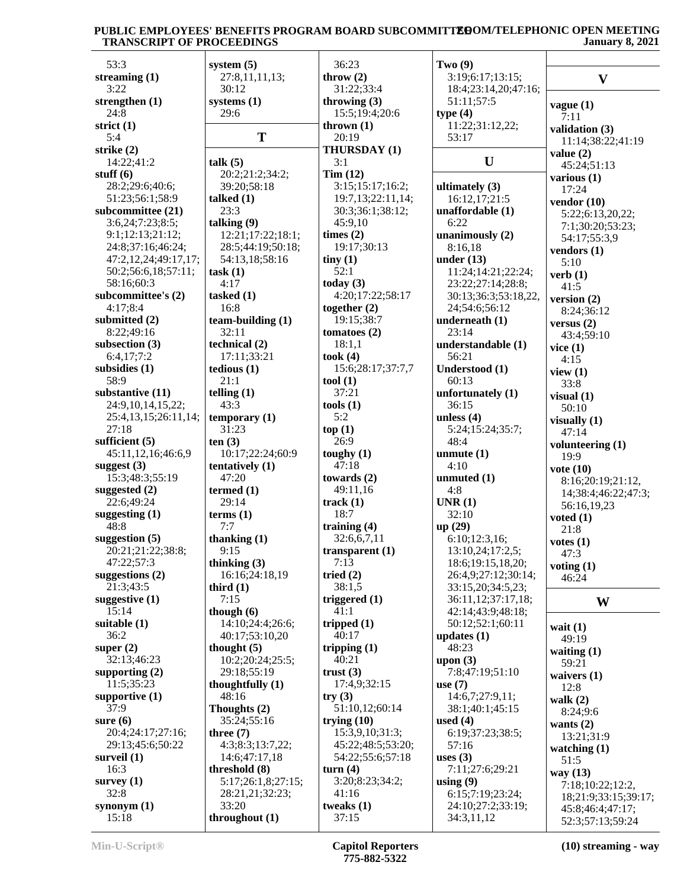53:3
**streaming (1)**
3:22
**strengthen (1)**
24:8
**strict (1)**
5:4
**strike (2)**
14:22;41:2
**stuff (6)**
28:2;29:6;40:6;
51:23;56:1;58:9
**subcommittee (21)**
3:6,24;7:23;8:5;
9:1;12:13;21:12;
24:8;37:16;46:24;
47:2,12,24;49:17,17;
50:2;56:6,18;57:11;
58:16;60:3
**subcommittee's (2)**
4:17;8:4
**submitted (2)**
8:22;49:16
**subsection (3)**
6:4,17;7:2
**subsidies (1)**
58:9
**substantive (11)**
24:9,10,14,15,22;
25:4,13,15;26:11,14;
27:18
**sufficient (5)**
45:11,12,16;46:6,9
**suggest (3)**
15:3;48:3;55:19
**suggested (2)**
22:6;49:24
**suggesting (1)**
48:8
**suggestion (5)**
20:21;21:22;38:8;
47:22;57:3
**suggestions (2)**
21:3;43:5
**suggestive (1)**
15:14
**suitable (1)**
36:2
**super (2)**
32:13;46:23
**supporting (2)**
11:5;35:23
**supportive (1)**
37:9
**sure (6)**
20:4;24:17;27:16;
29:13;45:6;50:22
**surveil (1)**
16:3
**survey (1)**
32:8
**synonym (1)**
15:18
**system (5)**
27:8,11,11,13;
30:12
**systems (1)**
29:6

## T

**talk (5)**
20:2;21:2;34:2;
39:20;58:18
**talked (1)**
23:3
**talking (9)**
12:21;17:22;18:1;
28:5;44:19;50:18;
54:13,18;58:16
**task (1)**
4:17
**tasked (1)**
16:8
**team-building (1)**
32:11
**technical (2)**
17:11;33:21
**tedious (1)**
21:1
**telling (1)**
43:3
**temporary (1)**
31:23
**ten (3)**
10:17;22:24;60:9
**tentatively (1)**
47:20
**termed (1)**
29:14
**terms (1)**
7:7
**thanking (1)**
9:15
**thinking (3)**
16:16;24:18,19
**third (1)**
7:15
**though (6)**
14:10;24:4;26:6;
40:17;53:10,20
**thought (5)**
10:2;20:24;25:5;
29:18;55:19
**thoughtfully (1)**
48:16
**Thoughts (2)**
35:24;55:16
**three (7)**
4:3;8:3;13:7,22;
14:6;47:17,18
**threshold (8)**
5:17;26:1,8;27:15;
28:21,21;32:23;
33:20
**throughout (1)**
36:23
**throw (2)**
31:22;33:4
**throwing (3)**
15:5;19:4;20:6
**thrown (1)**
20:19
**THURSDAY (1)**
3:1
**Tim (12)**
3:15;15:17;16:2;
19:7,13;22:11,14;
30:3;36:1;38:12;
45:9,10
**times (2)**
19:17;30:13
**tiny (1)**
52:1
**today (3)**
4:20;17:22;58:17
**together (2)**
19:15;38:7
**tomatoes (2)**
18:1,1
**took (4)**
15:6;28:17;37:7,7
**tool (1)**
37:21
**tools (1)**
5:2
**top (1)**
26:9
**toughy (1)**
47:18
**towards (2)**
49:11,16
**track (1)**
18:7
**training (4)**
32:6,6,7,11
**transparent (1)**
7:13
**tried (2)**
38:1,5
**triggered (1)**
41:1
**tripped (1)**
40:17
**tripping (1)**
40:21
**trust (3)**
17:4,9;32:15
**try (3)**
51:10,12;60:14
**trying (10)**
15:3,9,10;31:3;
45:22;48:5;53:20;
54:22;55:6;57:18
**turn (4)**
3:20;8:23;34:2;
41:16
**tweaks (1)**
37:15
**Two (9)**
3:19;6:17;13:15;
18:4;23:14,20;47:16;
51:11;57:5
**type (4)**
11:22;31:12,22;
53:17

## U

**ultimately (3)**
16:12,17;21:5
**unaffordable (1)**
6:22
**unanimously (2)**
8:16,18
**under (13)**
11:24;14:21;22:24;
23:22;27:14;28:8;
30:13;36:3;53:18,22,
24;54:6;56:12
**underneath (1)**
23:14
**understandable (1)**
56:21
**Understood (1)**
60:13
**unfortunately (1)**
36:15
**unless (4)**
5:24;15:24;35:7;
48:4
**unmute (1)**
4:10
**unmuted (1)**
4:8
**UNR (1)**
32:10
**up (29)**
6:10;12:3,16;
13:10,24;17:2,5;
18:6;19:15,18,20;
26:4,9;27:12;30:14;
33:15,20;34:5,23;
36:11,12;37:17,18;
42:14;43:9;48:18;
50:12;52:1;60:11
**updates (1)**
48:23
**upon (3)**
7:8;47:19;51:10
**use (7)**
14:6,7;27:9,11;
38:1;40:1;45:15
**used (4)**
6:19;37:23;38:5;
57:16
**uses (3)**
7:11;27:6;29:21
**using (9)**
6:15;7:19;23:24;
24:10;27:2;33:19;
34:3,11,12

## V

**vague (1)**
7:11
**validation (3)**
11:14;38:22;41:19
**value (2)**
45:24;51:13
**various (1)**
17:24
**vendor (10)**
5:22;6:13,20,22;
7:1;30:20;53:23;
54:17;55:3,9
**vendors (1)**
5:10
**verb (1)**
41:5
**version (2)**
8:24;36:12
**versus (2)**
43:4;59:10
**vice (1)**
4:15
**view (1)**
33:8
**visual (1)**
50:10
**visually (1)**
47:14
**volunteering (1)**
19:9
**vote (10)**
8:16;20:19;21:12,
14;38:4;46:22;47:3;
56:16,19,23
**voted (1)**
21:8
**votes (1)**
47:3
**voting (1)**
46:24

## W

**wait (1)**
49:19
**waiting (1)**
59:21
**waivers (1)**
12:8
**walk (2)**
8:24;9:6
**wants (2)**
13:21;31:9
**watching (1)**
51:5
**way (13)**
7:18;10:22;12:2,
18;21:9;33:15;39:17;
45:8;46:4;47:17;
52:3;57:13;59:24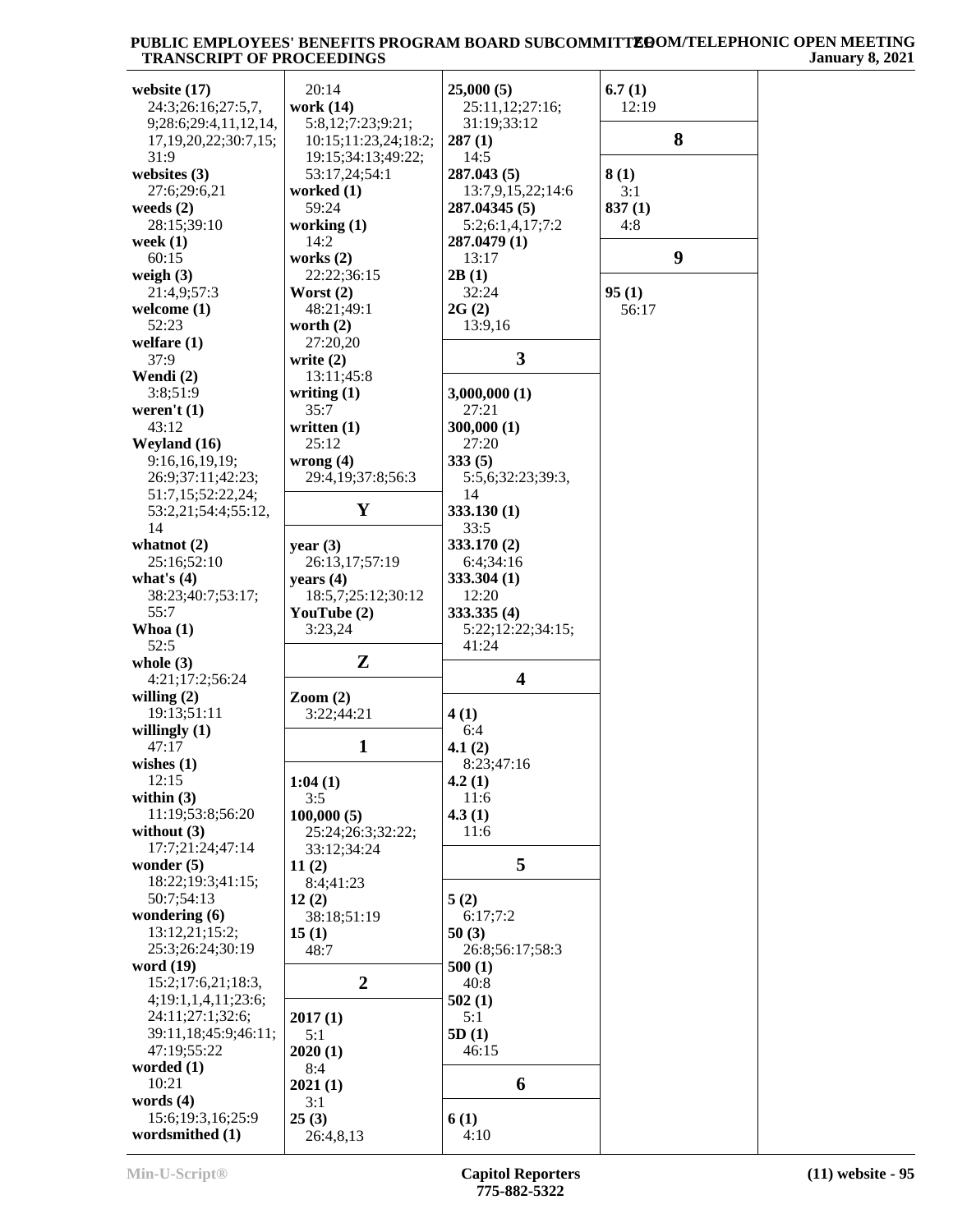**website (17)**
24:3;26:16;27:5,7,9;28:6;29:4,11,12,14,17,19,20,22;30:7,15;31:9
**websites (3)**
27:6;29:6,21
**weeds (2)**
28:15;39:10
**week (1)**
60:15
**weigh (3)**
21:4,9;57:3
**welcome (1)**
52:23
**welfare (1)**
37:9
**Wendi (2)**
3:8;51:9
**weren't (1)**
43:12
**Weyland (16)**
9:16,16,19,19;26:9;37:11;42:23;51:7,15;52:22,24;53:2,21;54:4;55:12,14
**whatnot (2)**
25:16;52:10
**what's (4)**
38:23;40:7;53:17;55:7
**Whoa (1)**
52:5
**whole (3)**
4:21;17:2;56:24
**willing (2)**
19:13;51:11
**willingly (1)**
47:17
**wishes (1)**
12:15
**within (3)**
11:19;53:8;56:20
**without (3)**
17:7;21:24;47:14
**wonder (5)**
18:22;19:3;41:15;50:7;54:13
**wondering (6)**
13:12,21;15:2;25:3;26:24;30:19
**word (19)**
15:2;17:6,21;18:3,4;19:1,1,4,11;23:6;24:11;27:1;32:6;39:11,18;45:9;46:11;47:19;55:22
**worded (1)**
10:21
**words (4)**
15:6;19:3,16;25:9
**wordsmithed (1)**
20:14
**work (14)**
5:8,12;7:23;9:21;10:15;11:23,24;18:2;19:15;34:13;49:22;53:17,24;54:1
**worked (1)**
59:24
**working (1)**
14:2
**works (2)**
22:22;36:15
**Worst (2)**
48:21;49:1
**worth (2)**
27:20,20
**write (2)**
13:11;45:8
**writing (1)**
35:7
**written (1)**
25:12
**wrong (4)**
29:4,19;37:8;56:3

## Y

**year (3)**
26:13,17;57:19
**years (4)**
18:5,7;25:12;30:12
**YouTube (2)**
3:23,24

## Z

**Zoom (2)**
3:22;44:21

## 1

**1:04 (1)**
3:5
**100,000 (5)**
25:24;26:3;32:22;33:12;34:24
**11 (2)**
8:4;41:23
**12 (2)**
38:18;51:19
**15 (1)**
48:7

## 2

**2017 (1)**
5:1
**2020 (1)**
8:4
**2021 (1)**
3:1
**25 (3)**
26:4,8,13
**25,000 (5)**
25:11,12;27:16;31:19;33:12
**287 (1)**
14:5
**287.043 (5)**
13:7,9,15,22;14:6
**287.04345 (5)**
5:2;6:1,4,17;7:2
**287.0479 (1)**
13:17
**2B (1)**
32:24
**2G (2)**
13:9,16

## 3

**3,000,000 (1)**
27:21
**300,000 (1)**
27:20
**333 (5)**
5:5,6;32:23;39:3,14
**333.130 (1)**
33:5
**333.170 (2)**
6:4;34:16
**333.304 (1)**
12:20
**333.335 (4)**
5:22;12:22;34:15;41:24

## 4

**4 (1)**
6:4
**4.1 (2)**
8:23;47:16
**4.2 (1)**
11:6
**4.3 (1)**
11:6

## 5

**5 (2)**
6:17;7:2
**50 (3)**
26:8;56:17;58:3
**500 (1)**
40:8
**502 (1)**
5:1
**5D (1)**
46:15

## 6

**6 (1)**
4:10
**6.7 (1)**
12:19

## 8

**8 (1)**
3:1
**837 (1)**
4:8

## 9

**95 (1)**
56:17